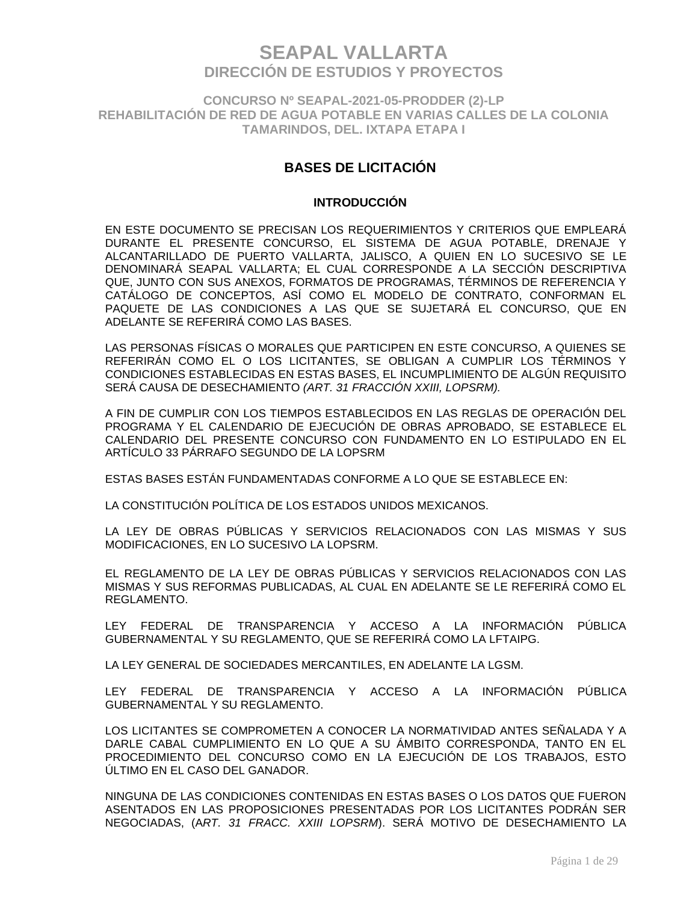# SEAPAL VALLARTA

## DIRECCIÓN DE ESTUDIOS Y PROYECTOS

### CONCURSO Nº SEAPAL-2021-05-PRODDER (2)-LP
### REHABILITACIÓN DE RED DE AGUA POTABLE EN VARIAS CALLES DE LA COLONIA TAMARINDOS, DEL. IXTAPA ETAPA I

## BASES DE LICITACIÓN

### INTRODUCCIÓN

EN ESTE DOCUMENTO SE PRECISAN LOS REQUERIMIENTOS Y CRITERIOS QUE EMPLEARÁ DURANTE EL PRESENTE CONCURSO, EL SISTEMA DE AGUA POTABLE, DRENAJE Y ALCANTARILLADO DE PUERTO VALLARTA, JALISCO, A QUIEN EN LO SUCESIVO SE LE DENOMINARÁ SEAPAL VALLARTA; EL CUAL CORRESPONDE A LA SECCIÓN DESCRIPTIVA QUE, JUNTO CON SUS ANEXOS, FORMATOS DE PROGRAMAS, TÉRMINOS DE REFERENCIA Y CATÁLOGO DE CONCEPTOS, ASÍ COMO EL MODELO DE CONTRATO, CONFORMAN EL PAQUETE DE LAS CONDICIONES A LAS QUE SE SUJETARÁ EL CONCURSO, QUE EN ADELANTE SE REFERIRÁ COMO LAS BASES.

LAS PERSONAS FÍSICAS O MORALES QUE PARTICIPEN EN ESTE CONCURSO, A QUIENES SE REFERIRÁN COMO EL O LOS LICITANTES, SE OBLIGAN A CUMPLIR LOS TÉRMINOS Y CONDICIONES ESTABLECIDAS EN ESTAS BASES, EL INCUMPLIMIENTO DE ALGÚN REQUISITO SERÁ CAUSA DE DESECHAMIENTO *(ART. 31 FRACCIÓN XXIII, LOPSRM).*

A FIN DE CUMPLIR CON LOS TIEMPOS ESTABLECIDOS EN LAS REGLAS DE OPERACIÓN DEL PROGRAMA Y EL CALENDARIO DE EJECUCIÓN DE OBRAS APROBADO, SE ESTABLECE EL CALENDARIO DEL PRESENTE CONCURSO CON FUNDAMENTO EN LO ESTIPULADO EN EL ARTÍCULO 33 PÁRRAFO SEGUNDO DE LA LOPSRM

ESTAS BASES ESTÁN FUNDAMENTADAS CONFORME A LO QUE SE ESTABLECE EN:

LA CONSTITUCIÓN POLÍTICA DE LOS ESTADOS UNIDOS MEXICANOS.

LA LEY DE OBRAS PÚBLICAS Y SERVICIOS RELACIONADOS CON LAS MISMAS Y SUS MODIFICACIONES, EN LO SUCESIVO LA LOPSRM.

EL REGLAMENTO DE LA LEY DE OBRAS PÚBLICAS Y SERVICIOS RELACIONADOS CON LAS MISMAS Y SUS REFORMAS PUBLICADAS, AL CUAL EN ADELANTE SE LE REFERIRÁ COMO EL REGLAMENTO.

LEY FEDERAL DE TRANSPARENCIA Y ACCESO A LA INFORMACIÓN PÚBLICA GUBERNAMENTAL Y SU REGLAMENTO, QUE SE REFERIRÁ COMO LA LFTAIPG.

LA LEY GENERAL DE SOCIEDADES MERCANTILES, EN ADELANTE LA LGSM.

LEY FEDERAL DE TRANSPARENCIA Y ACCESO A LA INFORMACIÓN PÚBLICA GUBERNAMENTAL Y SU REGLAMENTO.

LOS LICITANTES SE COMPROMETEN A CONOCER LA NORMATIVIDAD ANTES SEÑALADA Y A DARLE CABAL CUMPLIMIENTO EN LO QUE A SU ÁMBITO CORRESPONDA, TANTO EN EL PROCEDIMIENTO DEL CONCURSO COMO EN LA EJECUCIÓN DE LOS TRABAJOS, ESTO ÚLTIMO EN EL CASO DEL GANADOR.

NINGUNA DE LAS CONDICIONES CONTENIDAS EN ESTAS BASES O LOS DATOS QUE FUERON ASENTADOS EN LAS PROPOSICIONES PRESENTADAS POR LOS LICITANTES PODRÁN SER NEGOCIADAS, (*ART. 31 FRACC. XXIII LOPSRM*). SERÁ MOTIVO DE DESECHAMIENTO LA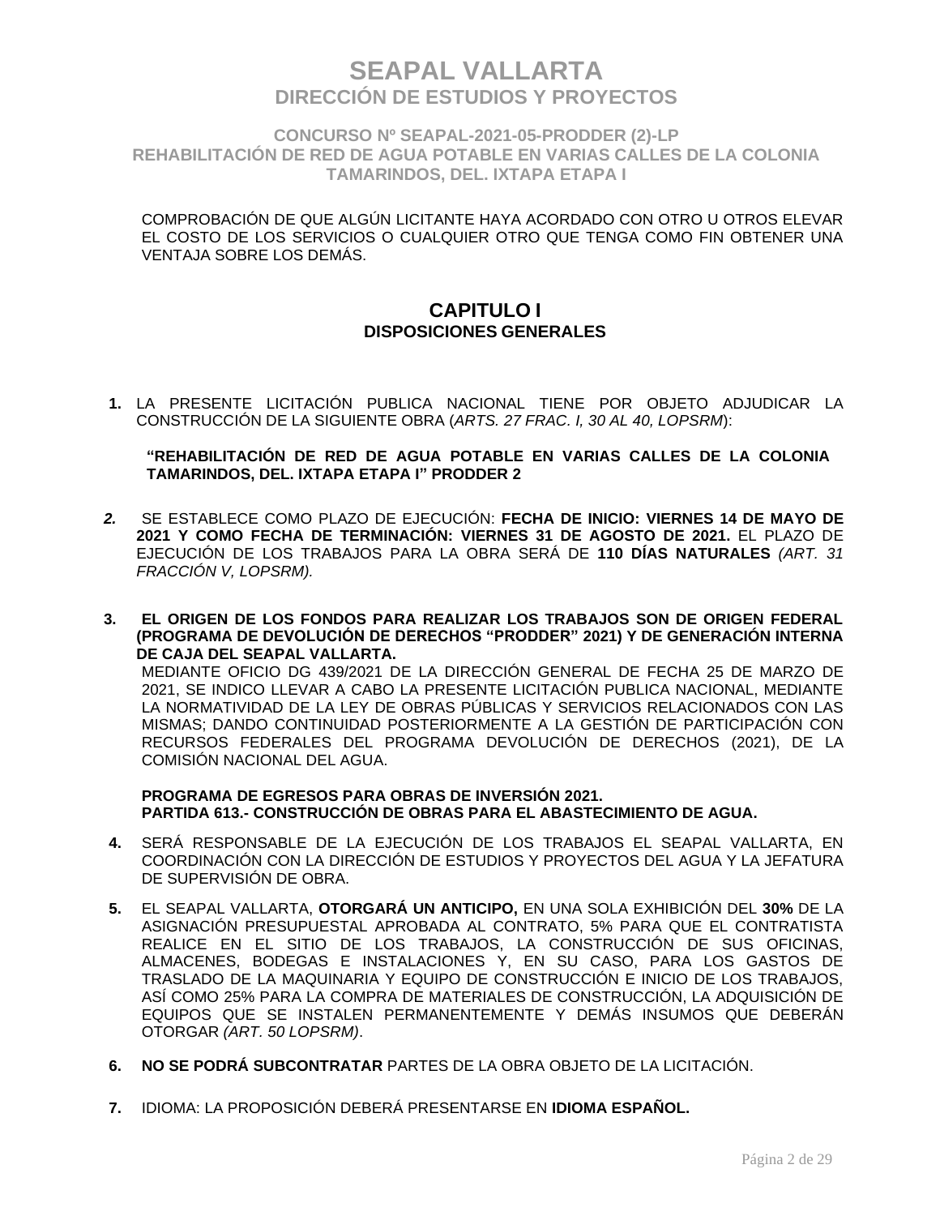COMPROBACIÓN DE QUE ALGÚN LICITANTE HAYA ACORDADO CON OTRO U OTROS ELEVAR EL COSTO DE LOS SERVICIOS O CUALQUIER OTRO QUE TENGA COMO FIN OBTENER UNA VENTAJA SOBRE LOS DEMÁS.

## CAPITULO I
### DISPOSICIONES GENERALES

**1.** LA PRESENTE LICITACIÓN PUBLICA NACIONAL TIENE POR OBJETO ADJUDICAR LA CONSTRUCCIÓN DE LA SIGUIENTE OBRA (*ARTS. 27 FRAC. I, 30 AL 40, LOPSRM*):

**"REHABILITACIÓN DE RED DE AGUA POTABLE EN VARIAS CALLES DE LA COLONIA TAMARINDOS, DEL. IXTAPA ETAPA I" PRODDER 2**

***2.*** SE ESTABLECE COMO PLAZO DE EJECUCIÓN: **FECHA DE INICIO: VIERNES 14 DE MAYO DE 2021 Y COMO FECHA DE TERMINACIÓN: VIERNES 31 DE AGOSTO DE 2021.** EL PLAZO DE EJECUCIÓN DE LOS TRABAJOS PARA LA OBRA SERÁ DE **110 DÍAS NATURALES** *(ART. 31 FRACCIÓN V, LOPSRM).*

**3. EL ORIGEN DE LOS FONDOS PARA REALIZAR LOS TRABAJOS SON DE ORIGEN FEDERAL (PROGRAMA DE DEVOLUCIÓN DE DERECHOS "PRODDER" 2021) Y DE GENERACIÓN INTERNA DE CAJA DEL SEAPAL VALLARTA.**
MEDIANTE OFICIO DG 439/2021 DE LA DIRECCIÓN GENERAL DE FECHA 25 DE MARZO DE 2021, SE INDICO LLEVAR A CABO LA PRESENTE LICITACIÓN PUBLICA NACIONAL, MEDIANTE LA NORMATIVIDAD DE LA LEY DE OBRAS PÚBLICAS Y SERVICIOS RELACIONADOS CON LAS MISMAS; DANDO CONTINUIDAD POSTERIORMENTE A LA GESTIÓN DE PARTICIPACIÓN CON RECURSOS FEDERALES DEL PROGRAMA DEVOLUCIÓN DE DERECHOS (2021), DE LA COMISIÓN NACIONAL DEL AGUA.

**PROGRAMA DE EGRESOS PARA OBRAS DE INVERSIÓN 2021.**
**PARTIDA 613.- CONSTRUCCIÓN DE OBRAS PARA EL ABASTECIMIENTO DE AGUA.**

**4.** SERÁ RESPONSABLE DE LA EJECUCIÓN DE LOS TRABAJOS EL SEAPAL VALLARTA, EN COORDINACIÓN CON LA DIRECCIÓN DE ESTUDIOS Y PROYECTOS DEL AGUA Y LA JEFATURA DE SUPERVISIÓN DE OBRA.

**5.** EL SEAPAL VALLARTA, **OTORGARÁ UN ANTICIPO,** EN UNA SOLA EXHIBICIÓN DEL **30%** DE LA ASIGNACIÓN PRESUPUESTAL APROBADA AL CONTRATO, 5% PARA QUE EL CONTRATISTA REALICE EN EL SITIO DE LOS TRABAJOS, LA CONSTRUCCIÓN DE SUS OFICINAS, ALMACENES, BODEGAS E INSTALACIONES Y, EN SU CASO, PARA LOS GASTOS DE TRASLADO DE LA MAQUINARIA Y EQUIPO DE CONSTRUCCIÓN E INICIO DE LOS TRABAJOS, ASÍ COMO 25% PARA LA COMPRA DE MATERIALES DE CONSTRUCCIÓN, LA ADQUISICIÓN DE EQUIPOS QUE SE INSTALEN PERMANENTEMENTE Y DEMÁS INSUMOS QUE DEBERÁN OTORGAR *(ART. 50 LOPSRM)*.

**6. NO SE PODRÁ SUBCONTRATAR** PARTES DE LA OBRA OBJETO DE LA LICITACIÓN.

**7.** IDIOMA: LA PROPOSICIÓN DEBERÁ PRESENTARSE EN **IDIOMA ESPAÑOL.**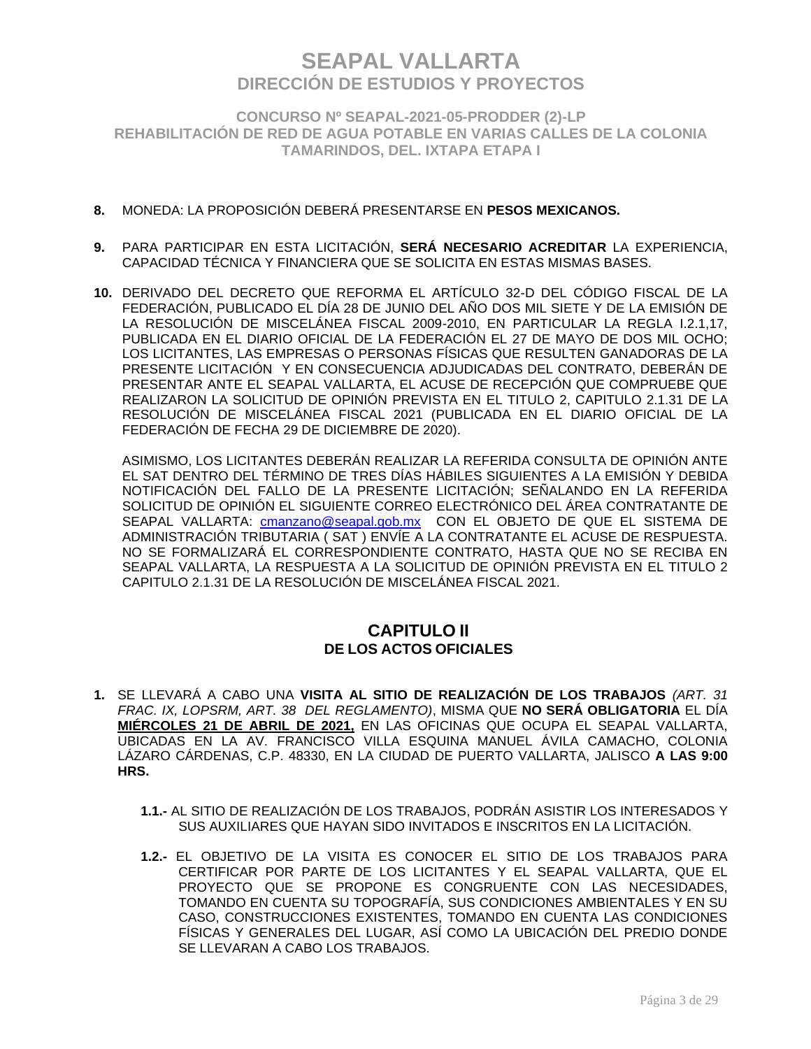8. MONEDA: LA PROPOSICIÓN DEBERÁ PRESENTARSE EN **PESOS MEXICANOS.**

9. PARA PARTICIPAR EN ESTA LICITACIÓN, **SERÁ NECESARIO ACREDITAR** LA EXPERIENCIA, CAPACIDAD TÉCNICA Y FINANCIERA QUE SE SOLICITA EN ESTAS MISMAS BASES.

10. DERIVADO DEL DECRETO QUE REFORMA EL ARTÍCULO 32-D DEL CÓDIGO FISCAL DE LA FEDERACIÓN, PUBLICADO EL DÍA 28 DE JUNIO DEL AÑO DOS MIL SIETE Y DE LA EMISIÓN DE LA RESOLUCIÓN DE MISCELÁNEA FISCAL 2009-2010, EN PARTICULAR LA REGLA I.2.1,17, PUBLICADA EN EL DIARIO OFICIAL DE LA FEDERACIÓN EL 27 DE MAYO DE DOS MIL OCHO; LOS LICITANTES, LAS EMPRESAS O PERSONAS FÍSICAS QUE RESULTEN GANADORAS DE LA PRESENTE LICITACIÓN Y EN CONSECUENCIA ADJUDICADAS DEL CONTRATO, DEBERÁN DE PRESENTAR ANTE EL SEAPAL VALLARTA, EL ACUSE DE RECEPCIÓN QUE COMPRUEBE QUE REALIZARON LA SOLICITUD DE OPINIÓN PREVISTA EN EL TITULO 2, CAPITULO 2.1.31 DE LA RESOLUCIÓN DE MISCELÁNEA FISCAL 2021 (PUBLICADA EN EL DIARIO OFICIAL DE LA FEDERACIÓN DE FECHA 29 DE DICIEMBRE DE 2020).

    ASIMISMO, LOS LICITANTES DEBERÁN REALIZAR LA REFERIDA CONSULTA DE OPINIÓN ANTE EL SAT DENTRO DEL TÉRMINO DE TRES DÍAS HÁBILES SIGUIENTES A LA EMISIÓN Y DEBIDA NOTIFICACIÓN DEL FALLO DE LA PRESENTE LICITACIÓN; SEÑALANDO EN LA REFERIDA SOLICITUD DE OPINIÓN EL SIGUIENTE CORREO ELECTRÓNICO DEL ÁREA CONTRATANTE DE SEAPAL VALLARTA: cmanzano@seapal.gob.mx CON EL OBJETO DE QUE EL SISTEMA DE ADMINISTRACIÓN TRIBUTARIA ( SAT ) ENVÍE A LA CONTRATANTE EL ACUSE DE RESPUESTA. NO SE FORMALIZARÁ EL CORRESPONDIENTE CONTRATO, HASTA QUE NO SE RECIBA EN SEAPAL VALLARTA, LA RESPUESTA A LA SOLICITUD DE OPINIÓN PREVISTA EN EL TITULO 2 CAPITULO 2.1.31 DE LA RESOLUCIÓN DE MISCELÁNEA FISCAL 2021.

## CAPITULO II
### DE LOS ACTOS OFICIALES

1. SE LLEVARÁ A CABO UNA **VISITA AL SITIO DE REALIZACIÓN DE LOS TRABAJOS** *(ART. 31 FRAC. IX, LOPSRM, ART. 38 DEL REGLAMENTO)*, MISMA QUE **NO SERÁ OBLIGATORIA** EL DÍA **MIÉRCOLES 21 DE ABRIL DE 2021,** EN LAS OFICINAS QUE OCUPA EL SEAPAL VALLARTA, UBICADAS EN LA AV. FRANCISCO VILLA ESQUINA MANUEL ÁVILA CAMACHO, COLONIA LÁZARO CÁRDENAS, C.P. 48330, EN LA CIUDAD DE PUERTO VALLARTA, JALISCO **A LAS 9:00 HRS.**

    **1.1.-** AL SITIO DE REALIZACIÓN DE LOS TRABAJOS, PODRÁN ASISTIR LOS INTERESADOS Y SUS AUXILIARES QUE HAYAN SIDO INVITADOS E INSCRITOS EN LA LICITACIÓN.

    **1.2.-** EL OBJETIVO DE LA VISITA ES CONOCER EL SITIO DE LOS TRABAJOS PARA CERTIFICAR POR PARTE DE LOS LICITANTES Y EL SEAPAL VALLARTA, QUE EL PROYECTO QUE SE PROPONE ES CONGRUENTE CON LAS NECESIDADES, TOMANDO EN CUENTA SU TOPOGRAFÍA, SUS CONDICIONES AMBIENTALES Y EN SU CASO, CONSTRUCCIONES EXISTENTES, TOMANDO EN CUENTA LAS CONDICIONES FÍSICAS Y GENERALES DEL LUGAR, ASÍ COMO LA UBICACIÓN DEL PREDIO DONDE SE LLEVARAN A CABO LOS TRABAJOS.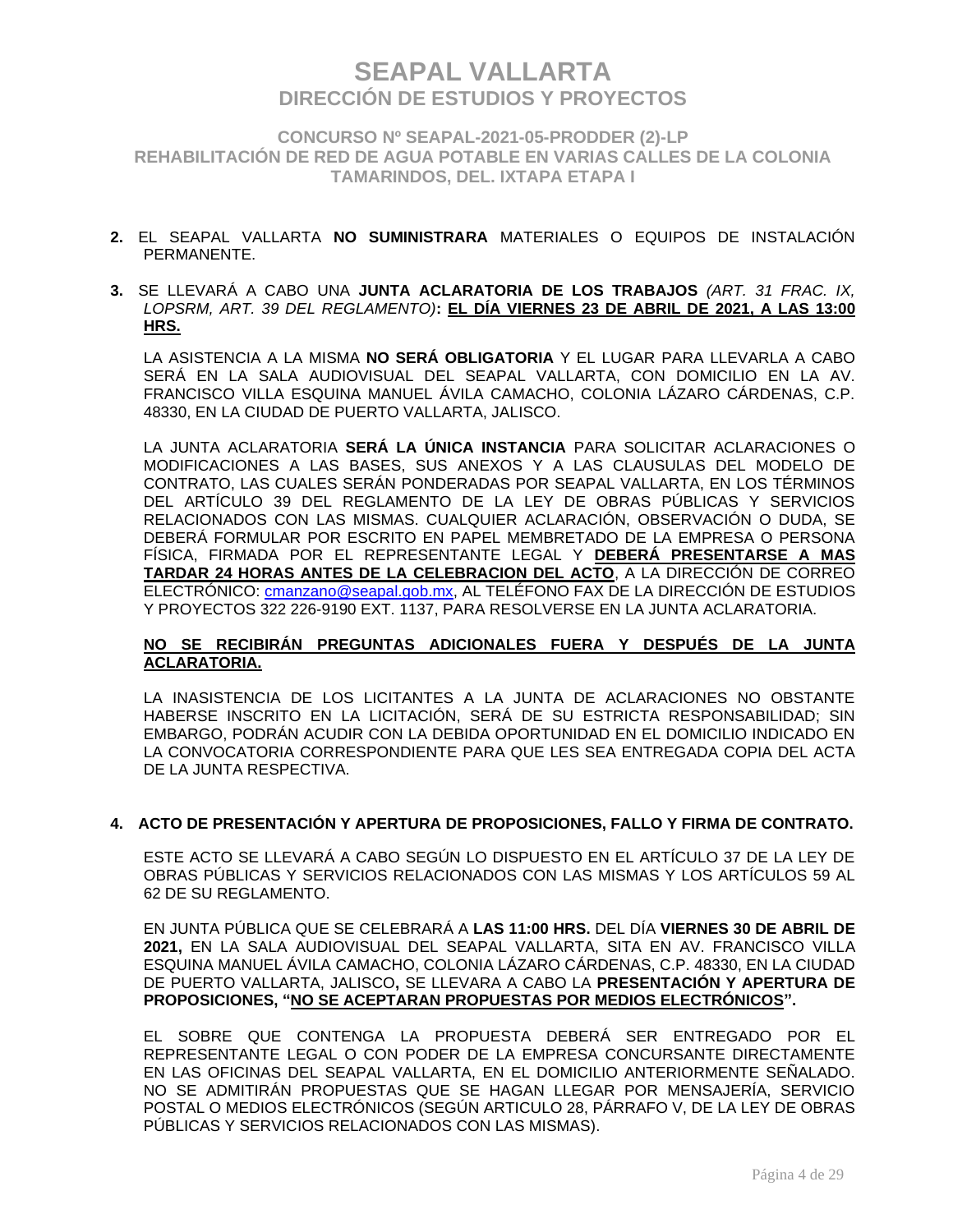2. EL SEAPAL VALLARTA **NO SUMINISTRARA** MATERIALES O EQUIPOS DE INSTALACIÓN PERMANENTE.

3. SE LLEVARÁ A CABO UNA **JUNTA ACLARATORIA DE LOS TRABAJOS** *(ART. 31 FRAC. IX, LOPSRM, ART. 39 DEL REGLAMENTO)*: **EL DÍA VIERNES 23 DE ABRIL DE 2021, A LAS 13:00 HRS.**

   LA ASISTENCIA A LA MISMA **NO SERÁ OBLIGATORIA** Y EL LUGAR PARA LLEVARLA A CABO SERÁ EN LA SALA AUDIOVISUAL DEL SEAPAL VALLARTA, CON DOMICILIO EN LA AV. FRANCISCO VILLA ESQUINA MANUEL ÁVILA CAMACHO, COLONIA LÁZARO CÁRDENAS, C.P. 48330, EN LA CIUDAD DE PUERTO VALLARTA, JALISCO.

   LA JUNTA ACLARATORIA **SERÁ LA ÚNICA INSTANCIA** PARA SOLICITAR ACLARACIONES O MODIFICACIONES A LAS BASES, SUS ANEXOS Y A LAS CLAUSULAS DEL MODELO DE CONTRATO, LAS CUALES SERÁN PONDERADAS POR SEAPAL VALLARTA, EN LOS TÉRMINOS DEL ARTÍCULO 39 DEL REGLAMENTO DE LA LEY DE OBRAS PÚBLICAS Y SERVICIOS RELACIONADOS CON LAS MISMAS. CUALQUIER ACLARACIÓN, OBSERVACIÓN O DUDA, SE DEBERÁ FORMULAR POR ESCRITO EN PAPEL MEMBRETADO DE LA EMPRESA O PERSONA FÍSICA, FIRMADA POR EL REPRESENTANTE LEGAL Y **DEBERÁ PRESENTARSE A MAS TARDAR 24 HORAS ANTES DE LA CELEBRACION DEL ACTO**, A LA DIRECCIÓN DE CORREO ELECTRÓNICO: cmanzano@seapal.gob.mx, AL TELÉFONO FAX DE LA DIRECCIÓN DE ESTUDIOS Y PROYECTOS 322 226-9190 EXT. 1137, PARA RESOLVERSE EN LA JUNTA ACLARATORIA.

   **NO SE RECIBIRÁN PREGUNTAS ADICIONALES FUERA Y DESPUÉS DE LA JUNTA ACLARATORIA.**

   LA INASISTENCIA DE LOS LICITANTES A LA JUNTA DE ACLARACIONES NO OBSTANTE HABERSE INSCRITO EN LA LICITACIÓN, SERÁ DE SU ESTRICTA RESPONSABILIDAD; SIN EMBARGO, PODRÁN ACUDIR CON LA DEBIDA OPORTUNIDAD EN EL DOMICILIO INDICADO EN LA CONVOCATORIA CORRESPONDIENTE PARA QUE LES SEA ENTREGADA COPIA DEL ACTA DE LA JUNTA RESPECTIVA.

4. **ACTO DE PRESENTACIÓN Y APERTURA DE PROPOSICIONES, FALLO Y FIRMA DE CONTRATO.**

   ESTE ACTO SE LLEVARÁ A CABO SEGÚN LO DISPUESTO EN EL ARTÍCULO 37 DE LA LEY DE OBRAS PÚBLICAS Y SERVICIOS RELACIONADOS CON LAS MISMAS Y LOS ARTÍCULOS 59 AL 62 DE SU REGLAMENTO.

   EN JUNTA PÚBLICA QUE SE CELEBRARÁ A **LAS 11:00 HRS.** DEL DÍA **VIERNES 30 DE ABRIL DE 2021,** EN LA SALA AUDIOVISUAL DEL SEAPAL VALLARTA, SITA EN AV. FRANCISCO VILLA ESQUINA MANUEL ÁVILA CAMACHO, COLONIA LÁZARO CÁRDENAS, C.P. 48330, EN LA CIUDAD DE PUERTO VALLARTA, JALISCO**,** SE LLEVARA A CABO LA **PRESENTACIÓN Y APERTURA DE PROPOSICIONES, "NO SE ACEPTARAN PROPUESTAS POR MEDIOS ELECTRÓNICOS".**

   EL SOBRE QUE CONTENGA LA PROPUESTA DEBERÁ SER ENTREGADO POR EL REPRESENTANTE LEGAL O CON PODER DE LA EMPRESA CONCURSANTE DIRECTAMENTE EN LAS OFICINAS DEL SEAPAL VALLARTA, EN EL DOMICILIO ANTERIORMENTE SEÑALADO. NO SE ADMITIRÁN PROPUESTAS QUE SE HAGAN LLEGAR POR MENSAJERÍA, SERVICIO POSTAL O MEDIOS ELECTRÓNICOS (SEGÚN ARTICULO 28, PÁRRAFO V, DE LA LEY DE OBRAS PÚBLICAS Y SERVICIOS RELACIONADOS CON LAS MISMAS).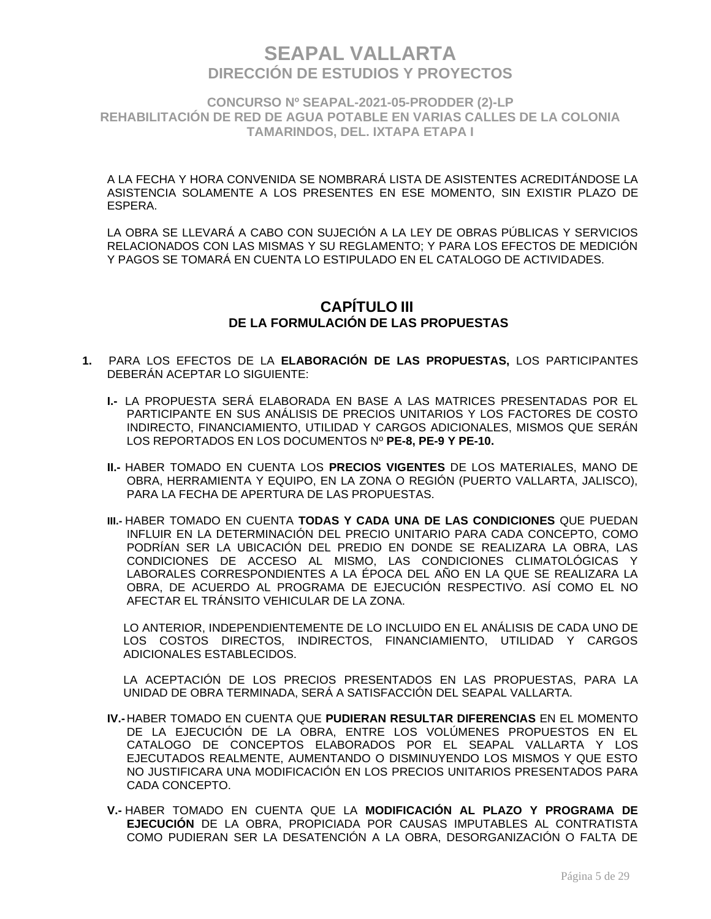A LA FECHA Y HORA CONVENIDA SE NOMBRARÁ LISTA DE ASISTENTES ACREDITÁNDOSE LA ASISTENCIA SOLAMENTE A LOS PRESENTES EN ESE MOMENTO, SIN EXISTIR PLAZO DE ESPERA.

LA OBRA SE LLEVARÁ A CABO CON SUJECIÓN A LA LEY DE OBRAS PÚBLICAS Y SERVICIOS RELACIONADOS CON LAS MISMAS Y SU REGLAMENTO; Y PARA LOS EFECTOS DE MEDICIÓN Y PAGOS SE TOMARÁ EN CUENTA LO ESTIPULADO EN EL CATALOGO DE ACTIVIDADES.

## CAPÍTULO III
## DE LA FORMULACIÓN DE LAS PROPUESTAS

**1.** PARA LOS EFECTOS DE LA **ELABORACIÓN DE LAS PROPUESTAS,** LOS PARTICIPANTES DEBERÁN ACEPTAR LO SIGUIENTE:

**I.-** LA PROPUESTA SERÁ ELABORADA EN BASE A LAS MATRICES PRESENTADAS POR EL PARTICIPANTE EN SUS ANÁLISIS DE PRECIOS UNITARIOS Y LOS FACTORES DE COSTO INDIRECTO, FINANCIAMIENTO, UTILIDAD Y CARGOS ADICIONALES, MISMOS QUE SERÁN LOS REPORTADOS EN LOS DOCUMENTOS Nº **PE-8, PE-9 Y PE-10.**

**II.-** HABER TOMADO EN CUENTA LOS **PRECIOS VIGENTES** DE LOS MATERIALES, MANO DE OBRA, HERRAMIENTA Y EQUIPO, EN LA ZONA O REGIÓN (PUERTO VALLARTA, JALISCO), PARA LA FECHA DE APERTURA DE LAS PROPUESTAS.

**III.-** HABER TOMADO EN CUENTA **TODAS Y CADA UNA DE LAS CONDICIONES** QUE PUEDAN INFLUIR EN LA DETERMINACIÓN DEL PRECIO UNITARIO PARA CADA CONCEPTO, COMO PODRÍAN SER LA UBICACIÓN DEL PREDIO EN DONDE SE REALIZARA LA OBRA, LAS CONDICIONES DE ACCESO AL MISMO, LAS CONDICIONES CLIMATOLÓGICAS Y LABORALES CORRESPONDIENTES A LA ÉPOCA DEL AÑO EN LA QUE SE REALIZARA LA OBRA, DE ACUERDO AL PROGRAMA DE EJECUCIÓN RESPECTIVO. ASÍ COMO EL NO AFECTAR EL TRÁNSITO VEHICULAR DE LA ZONA.

LO ANTERIOR, INDEPENDIENTEMENTE DE LO INCLUIDO EN EL ANÁLISIS DE CADA UNO DE LOS COSTOS DIRECTOS, INDIRECTOS, FINANCIAMIENTO, UTILIDAD Y CARGOS ADICIONALES ESTABLECIDOS.

LA ACEPTACIÓN DE LOS PRECIOS PRESENTADOS EN LAS PROPUESTAS, PARA LA UNIDAD DE OBRA TERMINADA, SERÁ A SATISFACCIÓN DEL SEAPAL VALLARTA.

**IV.-** HABER TOMADO EN CUENTA QUE **PUDIERAN RESULTAR DIFERENCIAS** EN EL MOMENTO DE LA EJECUCIÓN DE LA OBRA, ENTRE LOS VOLÚMENES PROPUESTOS EN EL CATALOGO DE CONCEPTOS ELABORADOS POR EL SEAPAL VALLARTA Y LOS EJECUTADOS REALMENTE, AUMENTANDO O DISMINUYENDO LOS MISMOS Y QUE ESTO NO JUSTIFICARA UNA MODIFICACIÓN EN LOS PRECIOS UNITARIOS PRESENTADOS PARA CADA CONCEPTO.

**V.-** HABER TOMADO EN CUENTA QUE LA **MODIFICACIÓN AL PLAZO Y PROGRAMA DE EJECUCIÓN** DE LA OBRA, PROPICIADA POR CAUSAS IMPUTABLES AL CONTRATISTA COMO PUDIERAN SER LA DESATENCIÓN A LA OBRA, DESORGANIZACIÓN O FALTA DE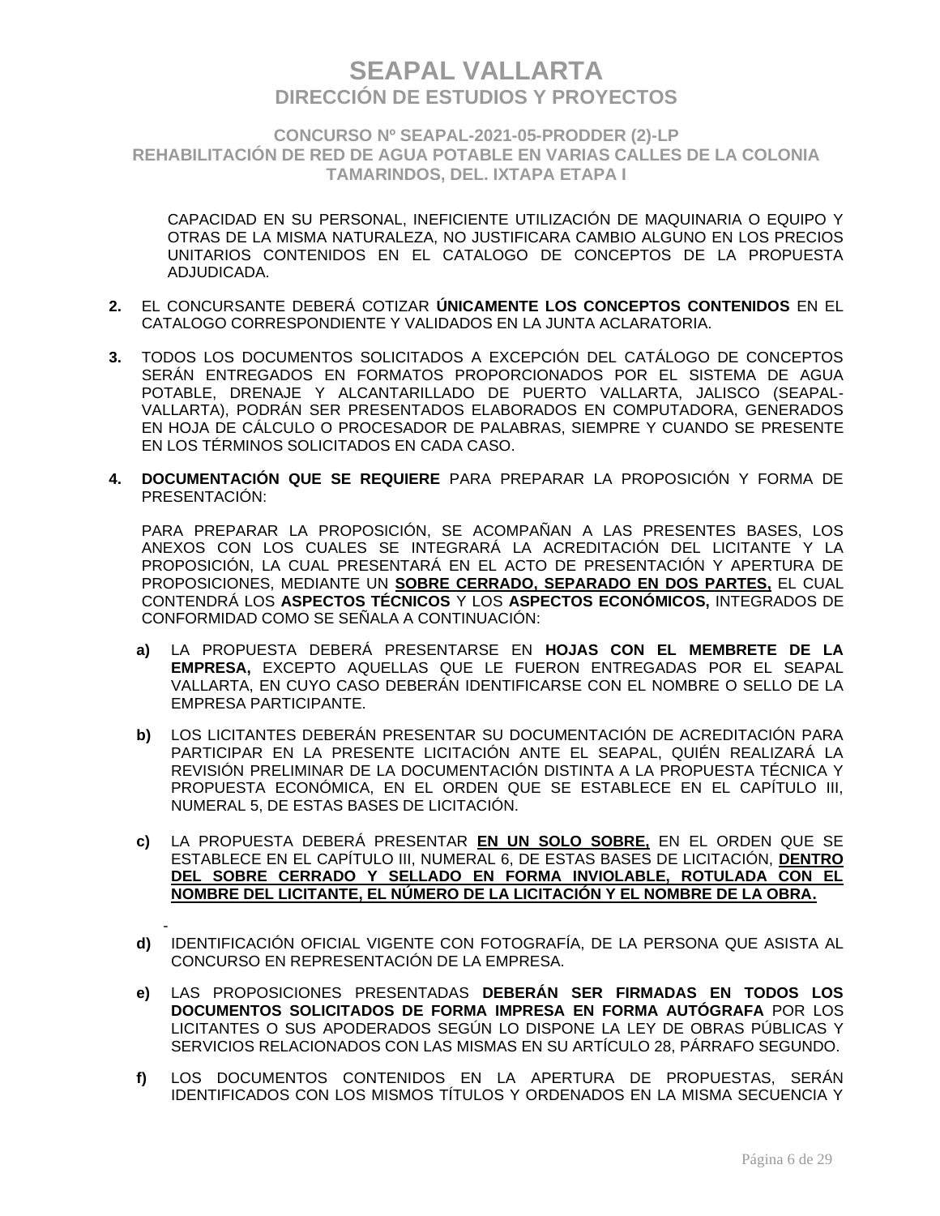CAPACIDAD EN SU PERSONAL, INEFICIENTE UTILIZACIÓN DE MAQUINARIA O EQUIPO Y OTRAS DE LA MISMA NATURALEZA, NO JUSTIFICARA CAMBIO ALGUNO EN LOS PRECIOS UNITARIOS CONTENIDOS EN EL CATALOGO DE CONCEPTOS DE LA PROPUESTA ADJUDICADA.

2. EL CONCURSANTE DEBERÁ COTIZAR **ÚNICAMENTE LOS CONCEPTOS CONTENIDOS** EN EL CATALOGO CORRESPONDIENTE Y VALIDADOS EN LA JUNTA ACLARATORIA.

3. TODOS LOS DOCUMENTOS SOLICITADOS A EXCEPCIÓN DEL CATÁLOGO DE CONCEPTOS SERÁN ENTREGADOS EN FORMATOS PROPORCIONADOS POR EL SISTEMA DE AGUA POTABLE, DRENAJE Y ALCANTARILLADO DE PUERTO VALLARTA, JALISCO (SEAPAL-VALLARTA), PODRÁN SER PRESENTADOS ELABORADOS EN COMPUTADORA, GENERADOS EN HOJA DE CÁLCULO O PROCESADOR DE PALABRAS, SIEMPRE Y CUANDO SE PRESENTE EN LOS TÉRMINOS SOLICITADOS EN CADA CASO.

4. **DOCUMENTACIÓN QUE SE REQUIERE** PARA PREPARAR LA PROPOSICIÓN Y FORMA DE PRESENTACIÓN:

   PARA PREPARAR LA PROPOSICIÓN, SE ACOMPAÑAN A LAS PRESENTES BASES, LOS ANEXOS CON LOS CUALES SE INTEGRARÁ LA ACREDITACIÓN DEL LICITANTE Y LA PROPOSICIÓN, LA CUAL PRESENTARÁ EN EL ACTO DE PRESENTACIÓN Y APERTURA DE PROPOSICIONES, MEDIANTE UN **SOBRE CERRADO, SEPARADO EN DOS PARTES,** EL CUAL CONTENDRÁ LOS **ASPECTOS TÉCNICOS** Y LOS **ASPECTOS ECONÓMICOS,** INTEGRADOS DE CONFORMIDAD COMO SE SEÑALA A CONTINUACIÓN:

   **a)** LA PROPUESTA DEBERÁ PRESENTARSE EN **HOJAS CON EL MEMBRETE DE LA EMPRESA,** EXCEPTO AQUELLAS QUE LE FUERON ENTREGADAS POR EL SEAPAL VALLARTA, EN CUYO CASO DEBERÁN IDENTIFICARSE CON EL NOMBRE O SELLO DE LA EMPRESA PARTICIPANTE.

   **b)** LOS LICITANTES DEBERÁN PRESENTAR SU DOCUMENTACIÓN DE ACREDITACIÓN PARA PARTICIPAR EN LA PRESENTE LICITACIÓN ANTE EL SEAPAL, QUIÉN REALIZARÁ LA REVISIÓN PRELIMINAR DE LA DOCUMENTACIÓN DISTINTA A LA PROPUESTA TÉCNICA Y PROPUESTA ECONÓMICA, EN EL ORDEN QUE SE ESTABLECE EN EL CAPÍTULO III, NUMERAL 5, DE ESTAS BASES DE LICITACIÓN.

   **c)** LA PROPUESTA DEBERÁ PRESENTAR **EN UN SOLO SOBRE,** EN EL ORDEN QUE SE ESTABLECE EN EL CAPÍTULO III, NUMERAL 6, DE ESTAS BASES DE LICITACIÓN, **DENTRO DEL SOBRE CERRADO Y SELLADO EN FORMA INVIOLABLE, ROTULADA CON EL NOMBRE DEL LICITANTE, EL NÚMERO DE LA LICITACIÓN Y EL NOMBRE DE LA OBRA.**

   **d)** IDENTIFICACIÓN OFICIAL VIGENTE CON FOTOGRAFÍA, DE LA PERSONA QUE ASISTA AL CONCURSO EN REPRESENTACIÓN DE LA EMPRESA.

   **e)** LAS PROPOSICIONES PRESENTADAS **DEBERÁN SER FIRMADAS EN TODOS LOS DOCUMENTOS SOLICITADOS DE FORMA IMPRESA EN FORMA AUTÓGRAFA** POR LOS LICITANTES O SUS APODERADOS SEGÚN LO DISPONE LA LEY DE OBRAS PÚBLICAS Y SERVICIOS RELACIONADOS CON LAS MISMAS EN SU ARTÍCULO 28, PÁRRAFO SEGUNDO.

   **f)** LOS DOCUMENTOS CONTENIDOS EN LA APERTURA DE PROPUESTAS, SERÁN IDENTIFICADOS CON LOS MISMOS TÍTULOS Y ORDENADOS EN LA MISMA SECUENCIA Y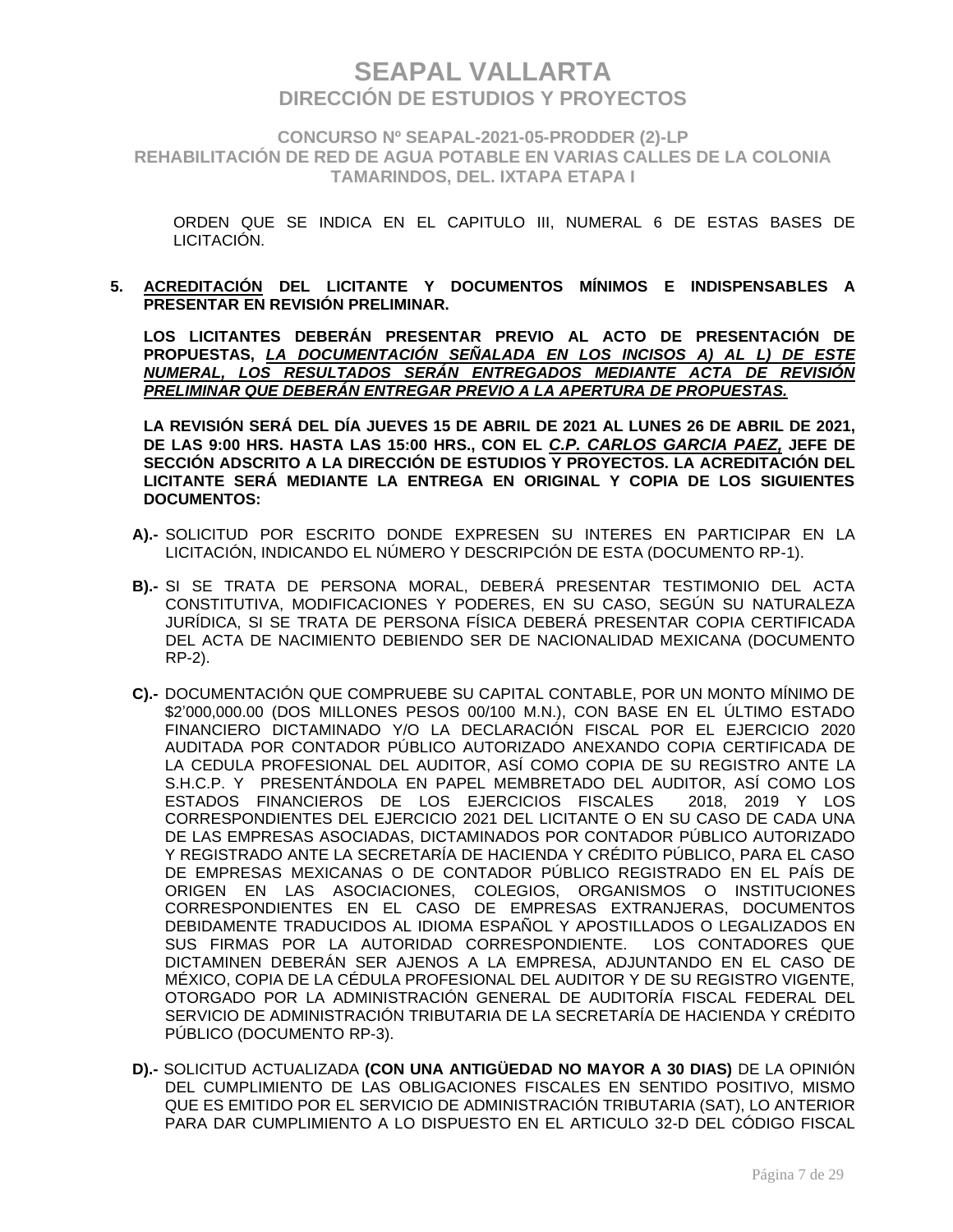ORDEN QUE SE INDICA EN EL CAPITULO III, NUMERAL 6 DE ESTAS BASES DE LICITACIÓN.

**5. <u>ACREDITACIÓN</u> DEL LICITANTE Y DOCUMENTOS MÍNIMOS E INDISPENSABLES A PRESENTAR EN REVISIÓN PRELIMINAR.**

**LOS LICITANTES DEBERÁN PRESENTAR PREVIO AL ACTO DE PRESENTACIÓN DE PROPUESTAS, *<u>LA DOCUMENTACIÓN SEÑALADA EN LOS INCISOS A) AL L) DE ESTE NUMERAL, LOS RESULTADOS SERÁN ENTREGADOS MEDIANTE ACTA DE REVISIÓN PRELIMINAR QUE DEBERÁN ENTREGAR PREVIO A LA APERTURA DE PROPUESTAS.</u>***

**LA REVISIÓN SERÁ DEL DÍA JUEVES 15 DE ABRIL DE 2021 AL LUNES 26 DE ABRIL DE 2021, DE LAS 9:00 HRS. HASTA LAS 15:00 HRS., CON EL *<u>C.P. CARLOS GARCIA PAEZ,</u>* JEFE DE SECCIÓN ADSCRITO A LA DIRECCIÓN DE ESTUDIOS Y PROYECTOS. LA ACREDITACIÓN DEL LICITANTE SERÁ MEDIANTE LA ENTREGA EN ORIGINAL Y COPIA DE LOS SIGUIENTES DOCUMENTOS:**

**A).-** SOLICITUD POR ESCRITO DONDE EXPRESEN SU INTERES EN PARTICIPAR EN LA LICITACIÓN, INDICANDO EL NÚMERO Y DESCRIPCIÓN DE ESTA (DOCUMENTO RP-1).

**B).-** SI SE TRATA DE PERSONA MORAL, DEBERÁ PRESENTAR TESTIMONIO DEL ACTA CONSTITUTIVA, MODIFICACIONES Y PODERES, EN SU CASO, SEGÚN SU NATURALEZA JURÍDICA, SI SE TRATA DE PERSONA FÍSICA DEBERÁ PRESENTAR COPIA CERTIFICADA DEL ACTA DE NACIMIENTO DEBIENDO SER DE NACIONALIDAD MEXICANA (DOCUMENTO RP-2).

**C).-** DOCUMENTACIÓN QUE COMPRUEBE SU CAPITAL CONTABLE, POR UN MONTO MÍNIMO DE $2'000,000.00 (DOS MILLONES PESOS 00/100 M.N.), CON BASE EN EL ÚLTIMO ESTADO FINANCIERO DICTAMINADO Y/O LA DECLARACIÓN FISCAL POR EL EJERCICIO 2020 AUDITADA POR CONTADOR PÚBLICO AUTORIZADO ANEXANDO COPIA CERTIFICADA DE LA CEDULA PROFESIONAL DEL AUDITOR, ASÍ COMO COPIA DE SU REGISTRO ANTE LA S.H.C.P. Y PRESENTÁNDOLA EN PAPEL MEMBRETADO DEL AUDITOR, ASÍ COMO LOS ESTADOS FINANCIEROS DE LOS EJERCICIOS FISCALES 2018, 2019 Y LOS CORRESPONDIENTES DEL EJERCICIO 2021 DEL LICITANTE O EN SU CASO DE CADA UNA DE LAS EMPRESAS ASOCIADAS, DICTAMINADOS POR CONTADOR PÚBLICO AUTORIZADO Y REGISTRADO ANTE LA SECRETARÍA DE HACIENDA Y CRÉDITO PÚBLICO, PARA EL CASO DE EMPRESAS MEXICANAS O DE CONTADOR PÚBLICO REGISTRADO EN EL PAÍS DE ORIGEN EN LAS ASOCIACIONES, COLEGIOS, ORGANISMOS O INSTITUCIONES CORRESPONDIENTES EN EL CASO DE EMPRESAS EXTRANJERAS, DOCUMENTOS DEBIDAMENTE TRADUCIDOS AL IDIOMA ESPAÑOL Y APOSTILLADOS O LEGALIZADOS EN SUS FIRMAS POR LA AUTORIDAD CORRESPONDIENTE. LOS CONTADORES QUE DICTAMINEN DEBERÁN SER AJENOS A LA EMPRESA, ADJUNTANDO EN EL CASO DE MÉXICO, COPIA DE LA CÉDULA PROFESIONAL DEL AUDITOR Y DE SU REGISTRO VIGENTE, OTORGADO POR LA ADMINISTRACIÓN GENERAL DE AUDITORÍA FISCAL FEDERAL DEL SERVICIO DE ADMINISTRACIÓN TRIBUTARIA DE LA SECRETARÍA DE HACIENDA Y CRÉDITO PÚBLICO (DOCUMENTO RP-3).

**D).-** SOLICITUD ACTUALIZADA **(CON UNA ANTIGÜEDAD NO MAYOR A 30 DIAS)** DE LA OPINIÓN DEL CUMPLIMIENTO DE LAS OBLIGACIONES FISCALES EN SENTIDO POSITIVO, MISMO QUE ES EMITIDO POR EL SERVICIO DE ADMINISTRACIÓN TRIBUTARIA (SAT), LO ANTERIOR PARA DAR CUMPLIMIENTO A LO DISPUESTO EN EL ARTICULO 32-D DEL CÓDIGO FISCAL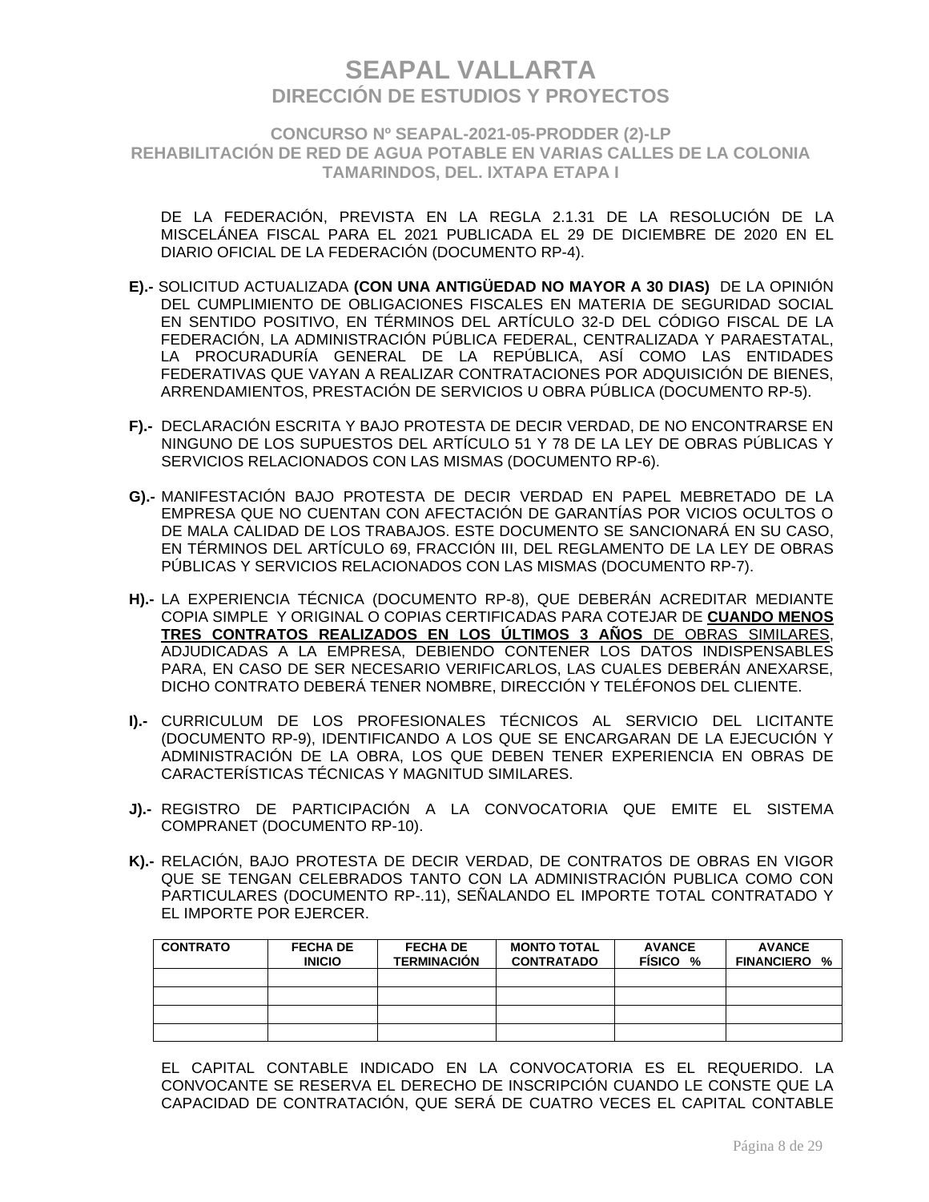DE LA FEDERACIÓN, PREVISTA EN LA REGLA 2.1.31 DE LA RESOLUCIÓN DE LA MISCELÁNEA FISCAL PARA EL 2021 PUBLICADA EL 29 DE DICIEMBRE DE 2020 EN EL DIARIO OFICIAL DE LA FEDERACIÓN (DOCUMENTO RP-4).

**E).-** SOLICITUD ACTUALIZADA **(CON UNA ANTIGÜEDAD NO MAYOR A 30 DIAS)** DE LA OPINIÓN DEL CUMPLIMIENTO DE OBLIGACIONES FISCALES EN MATERIA DE SEGURIDAD SOCIAL EN SENTIDO POSITIVO, EN TÉRMINOS DEL ARTÍCULO 32-D DEL CÓDIGO FISCAL DE LA FEDERACIÓN, LA ADMINISTRACIÓN PÚBLICA FEDERAL, CENTRALIZADA Y PARAESTATAL, LA PROCURADURÍA GENERAL DE LA REPÚBLICA, ASÍ COMO LAS ENTIDADES FEDERATIVAS QUE VAYAN A REALIZAR CONTRATACIONES POR ADQUISICIÓN DE BIENES, ARRENDAMIENTOS, PRESTACIÓN DE SERVICIOS U OBRA PÚBLICA (DOCUMENTO RP-5).

**F).-** DECLARACIÓN ESCRITA Y BAJO PROTESTA DE DECIR VERDAD, DE NO ENCONTRARSE EN NINGUNO DE LOS SUPUESTOS DEL ARTÍCULO 51 Y 78 DE LA LEY DE OBRAS PÚBLICAS Y SERVICIOS RELACIONADOS CON LAS MISMAS (DOCUMENTO RP-6).

**G).-** MANIFESTACIÓN BAJO PROTESTA DE DECIR VERDAD EN PAPEL MEBRETADO DE LA EMPRESA QUE NO CUENTAN CON AFECTACIÓN DE GARANTÍAS POR VICIOS OCULTOS O DE MALA CALIDAD DE LOS TRABAJOS. ESTE DOCUMENTO SE SANCIONARÁ EN SU CASO, EN TÉRMINOS DEL ARTÍCULO 69, FRACCIÓN III, DEL REGLAMENTO DE LA LEY DE OBRAS PÚBLICAS Y SERVICIOS RELACIONADOS CON LAS MISMAS (DOCUMENTO RP-7).

**H).-** LA EXPERIENCIA TÉCNICA (DOCUMENTO RP-8), QUE DEBERÁN ACREDITAR MEDIANTE COPIA SIMPLE Y ORIGINAL O COPIAS CERTIFICADAS PARA COTEJAR DE **CUANDO MENOS TRES CONTRATOS REALIZADOS EN LOS ÚLTIMOS 3 AÑOS** DE OBRAS SIMILARES, ADJUDICADAS A LA EMPRESA, DEBIENDO CONTENER LOS DATOS INDISPENSABLES PARA, EN CASO DE SER NECESARIO VERIFICARLOS, LAS CUALES DEBERÁN ANEXARSE, DICHO CONTRATO DEBERÁ TENER NOMBRE, DIRECCIÓN Y TELÉFONOS DEL CLIENTE.

**I).-** CURRICULUM DE LOS PROFESIONALES TÉCNICOS AL SERVICIO DEL LICITANTE (DOCUMENTO RP-9), IDENTIFICANDO A LOS QUE SE ENCARGARAN DE LA EJECUCIÓN Y ADMINISTRACIÓN DE LA OBRA, LOS QUE DEBEN TENER EXPERIENCIA EN OBRAS DE CARACTERÍSTICAS TÉCNICAS Y MAGNITUD SIMILARES.

**J).-** REGISTRO DE PARTICIPACIÓN A LA CONVOCATORIA QUE EMITE EL SISTEMA COMPRANET (DOCUMENTO RP-10).

**K).-** RELACIÓN, BAJO PROTESTA DE DECIR VERDAD, DE CONTRATOS DE OBRAS EN VIGOR QUE SE TENGAN CELEBRADOS TANTO CON LA ADMINISTRACIÓN PUBLICA COMO CON PARTICULARES (DOCUMENTO RP-.11), SEÑALANDO EL IMPORTE TOTAL CONTRATADO Y EL IMPORTE POR EJERCER.

| CONTRATO | FECHA DE INICIO | FECHA DE TERMINACIÓN | MONTO TOTAL CONTRATADO | AVANCE FÍSICO % | AVANCE FINANCIERO % |
|---|---|---|---|---|---|
| | | | | | |
| | | | | | |
| | | | | | |
| | | | | | |

EL CAPITAL CONTABLE INDICADO EN LA CONVOCATORIA ES EL REQUERIDO. LA CONVOCANTE SE RESERVA EL DERECHO DE INSCRIPCIÓN CUANDO LE CONSTE QUE LA CAPACIDAD DE CONTRATACIÓN, QUE SERÁ DE CUATRO VECES EL CAPITAL CONTABLE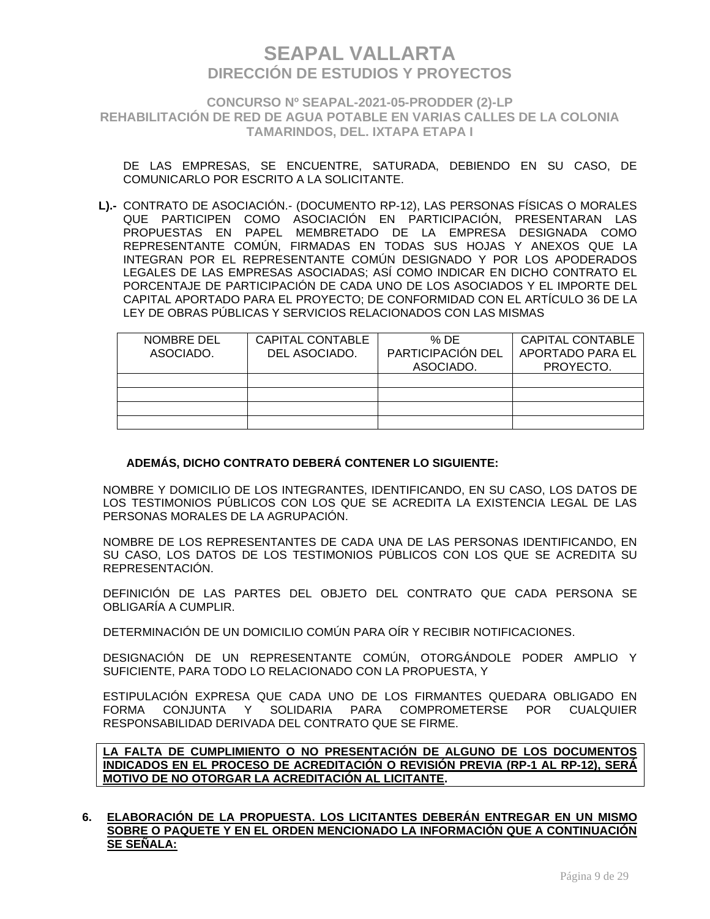DE LAS EMPRESAS, SE ENCUENTRE, SATURADA, DEBIENDO EN SU CASO, DE COMUNICARLO POR ESCRITO A LA SOLICITANTE.

**L).-** CONTRATO DE ASOCIACIÓN.- (DOCUMENTO RP-12), LAS PERSONAS FÍSICAS O MORALES QUE PARTICIPEN COMO ASOCIACIÓN EN PARTICIPACIÓN, PRESENTARAN LAS PROPUESTAS EN PAPEL MEMBRETADO DE LA EMPRESA DESIGNADA COMO REPRESENTANTE COMÚN, FIRMADAS EN TODAS SUS HOJAS Y ANEXOS QUE LA INTEGRAN POR EL REPRESENTANTE COMÚN DESIGNADO Y POR LOS APODERADOS LEGALES DE LAS EMPRESAS ASOCIADAS; ASÍ COMO INDICAR EN DICHO CONTRATO EL PORCENTAJE DE PARTICIPACIÓN DE CADA UNO DE LOS ASOCIADOS Y EL IMPORTE DEL CAPITAL APORTADO PARA EL PROYECTO; DE CONFORMIDAD CON EL ARTÍCULO 36 DE LA LEY DE OBRAS PÚBLICAS Y SERVICIOS RELACIONADOS CON LAS MISMAS

| NOMBRE DEL ASOCIADO. | CAPITAL CONTABLE DEL ASOCIADO. | % DE PARTICIPACIÓN DEL ASOCIADO. | CAPITAL CONTABLE APORTADO PARA EL PROYECTO. |
|---|---|---|---|
| | | | |
| | | | |
| | | | |
| | | | |

**ADEMÁS, DICHO CONTRATO DEBERÁ CONTENER LO SIGUIENTE:**

NOMBRE Y DOMICILIO DE LOS INTEGRANTES, IDENTIFICANDO, EN SU CASO, LOS DATOS DE LOS TESTIMONIOS PÚBLICOS CON LOS QUE SE ACREDITA LA EXISTENCIA LEGAL DE LAS PERSONAS MORALES DE LA AGRUPACIÓN.

NOMBRE DE LOS REPRESENTANTES DE CADA UNA DE LAS PERSONAS IDENTIFICANDO, EN SU CASO, LOS DATOS DE LOS TESTIMONIOS PÚBLICOS CON LOS QUE SE ACREDITA SU REPRESENTACIÓN.

DEFINICIÓN DE LAS PARTES DEL OBJETO DEL CONTRATO QUE CADA PERSONA SE OBLIGARÍA A CUMPLIR.

DETERMINACIÓN DE UN DOMICILIO COMÚN PARA OÍR Y RECIBIR NOTIFICACIONES.

DESIGNACIÓN DE UN REPRESENTANTE COMÚN, OTORGÁNDOLE PODER AMPLIO Y SUFICIENTE, PARA TODO LO RELACIONADO CON LA PROPUESTA, Y

ESTIPULACIÓN EXPRESA QUE CADA UNO DE LOS FIRMANTES QUEDARA OBLIGADO EN FORMA CONJUNTA Y SOLIDARIA PARA COMPROMETERSE POR CUALQUIER RESPONSABILIDAD DERIVADA DEL CONTRATO QUE SE FIRME.

**LA FALTA DE CUMPLIMIENTO O NO PRESENTACIÓN DE ALGUNO DE LOS DOCUMENTOS INDICADOS EN EL PROCESO DE ACREDITACIÓN O REVISIÓN PREVIA (RP-1 AL RP-12), SERÁ MOTIVO DE NO OTORGAR LA ACREDITACIÓN AL LICITANTE.**

**6. ELABORACIÓN DE LA PROPUESTA. LOS LICITANTES DEBERÁN ENTREGAR EN UN MISMO SOBRE O PAQUETE Y EN EL ORDEN MENCIONADO LA INFORMACIÓN QUE A CONTINUACIÓN SE SEÑALA:**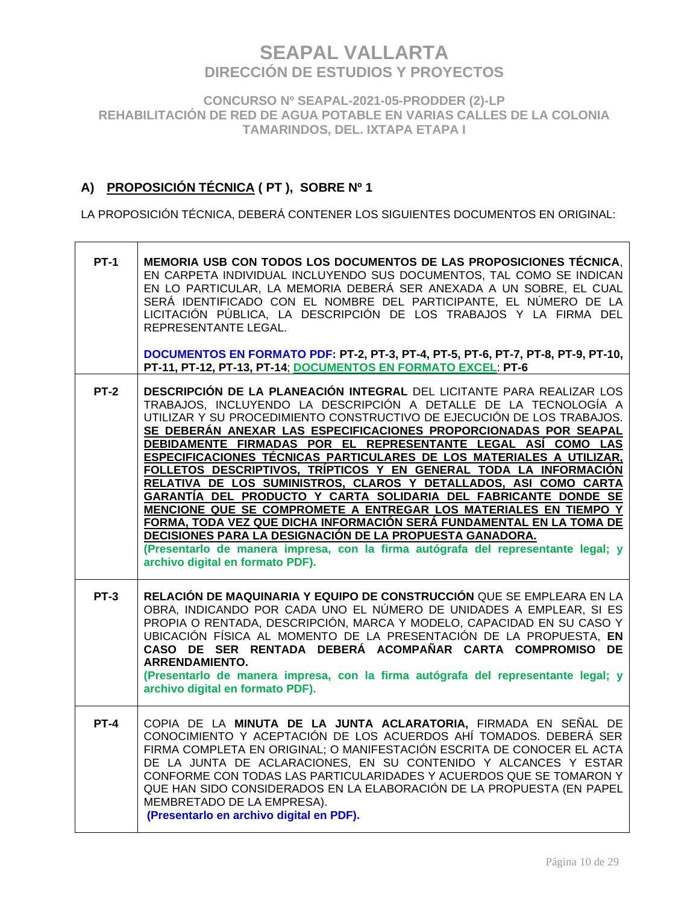# SEAPAL VALLARTA
## DIRECCIÓN DE ESTUDIOS Y PROYECTOS

### CONCURSO Nº SEAPAL-2021-05-PRODDER (2)-LP
### REHABILITACIÓN DE RED DE AGUA POTABLE EN VARIAS CALLES DE LA COLONIA TAMARINDOS, DEL. IXTAPA ETAPA I

## A) PROPOSICIÓN TÉCNICA ( PT ), SOBRE Nº 1

LA PROPOSICIÓN TÉCNICA, DEBERÁ CONTENER LOS SIGUIENTES DOCUMENTOS EN ORIGINAL:

| | |
|---|---|
| **PT-1** | **MEMORIA USB CON TODOS LOS DOCUMENTOS DE LAS PROPOSICIONES TÉCNICA**, EN CARPETA INDIVIDUAL INCLUYENDO SUS DOCUMENTOS, TAL COMO SE INDICAN EN LO PARTICULAR, LA MEMORIA DEBERÁ SER ANEXADA A UN SOBRE, EL CUAL SERÁ IDENTIFICADO CON EL NOMBRE DEL PARTICIPANTE, EL NÚMERO DE LA LICITACIÓN PÚBLICA, LA DESCRIPCIÓN DE LOS TRABAJOS Y LA FIRMA DEL REPRESENTANTE LEGAL.<br><br>**DOCUMENTOS EN FORMATO PDF: PT-2, PT-3, PT-4, PT-5, PT-6, PT-7, PT-8, PT-9, PT-10, PT-11, PT-12, PT-13, PT-14**; **DOCUMENTOS EN FORMATO EXCEL**: **PT-6** |
| **PT-2** | **DESCRIPCIÓN DE LA PLANEACIÓN INTEGRAL** DEL LICITANTE PARA REALIZAR LOS TRABAJOS, INCLUYENDO LA DESCRIPCIÓN A DETALLE DE LA TECNOLOGÍA A UTILIZAR Y SU PROCEDIMIENTO CONSTRUCTIVO DE EJECUCIÓN DE LOS TRABAJOS. **SE DEBERÁN ANEXAR LAS ESPECIFICACIONES PROPORCIONADAS POR SEAPAL DEBIDAMENTE FIRMADAS POR EL REPRESENTANTE LEGAL ASÍ COMO LAS ESPECIFICACIONES TÉCNICAS PARTICULARES DE LOS MATERIALES A UTILIZAR, FOLLETOS DESCRIPTIVOS, TRÍPTICOS Y EN GENERAL TODA LA INFORMACIÓN RELATIVA DE LOS SUMINISTROS, CLAROS Y DETALLADOS, ASI COMO CARTA GARANTÍA DEL PRODUCTO Y CARTA SOLIDARIA DEL FABRICANTE DONDE SE MENCIONE QUE SE COMPROMETE A ENTREGAR LOS MATERIALES EN TIEMPO Y FORMA, TODA VEZ QUE DICHA INFORMACIÓN SERÁ FUNDAMENTAL EN LA TOMA DE DECISIONES PARA LA DESIGNACIÓN DE LA PROPUESTA GANADORA.**<br>**(Presentarlo de manera impresa, con la firma autógrafa del representante legal; y archivo digital en formato PDF).** |
| **PT-3** | **RELACIÓN DE MAQUINARIA Y EQUIPO DE CONSTRUCCIÓN** QUE SE EMPLEARA EN LA OBRA, INDICANDO POR CADA UNO EL NÚMERO DE UNIDADES A EMPLEAR, SI ES PROPIA O RENTADA, DESCRIPCIÓN, MARCA Y MODELO, CAPACIDAD EN SU CASO Y UBICACIÓN FÍSICA AL MOMENTO DE LA PRESENTACIÓN DE LA PROPUESTA, **EN CASO DE SER RENTADA DEBERÁ ACOMPAÑAR CARTA COMPROMISO DE ARRENDAMIENTO.**<br>**(Presentarlo de manera impresa, con la firma autógrafa del representante legal; y archivo digital en formato PDF).** |
| **PT-4** | COPIA DE LA **MINUTA DE LA JUNTA ACLARATORIA,** FIRMADA EN SEÑAL DE CONOCIMIENTO Y ACEPTACIÓN DE LOS ACUERDOS AHÍ TOMADOS. DEBERÁ SER FIRMA COMPLETA EN ORIGINAL; O MANIFESTACIÓN ESCRITA DE CONOCER EL ACTA DE LA JUNTA DE ACLARACIONES, EN SU CONTENIDO Y ALCANCES Y ESTAR CONFORME CON TODAS LAS PARTICULARIDADES Y ACUERDOS QUE SE TOMARON Y QUE HAN SIDO CONSIDERADOS EN LA ELABORACIÓN DE LA PROPUESTA (EN PAPEL MEMBRETADO DE LA EMPRESA).<br>**(Presentarlo en archivo digital en PDF).** |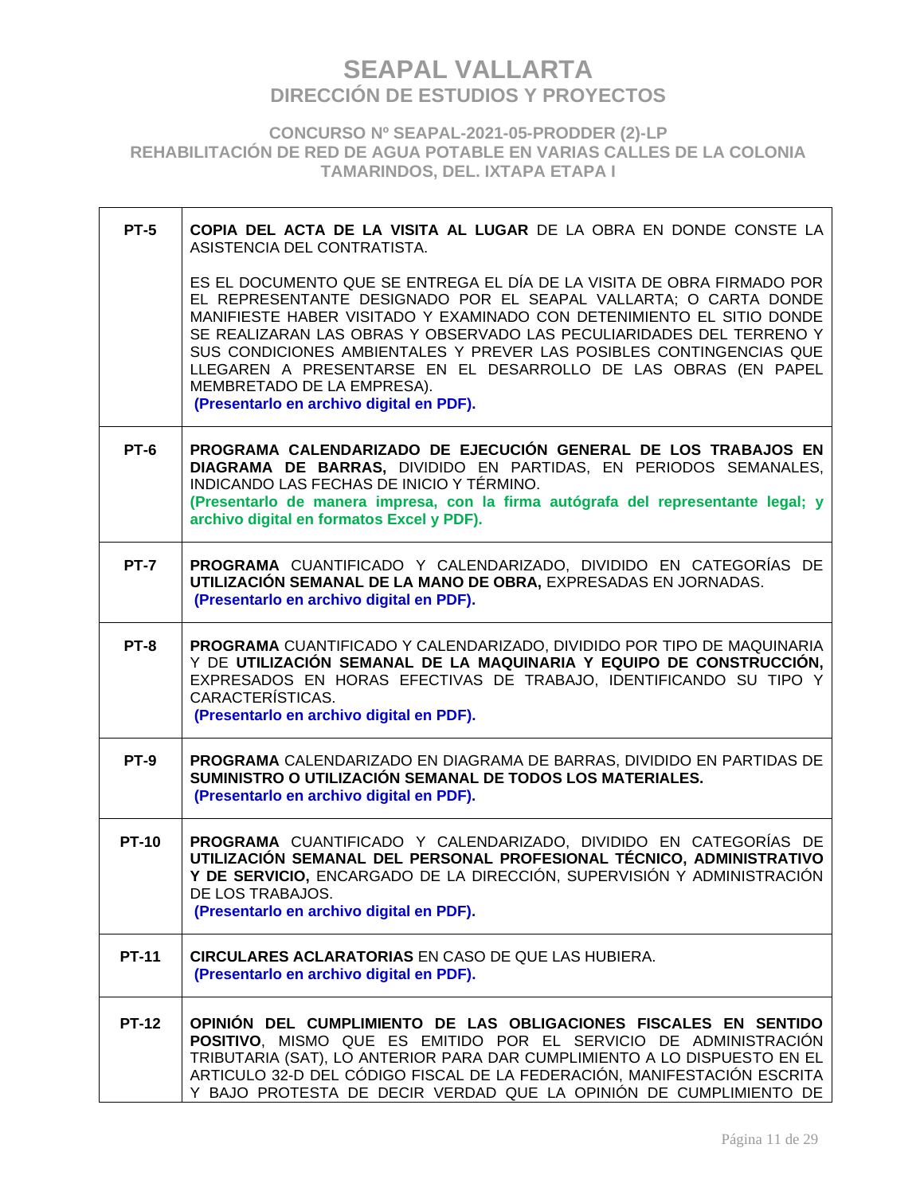| | |
|---|---|
| **PT-5** | **COPIA DEL ACTA DE LA VISITA AL LUGAR** DE LA OBRA EN DONDE CONSTE LA ASISTENCIA DEL CONTRATISTA.<br><br>ES EL DOCUMENTO QUE SE ENTREGA EL DÍA DE LA VISITA DE OBRA FIRMADO POR EL REPRESENTANTE DESIGNADO POR EL SEAPAL VALLARTA; O CARTA DONDE MANIFIESTE HABER VISITADO Y EXAMINADO CON DETENIMIENTO EL SITIO DONDE SE REALIZARAN LAS OBRAS Y OBSERVADO LAS PECULIARIDADES DEL TERRENO Y SUS CONDICIONES AMBIENTALES Y PREVER LAS POSIBLES CONTINGENCIAS QUE LLEGAREN A PRESENTARSE EN EL DESARROLLO DE LAS OBRAS (EN PAPEL MEMBRETADO DE LA EMPRESA).<br>**(Presentarlo en archivo digital en PDF).** |
| **PT-6** | **PROGRAMA CALENDARIZADO DE EJECUCIÓN GENERAL DE LOS TRABAJOS EN DIAGRAMA DE BARRAS,** DIVIDIDO EN PARTIDAS, EN PERIODOS SEMANALES, INDICANDO LAS FECHAS DE INICIO Y TÉRMINO.<br>**(Presentarlo de manera impresa, con la firma autógrafa del representante legal; y archivo digital en formatos Excel y PDF).** |
| **PT-7** | **PROGRAMA** CUANTIFICADO Y CALENDARIZADO, DIVIDIDO EN CATEGORÍAS DE **UTILIZACIÓN SEMANAL DE LA MANO DE OBRA,** EXPRESADAS EN JORNADAS.<br>**(Presentarlo en archivo digital en PDF).** |
| **PT-8** | **PROGRAMA** CUANTIFICADO Y CALENDARIZADO, DIVIDIDO POR TIPO DE MAQUINARIA Y DE **UTILIZACIÓN SEMANAL DE LA MAQUINARIA Y EQUIPO DE CONSTRUCCIÓN,** EXPRESADOS EN HORAS EFECTIVAS DE TRABAJO, IDENTIFICANDO SU TIPO Y CARACTERÍSTICAS.<br>**(Presentarlo en archivo digital en PDF).** |
| **PT-9** | **PROGRAMA** CALENDARIZADO EN DIAGRAMA DE BARRAS, DIVIDIDO EN PARTIDAS DE **SUMINISTRO O UTILIZACIÓN SEMANAL DE TODOS LOS MATERIALES.**<br>**(Presentarlo en archivo digital en PDF).** |
| **PT-10** | **PROGRAMA** CUANTIFICADO Y CALENDARIZADO, DIVIDIDO EN CATEGORÍAS DE **UTILIZACIÓN SEMANAL DEL PERSONAL PROFESIONAL TÉCNICO, ADMINISTRATIVO Y DE SERVICIO,** ENCARGADO DE LA DIRECCIÓN, SUPERVISIÓN Y ADMINISTRACIÓN DE LOS TRABAJOS.<br>**(Presentarlo en archivo digital en PDF).** |
| **PT-11** | **CIRCULARES ACLARATORIAS** EN CASO DE QUE LAS HUBIERA.<br>**(Presentarlo en archivo digital en PDF).** |
| **PT-12** | **OPINIÓN DEL CUMPLIMIENTO DE LAS OBLIGACIONES FISCALES EN SENTIDO POSITIVO**, MISMO QUE ES EMITIDO POR EL SERVICIO DE ADMINISTRACIÓN TRIBUTARIA (SAT), LO ANTERIOR PARA DAR CUMPLIMIENTO A LO DISPUESTO EN EL ARTICULO 32-D DEL CÓDIGO FISCAL DE LA FEDERACIÓN, MANIFESTACIÓN ESCRITA Y BAJO PROTESTA DE DECIR VERDAD QUE LA OPINIÓN DE CUMPLIMIENTO DE |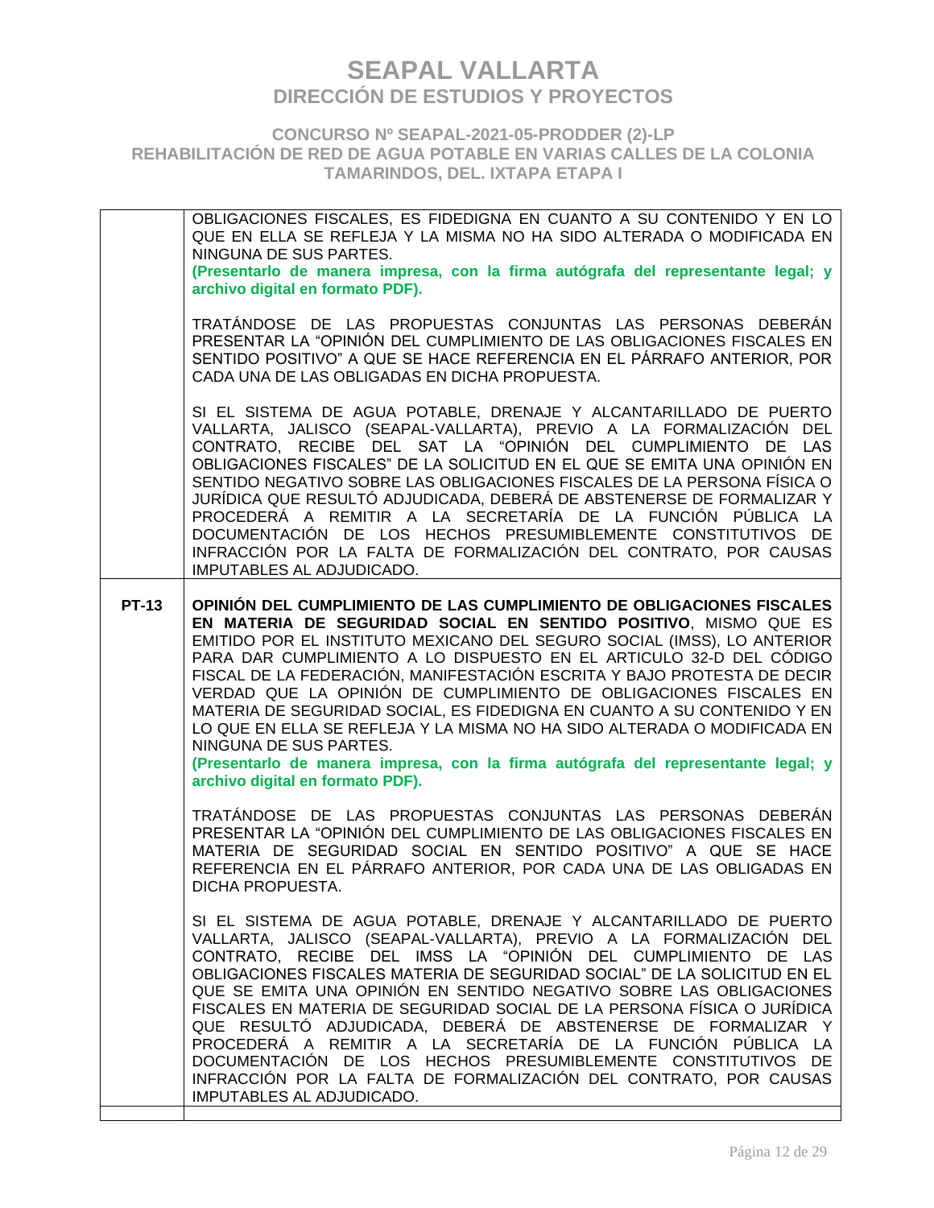| | |
|---|---|
| | OBLIGACIONES FISCALES, ES FIDEDIGNA EN CUANTO A SU CONTENIDO Y EN LO QUE EN ELLA SE REFLEJA Y LA MISMA NO HA SIDO ALTERADA O MODIFICADA EN NINGUNA DE SUS PARTES.<br>**(Presentarlo de manera impresa, con la firma autógrafa del representante legal; y archivo digital en formato PDF).**<br><br>TRATÁNDOSE DE LAS PROPUESTAS CONJUNTAS LAS PERSONAS DEBERÁN PRESENTAR LA "OPINIÓN DEL CUMPLIMIENTO DE LAS OBLIGACIONES FISCALES EN SENTIDO POSITIVO" A QUE SE HACE REFERENCIA EN EL PÁRRAFO ANTERIOR, POR CADA UNA DE LAS OBLIGADAS EN DICHA PROPUESTA.<br><br>SI EL SISTEMA DE AGUA POTABLE, DRENAJE Y ALCANTARILLADO DE PUERTO VALLARTA, JALISCO (SEAPAL-VALLARTA), PREVIO A LA FORMALIZACIÓN DEL CONTRATO, RECIBE DEL SAT LA "OPINIÓN DEL CUMPLIMIENTO DE LAS OBLIGACIONES FISCALES" DE LA SOLICITUD EN EL QUE SE EMITA UNA OPINIÓN EN SENTIDO NEGATIVO SOBRE LAS OBLIGACIONES FISCALES DE LA PERSONA FÍSICA O JURÍDICA QUE RESULTÓ ADJUDICADA, DEBERÁ DE ABSTENERSE DE FORMALIZAR Y PROCEDERÁ A REMITIR A LA SECRETARÍA DE LA FUNCIÓN PÚBLICA LA DOCUMENTACIÓN DE LOS HECHOS PRESUMIBLEMENTE CONSTITUTIVOS DE INFRACCIÓN POR LA FALTA DE FORMALIZACIÓN DEL CONTRATO, POR CAUSAS IMPUTABLES AL ADJUDICADO. |
| **PT-13** | **OPINIÓN DEL CUMPLIMIENTO DE LAS CUMPLIMIENTO DE OBLIGACIONES FISCALES EN MATERIA DE SEGURIDAD SOCIAL EN SENTIDO POSITIVO**, MISMO QUE ES EMITIDO POR EL INSTITUTO MEXICANO DEL SEGURO SOCIAL (IMSS), LO ANTERIOR PARA DAR CUMPLIMIENTO A LO DISPUESTO EN EL ARTICULO 32-D DEL CÓDIGO FISCAL DE LA FEDERACIÓN, MANIFESTACIÓN ESCRITA Y BAJO PROTESTA DE DECIR VERDAD QUE LA OPINIÓN DE CUMPLIMIENTO DE OBLIGACIONES FISCALES EN MATERIA DE SEGURIDAD SOCIAL, ES FIDEDIGNA EN CUANTO A SU CONTENIDO Y EN LO QUE EN ELLA SE REFLEJA Y LA MISMA NO HA SIDO ALTERADA O MODIFICADA EN NINGUNA DE SUS PARTES.<br>**(Presentarlo de manera impresa, con la firma autógrafa del representante legal; y archivo digital en formato PDF).**<br><br>TRATÁNDOSE DE LAS PROPUESTAS CONJUNTAS LAS PERSONAS DEBERÁN PRESENTAR LA "OPINIÓN DEL CUMPLIMIENTO DE LAS OBLIGACIONES FISCALES EN MATERIA DE SEGURIDAD SOCIAL EN SENTIDO POSITIVO" A QUE SE HACE REFERENCIA EN EL PÁRRAFO ANTERIOR, POR CADA UNA DE LAS OBLIGADAS EN DICHA PROPUESTA.<br><br>SI EL SISTEMA DE AGUA POTABLE, DRENAJE Y ALCANTARILLADO DE PUERTO VALLARTA, JALISCO (SEAPAL-VALLARTA), PREVIO A LA FORMALIZACIÓN DEL CONTRATO, RECIBE DEL IMSS LA "OPINIÓN DEL CUMPLIMIENTO DE LAS OBLIGACIONES FISCALES MATERIA DE SEGURIDAD SOCIAL" DE LA SOLICITUD EN EL QUE SE EMITA UNA OPINIÓN EN SENTIDO NEGATIVO SOBRE LAS OBLIGACIONES FISCALES EN MATERIA DE SEGURIDAD SOCIAL DE LA PERSONA FÍSICA O JURÍDICA QUE RESULTÓ ADJUDICADA, DEBERÁ DE ABSTENERSE DE FORMALIZAR Y PROCEDERÁ A REMITIR A LA SECRETARÍA DE LA FUNCIÓN PÚBLICA LA DOCUMENTACIÓN DE LOS HECHOS PRESUMIBLEMENTE CONSTITUTIVOS DE INFRACCIÓN POR LA FALTA DE FORMALIZACIÓN DEL CONTRATO, POR CAUSAS IMPUTABLES AL ADJUDICADO. |
| | |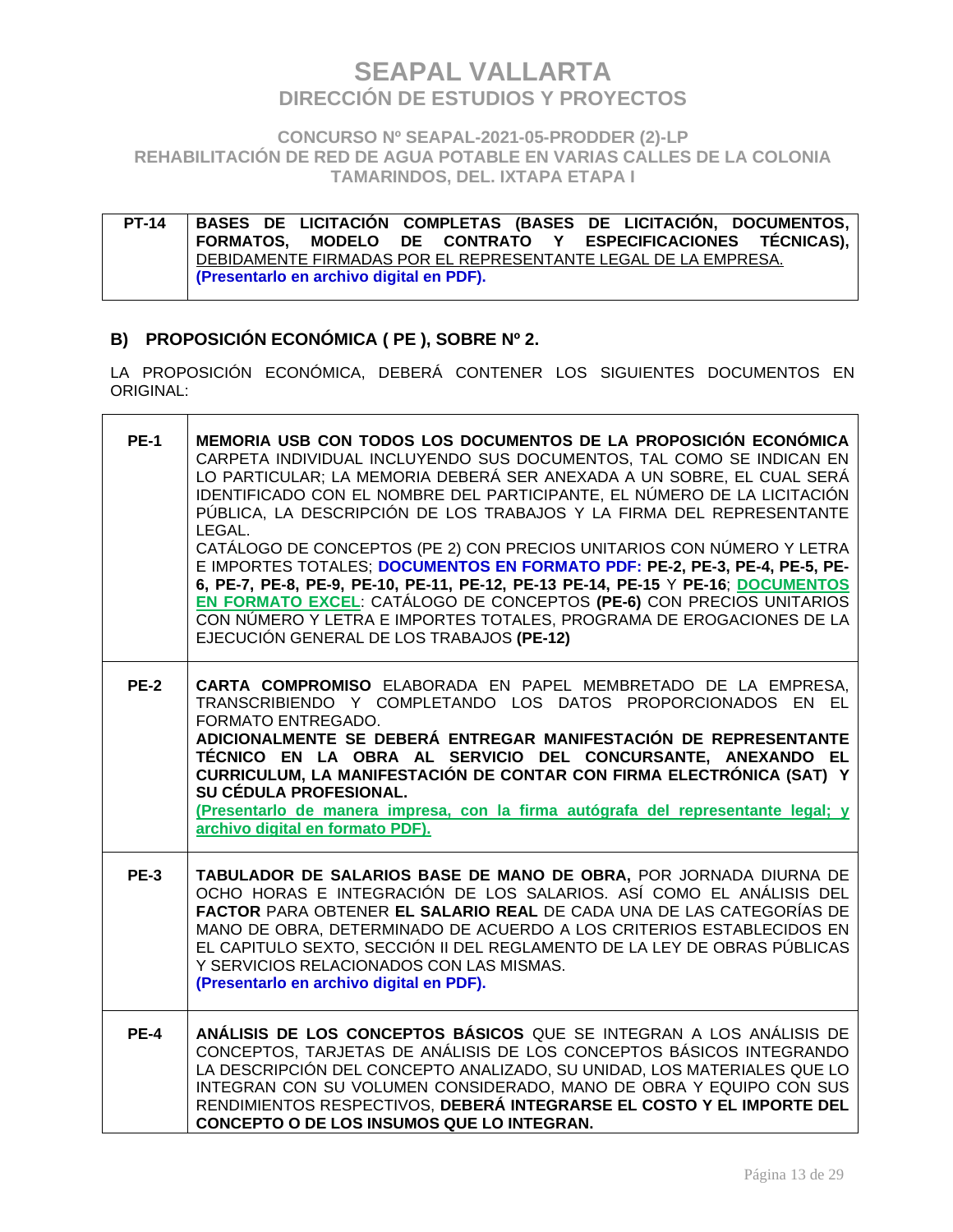# SEAPAL VALLARTA
## DIRECCIÓN DE ESTUDIOS Y PROYECTOS

### CONCURSO Nº SEAPAL-2021-05-PRODDER (2)-LP
### REHABILITACIÓN DE RED DE AGUA POTABLE EN VARIAS CALLES DE LA COLONIA TAMARINDOS, DEL. IXTAPA ETAPA I

| PT-14 | **BASES DE LICITACIÓN COMPLETAS (BASES DE LICITACIÓN, DOCUMENTOS, FORMATOS, MODELO DE CONTRATO Y ESPECIFICACIONES TÉCNICAS),** DEBIDAMENTE FIRMADAS POR EL REPRESENTANTE LEGAL DE LA EMPRESA. **(Presentarlo en archivo digital en PDF).** |
|---|---|

## B) PROPOSICIÓN ECONÓMICA ( PE ), SOBRE Nº 2.

LA PROPOSICIÓN ECONÓMICA, DEBERÁ CONTENER LOS SIGUIENTES DOCUMENTOS EN ORIGINAL:

| | |
|---|---|
| **PE-1** | **MEMORIA USB CON TODOS LOS DOCUMENTOS DE LA PROPOSICIÓN ECONÓMICA** CARPETA INDIVIDUAL INCLUYENDO SUS DOCUMENTOS, TAL COMO SE INDICAN EN LO PARTICULAR; LA MEMORIA DEBERÁ SER ANEXADA A UN SOBRE, EL CUAL SERÁ IDENTIFICADO CON EL NOMBRE DEL PARTICIPANTE, EL NÚMERO DE LA LICITACIÓN PÚBLICA, LA DESCRIPCIÓN DE LOS TRABAJOS Y LA FIRMA DEL REPRESENTANTE LEGAL.<br>CATÁLOGO DE CONCEPTOS (PE 2) CON PRECIOS UNITARIOS CON NÚMERO Y LETRA E IMPORTES TOTALES; **DOCUMENTOS EN FORMATO PDF: PE-2, PE-3, PE-4, PE-5, PE-6, PE-7, PE-8, PE-9, PE-10, PE-11, PE-12, PE-13 PE-14, PE-15** Y **PE-16**; **DOCUMENTOS EN FORMATO EXCEL**: CATÁLOGO DE CONCEPTOS **(PE-6)** CON PRECIOS UNITARIOS CON NÚMERO Y LETRA E IMPORTES TOTALES, PROGRAMA DE EROGACIONES DE LA EJECUCIÓN GENERAL DE LOS TRABAJOS **(PE-12)** |
| **PE-2** | **CARTA COMPROMISO** ELABORADA EN PAPEL MEMBRETADO DE LA EMPRESA, TRANSCRIBIENDO Y COMPLETANDO LOS DATOS PROPORCIONADOS EN EL FORMATO ENTREGADO.<br>**ADICIONALMENTE SE DEBERÁ ENTREGAR MANIFESTACIÓN DE REPRESENTANTE TÉCNICO EN LA OBRA AL SERVICIO DEL CONCURSANTE, ANEXANDO EL CURRICULUM, LA MANIFESTACIÓN DE CONTAR CON FIRMA ELECTRÓNICA (SAT) Y SU CÉDULA PROFESIONAL.**<br>**(Presentarlo de manera impresa, con la firma autógrafa del representante legal; y archivo digital en formato PDF).** |
| **PE-3** | **TABULADOR DE SALARIOS BASE DE MANO DE OBRA,** POR JORNADA DIURNA DE OCHO HORAS E INTEGRACIÓN DE LOS SALARIOS. ASÍ COMO EL ANÁLISIS DEL **FACTOR** PARA OBTENER **EL SALARIO REAL** DE CADA UNA DE LAS CATEGORÍAS DE MANO DE OBRA, DETERMINADO DE ACUERDO A LOS CRITERIOS ESTABLECIDOS EN EL CAPITULO SEXTO, SECCIÓN II DEL REGLAMENTO DE LA LEY DE OBRAS PÚBLICAS Y SERVICIOS RELACIONADOS CON LAS MISMAS.<br>**(Presentarlo en archivo digital en PDF).** |
| **PE-4** | **ANÁLISIS DE LOS CONCEPTOS BÁSICOS** QUE SE INTEGRAN A LOS ANÁLISIS DE CONCEPTOS, TARJETAS DE ANÁLISIS DE LOS CONCEPTOS BÁSICOS INTEGRANDO LA DESCRIPCIÓN DEL CONCEPTO ANALIZADO, SU UNIDAD, LOS MATERIALES QUE LO INTEGRAN CON SU VOLUMEN CONSIDERADO, MANO DE OBRA Y EQUIPO CON SUS RENDIMIENTOS RESPECTIVOS, **DEBERÁ INTEGRARSE EL COSTO Y EL IMPORTE DEL CONCEPTO O DE LOS INSUMOS QUE LO INTEGRAN.** |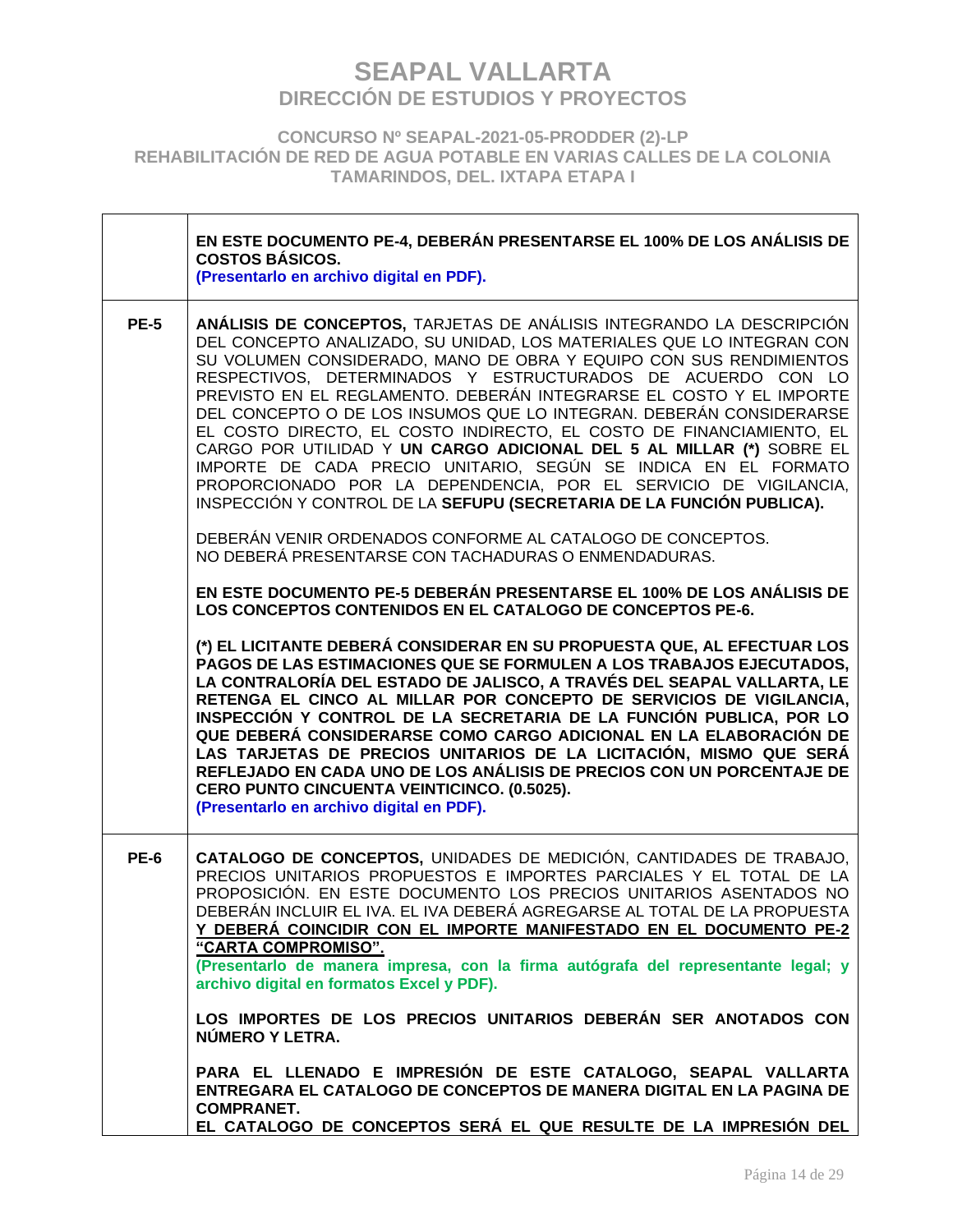| | |
|---|---|
| | **EN ESTE DOCUMENTO PE-4, DEBERÁN PRESENTARSE EL 100% DE LOS ANÁLISIS DE COSTOS BÁSICOS.**<br>**(Presentarlo en archivo digital en PDF).** |
| **PE-5** | **ANÁLISIS DE CONCEPTOS,** TARJETAS DE ANÁLISIS INTEGRANDO LA DESCRIPCIÓN DEL CONCEPTO ANALIZADO, SU UNIDAD, LOS MATERIALES QUE LO INTEGRAN CON SU VOLUMEN CONSIDERADO, MANO DE OBRA Y EQUIPO CON SUS RENDIMIENTOS RESPECTIVOS, DETERMINADOS Y ESTRUCTURADOS DE ACUERDO CON LO PREVISTO EN EL REGLAMENTO. DEBERÁN INTEGRARSE EL COSTO Y EL IMPORTE DEL CONCEPTO O DE LOS INSUMOS QUE LO INTEGRAN. DEBERÁN CONSIDERARSE EL COSTO DIRECTO, EL COSTO INDIRECTO, EL COSTO DE FINANCIAMIENTO, EL CARGO POR UTILIDAD Y **UN CARGO ADICIONAL DEL 5 AL MILLAR (*)** SOBRE EL IMPORTE DE CADA PRECIO UNITARIO, SEGÚN SE INDICA EN EL FORMATO PROPORCIONADO POR LA DEPENDENCIA, POR EL SERVICIO DE VIGILANCIA, INSPECCIÓN Y CONTROL DE LA **SEFUPU (SECRETARIA DE LA FUNCIÓN PUBLICA).**<br><br>DEBERÁN VENIR ORDENADOS CONFORME AL CATALOGO DE CONCEPTOS.<br>NO DEBERÁ PRESENTARSE CON TACHADURAS O ENMENDADURAS.<br><br>**EN ESTE DOCUMENTO PE-5 DEBERÁN PRESENTARSE EL 100% DE LOS ANÁLISIS DE LOS CONCEPTOS CONTENIDOS EN EL CATALOGO DE CONCEPTOS PE-6.**<br><br>**(*) EL LICITANTE DEBERÁ CONSIDERAR EN SU PROPUESTA QUE, AL EFECTUAR LOS PAGOS DE LAS ESTIMACIONES QUE SE FORMULEN A LOS TRABAJOS EJECUTADOS, LA CONTRALORÍA DEL ESTADO DE JALISCO, A TRAVÉS DEL SEAPAL VALLARTA, LE RETENGA EL CINCO AL MILLAR POR CONCEPTO DE SERVICIOS DE VIGILANCIA, INSPECCIÓN Y CONTROL DE LA SECRETARIA DE LA FUNCIÓN PUBLICA, POR LO QUE DEBERÁ CONSIDERARSE COMO CARGO ADICIONAL EN LA ELABORACIÓN DE LAS TARJETAS DE PRECIOS UNITARIOS DE LA LICITACIÓN, MISMO QUE SERÁ REFLEJADO EN CADA UNO DE LOS ANÁLISIS DE PRECIOS CON UN PORCENTAJE DE CERO PUNTO CINCUENTA VEINTICINCO. (0.5025).**<br>**(Presentarlo en archivo digital en PDF).** |
| **PE-6** | **CATALOGO DE CONCEPTOS,** UNIDADES DE MEDICIÓN, CANTIDADES DE TRABAJO, PRECIOS UNITARIOS PROPUESTOS E IMPORTES PARCIALES Y EL TOTAL DE LA PROPOSICIÓN. EN ESTE DOCUMENTO LOS PRECIOS UNITARIOS ASENTADOS NO DEBERÁN INCLUIR EL IVA. EL IVA DEBERÁ AGREGARSE AL TOTAL DE LA PROPUESTA **Y DEBERÁ COINCIDIR CON EL IMPORTE MANIFESTADO EN EL DOCUMENTO PE-2 "CARTA COMPROMISO".**<br>**(Presentarlo de manera impresa, con la firma autógrafa del representante legal; y archivo digital en formatos Excel y PDF).**<br><br>**LOS IMPORTES DE LOS PRECIOS UNITARIOS DEBERÁN SER ANOTADOS CON NÚMERO Y LETRA.**<br><br>**PARA EL LLENADO E IMPRESIÓN DE ESTE CATALOGO, SEAPAL VALLARTA ENTREGARA EL CATALOGO DE CONCEPTOS DE MANERA DIGITAL EN LA PAGINA DE COMPRANET.**<br>**EL CATALOGO DE CONCEPTOS SERÁ EL QUE RESULTE DE LA IMPRESIÓN DEL** |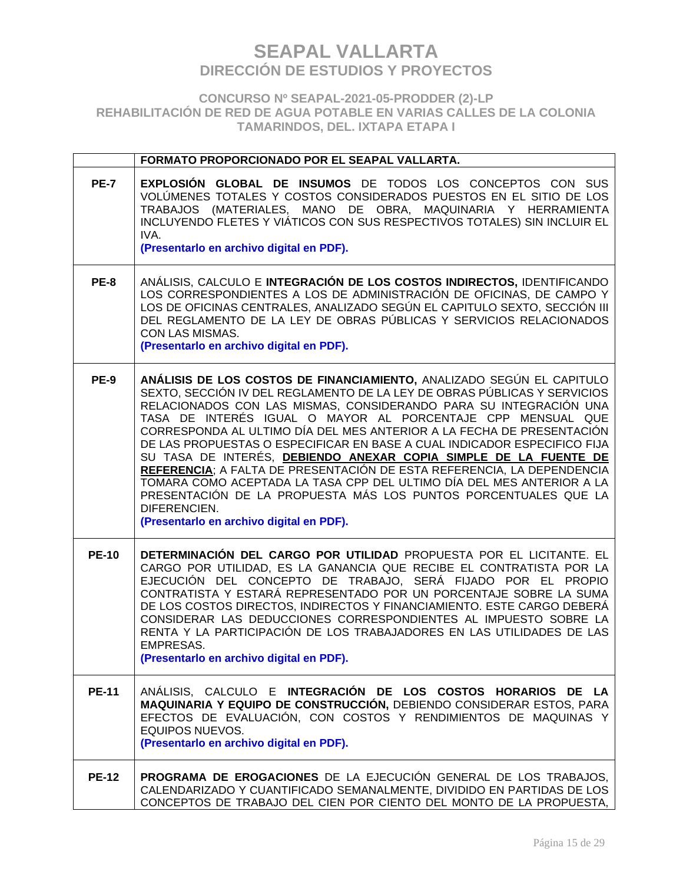# SEAPAL VALLARTA
## DIRECCIÓN DE ESTUDIOS Y PROYECTOS

### CONCURSO Nº SEAPAL-2021-05-PRODDER (2)-LP
### REHABILITACIÓN DE RED DE AGUA POTABLE EN VARIAS CALLES DE LA COLONIA TAMARINDOS, DEL. IXTAPA ETAPA I

| | FORMATO PROPORCIONADO POR EL SEAPAL VALLARTA. |
|---|---|
| **PE-7** | **EXPLOSIÓN GLOBAL DE INSUMOS** DE TODOS LOS CONCEPTOS CON SUS VOLÚMENES TOTALES Y COSTOS CONSIDERADOS PUESTOS EN EL SITIO DE LOS TRABAJOS (MATERIALES, MANO DE OBRA, MAQUINARIA Y HERRAMIENTA INCLUYENDO FLETES Y VIÁTICOS CON SUS RESPECTIVOS TOTALES) SIN INCLUIR EL IVA. **(Presentarlo en archivo digital en PDF).** |
| **PE-8** | ANÁLISIS, CALCULO E **INTEGRACIÓN DE LOS COSTOS INDIRECTOS,** IDENTIFICANDO LOS CORRESPONDIENTES A LOS DE ADMINISTRACIÓN DE OFICINAS, DE CAMPO Y LOS DE OFICINAS CENTRALES, ANALIZADO SEGÚN EL CAPITULO SEXTO, SECCIÓN III DEL REGLAMENTO DE LA LEY DE OBRAS PÚBLICAS Y SERVICIOS RELACIONADOS CON LAS MISMAS. **(Presentarlo en archivo digital en PDF).** |
| **PE-9** | **ANÁLISIS DE LOS COSTOS DE FINANCIAMIENTO,** ANALIZADO SEGÚN EL CAPITULO SEXTO, SECCIÓN IV DEL REGLAMENTO DE LA LEY DE OBRAS PÚBLICAS Y SERVICIOS RELACIONADOS CON LAS MISMAS, CONSIDERANDO PARA SU INTEGRACIÓN UNA TASA DE INTERÉS IGUAL O MAYOR AL PORCENTAJE CPP MENSUAL QUE CORRESPONDA AL ULTIMO DÍA DEL MES ANTERIOR A LA FECHA DE PRESENTACIÓN DE LAS PROPUESTAS O ESPECIFICAR EN BASE A CUAL INDICADOR ESPECIFICO FIJA SU TASA DE INTERÉS, **DEBIENDO ANEXAR COPIA SIMPLE DE LA FUENTE DE REFERENCIA**; A FALTA DE PRESENTACIÓN DE ESTA REFERENCIA, LA DEPENDENCIA TOMARA COMO ACEPTADA LA TASA CPP DEL ULTIMO DÍA DEL MES ANTERIOR A LA PRESENTACIÓN DE LA PROPUESTA MÁS LOS PUNTOS PORCENTUALES QUE LA DIFERENCIEN. **(Presentarlo en archivo digital en PDF).** |
| **PE-10** | **DETERMINACIÓN DEL CARGO POR UTILIDAD** PROPUESTA POR EL LICITANTE. EL CARGO POR UTILIDAD, ES LA GANANCIA QUE RECIBE EL CONTRATISTA POR LA EJECUCIÓN DEL CONCEPTO DE TRABAJO, SERÁ FIJADO POR EL PROPIO CONTRATISTA Y ESTARÁ REPRESENTADO POR UN PORCENTAJE SOBRE LA SUMA DE LOS COSTOS DIRECTOS, INDIRECTOS Y FINANCIAMIENTO. ESTE CARGO DEBERÁ CONSIDERAR LAS DEDUCCIONES CORRESPONDIENTES AL IMPUESTO SOBRE LA RENTA Y LA PARTICIPACIÓN DE LOS TRABAJADORES EN LAS UTILIDADES DE LAS EMPRESAS. **(Presentarlo en archivo digital en PDF).** |
| **PE-11** | ANÁLISIS, CALCULO E **INTEGRACIÓN DE LOS COSTOS HORARIOS DE LA MAQUINARIA Y EQUIPO DE CONSTRUCCIÓN,** DEBIENDO CONSIDERAR ESTOS, PARA EFECTOS DE EVALUACIÓN, CON COSTOS Y RENDIMIENTOS DE MAQUINAS Y EQUIPOS NUEVOS. **(Presentarlo en archivo digital en PDF).** |
| **PE-12** | **PROGRAMA DE EROGACIONES** DE LA EJECUCIÓN GENERAL DE LOS TRABAJOS, CALENDARIZADO Y CUANTIFICADO SEMANALMENTE, DIVIDIDO EN PARTIDAS DE LOS CONCEPTOS DE TRABAJO DEL CIEN POR CIENTO DEL MONTO DE LA PROPUESTA, |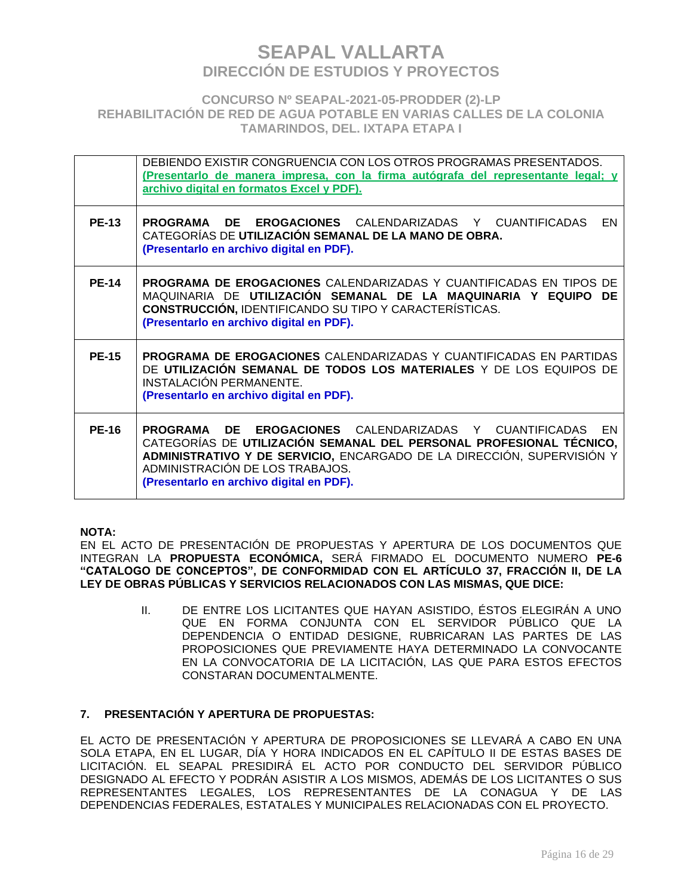| | |
|---|---|
| | DEBIENDO EXISTIR CONGRUENCIA CON LOS OTROS PROGRAMAS PRESENTADOS. **(Presentarlo de manera impresa, con la firma autógrafa del representante legal; y archivo digital en formatos Excel y PDF).** |
| **PE-13** | **PROGRAMA DE EROGACIONES** CALENDARIZADAS Y CUANTIFICADAS EN CATEGORÍAS DE **UTILIZACIÓN SEMANAL DE LA MANO DE OBRA.** **(Presentarlo en archivo digital en PDF).** |
| **PE-14** | **PROGRAMA DE EROGACIONES** CALENDARIZADAS Y CUANTIFICADAS EN TIPOS DE MAQUINARIA DE **UTILIZACIÓN SEMANAL DE LA MAQUINARIA Y EQUIPO DE CONSTRUCCIÓN,** IDENTIFICANDO SU TIPO Y CARACTERÍSTICAS. **(Presentarlo en archivo digital en PDF).** |
| **PE-15** | **PROGRAMA DE EROGACIONES** CALENDARIZADAS Y CUANTIFICADAS EN PARTIDAS DE **UTILIZACIÓN SEMANAL DE TODOS LOS MATERIALES** Y DE LOS EQUIPOS DE INSTALACIÓN PERMANENTE. **(Presentarlo en archivo digital en PDF).** |
| **PE-16** | **PROGRAMA DE EROGACIONES** CALENDARIZADAS Y CUANTIFICADAS EN CATEGORÍAS DE **UTILIZACIÓN SEMANAL DEL PERSONAL PROFESIONAL TÉCNICO, ADMINISTRATIVO Y DE SERVICIO,** ENCARGADO DE LA DIRECCIÓN, SUPERVISIÓN Y ADMINISTRACIÓN DE LOS TRABAJOS. **(Presentarlo en archivo digital en PDF).** |

**NOTA:**
EN EL ACTO DE PRESENTACIÓN DE PROPUESTAS Y APERTURA DE LOS DOCUMENTOS QUE INTEGRAN LA **PROPUESTA ECONÓMICA,** SERÁ FIRMADO EL DOCUMENTO NUMERO **PE-6 "CATALOGO DE CONCEPTOS", DE CONFORMIDAD CON EL ARTÍCULO 37, FRACCIÓN II, DE LA LEY DE OBRAS PÚBLICAS Y SERVICIOS RELACIONADOS CON LAS MISMAS, QUE DICE:**

> II. DE ENTRE LOS LICITANTES QUE HAYAN ASISTIDO, ÉSTOS ELEGIRÁN A UNO QUE EN FORMA CONJUNTA CON EL SERVIDOR PÚBLICO QUE LA DEPENDENCIA O ENTIDAD DESIGNE, RUBRICARAN LAS PARTES DE LAS PROPOSICIONES QUE PREVIAMENTE HAYA DETERMINADO LA CONVOCANTE EN LA CONVOCATORIA DE LA LICITACIÓN, LAS QUE PARA ESTOS EFECTOS CONSTARAN DOCUMENTALMENTE.

### 7. PRESENTACIÓN Y APERTURA DE PROPUESTAS:

EL ACTO DE PRESENTACIÓN Y APERTURA DE PROPOSICIONES SE LLEVARÁ A CABO EN UNA SOLA ETAPA, EN EL LUGAR, DÍA Y HORA INDICADOS EN EL CAPÍTULO II DE ESTAS BASES DE LICITACIÓN. EL SEAPAL PRESIDIRÁ EL ACTO POR CONDUCTO DEL SERVIDOR PÚBLICO DESIGNADO AL EFECTO Y PODRÁN ASISTIR A LOS MISMOS, ADEMÁS DE LOS LICITANTES O SUS REPRESENTANTES LEGALES, LOS REPRESENTANTES DE LA CONAGUA Y DE LAS DEPENDENCIAS FEDERALES, ESTATALES Y MUNICIPALES RELACIONADAS CON EL PROYECTO.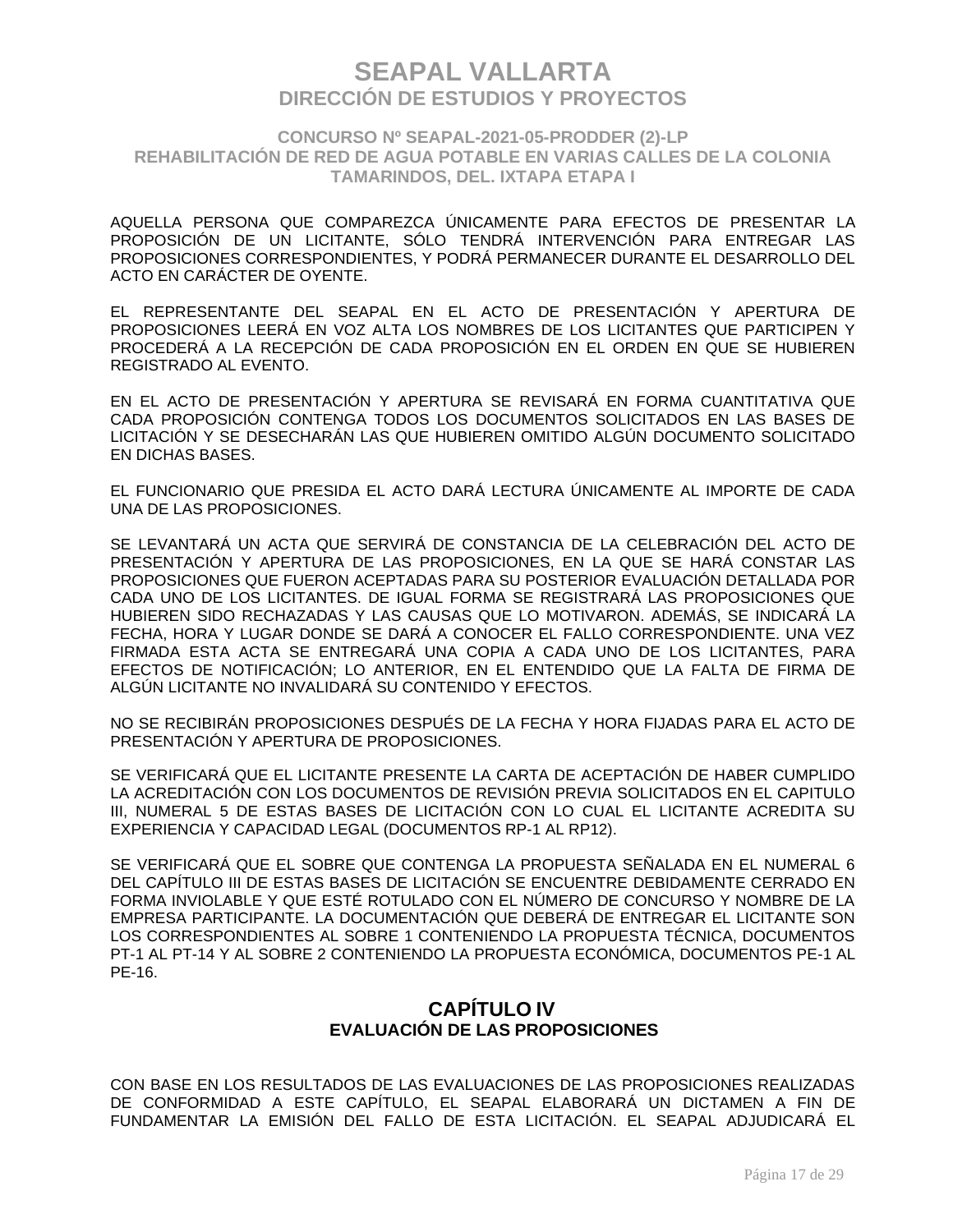AQUELLA PERSONA QUE COMPAREZCA ÚNICAMENTE PARA EFECTOS DE PRESENTAR LA PROPOSICIÓN DE UN LICITANTE, SÓLO TENDRÁ INTERVENCIÓN PARA ENTREGAR LAS PROPOSICIONES CORRESPONDIENTES, Y PODRÁ PERMANECER DURANTE EL DESARROLLO DEL ACTO EN CARÁCTER DE OYENTE.

EL REPRESENTANTE DEL SEAPAL EN EL ACTO DE PRESENTACIÓN Y APERTURA DE PROPOSICIONES LEERÁ EN VOZ ALTA LOS NOMBRES DE LOS LICITANTES QUE PARTICIPEN Y PROCEDERÁ A LA RECEPCIÓN DE CADA PROPOSICIÓN EN EL ORDEN EN QUE SE HUBIEREN REGISTRADO AL EVENTO.

EN EL ACTO DE PRESENTACIÓN Y APERTURA SE REVISARÁ EN FORMA CUANTITATIVA QUE CADA PROPOSICIÓN CONTENGA TODOS LOS DOCUMENTOS SOLICITADOS EN LAS BASES DE LICITACIÓN Y SE DESECHARÁN LAS QUE HUBIEREN OMITIDO ALGÚN DOCUMENTO SOLICITADO EN DICHAS BASES.

EL FUNCIONARIO QUE PRESIDA EL ACTO DARÁ LECTURA ÚNICAMENTE AL IMPORTE DE CADA UNA DE LAS PROPOSICIONES.

SE LEVANTARÁ UN ACTA QUE SERVIRÁ DE CONSTANCIA DE LA CELEBRACIÓN DEL ACTO DE PRESENTACIÓN Y APERTURA DE LAS PROPOSICIONES, EN LA QUE SE HARÁ CONSTAR LAS PROPOSICIONES QUE FUERON ACEPTADAS PARA SU POSTERIOR EVALUACIÓN DETALLADA POR CADA UNO DE LOS LICITANTES. DE IGUAL FORMA SE REGISTRARÁ LAS PROPOSICIONES QUE HUBIEREN SIDO RECHAZADAS Y LAS CAUSAS QUE LO MOTIVARON. ADEMÁS, SE INDICARÁ LA FECHA, HORA Y LUGAR DONDE SE DARÁ A CONOCER EL FALLO CORRESPONDIENTE. UNA VEZ FIRMADA ESTA ACTA SE ENTREGARÁ UNA COPIA A CADA UNO DE LOS LICITANTES, PARA EFECTOS DE NOTIFICACIÓN; LO ANTERIOR, EN EL ENTENDIDO QUE LA FALTA DE FIRMA DE ALGÚN LICITANTE NO INVALIDARÁ SU CONTENIDO Y EFECTOS.

NO SE RECIBIRÁN PROPOSICIONES DESPUÉS DE LA FECHA Y HORA FIJADAS PARA EL ACTO DE PRESENTACIÓN Y APERTURA DE PROPOSICIONES.

SE VERIFICARÁ QUE EL LICITANTE PRESENTE LA CARTA DE ACEPTACIÓN DE HABER CUMPLIDO LA ACREDITACIÓN CON LOS DOCUMENTOS DE REVISIÓN PREVIA SOLICITADOS EN EL CAPITULO III, NUMERAL 5 DE ESTAS BASES DE LICITACIÓN CON LO CUAL EL LICITANTE ACREDITA SU EXPERIENCIA Y CAPACIDAD LEGAL (DOCUMENTOS RP-1 AL RP12).

SE VERIFICARÁ QUE EL SOBRE QUE CONTENGA LA PROPUESTA SEÑALADA EN EL NUMERAL 6 DEL CAPÍTULO III DE ESTAS BASES DE LICITACIÓN SE ENCUENTRE DEBIDAMENTE CERRADO EN FORMA INVIOLABLE Y QUE ESTÉ ROTULADO CON EL NÚMERO DE CONCURSO Y NOMBRE DE LA EMPRESA PARTICIPANTE. LA DOCUMENTACIÓN QUE DEBERÁ DE ENTREGAR EL LICITANTE SON LOS CORRESPONDIENTES AL SOBRE 1 CONTENIENDO LA PROPUESTA TÉCNICA, DOCUMENTOS PT-1 AL PT-14 Y AL SOBRE 2 CONTENIENDO LA PROPUESTA ECONÓMICA, DOCUMENTOS PE-1 AL PE-16.

## CAPÍTULO IV
### EVALUACIÓN DE LAS PROPOSICIONES

CON BASE EN LOS RESULTADOS DE LAS EVALUACIONES DE LAS PROPOSICIONES REALIZADAS DE CONFORMIDAD A ESTE CAPÍTULO, EL SEAPAL ELABORARÁ UN DICTAMEN A FIN DE FUNDAMENTAR LA EMISIÓN DEL FALLO DE ESTA LICITACIÓN. EL SEAPAL ADJUDICARÁ EL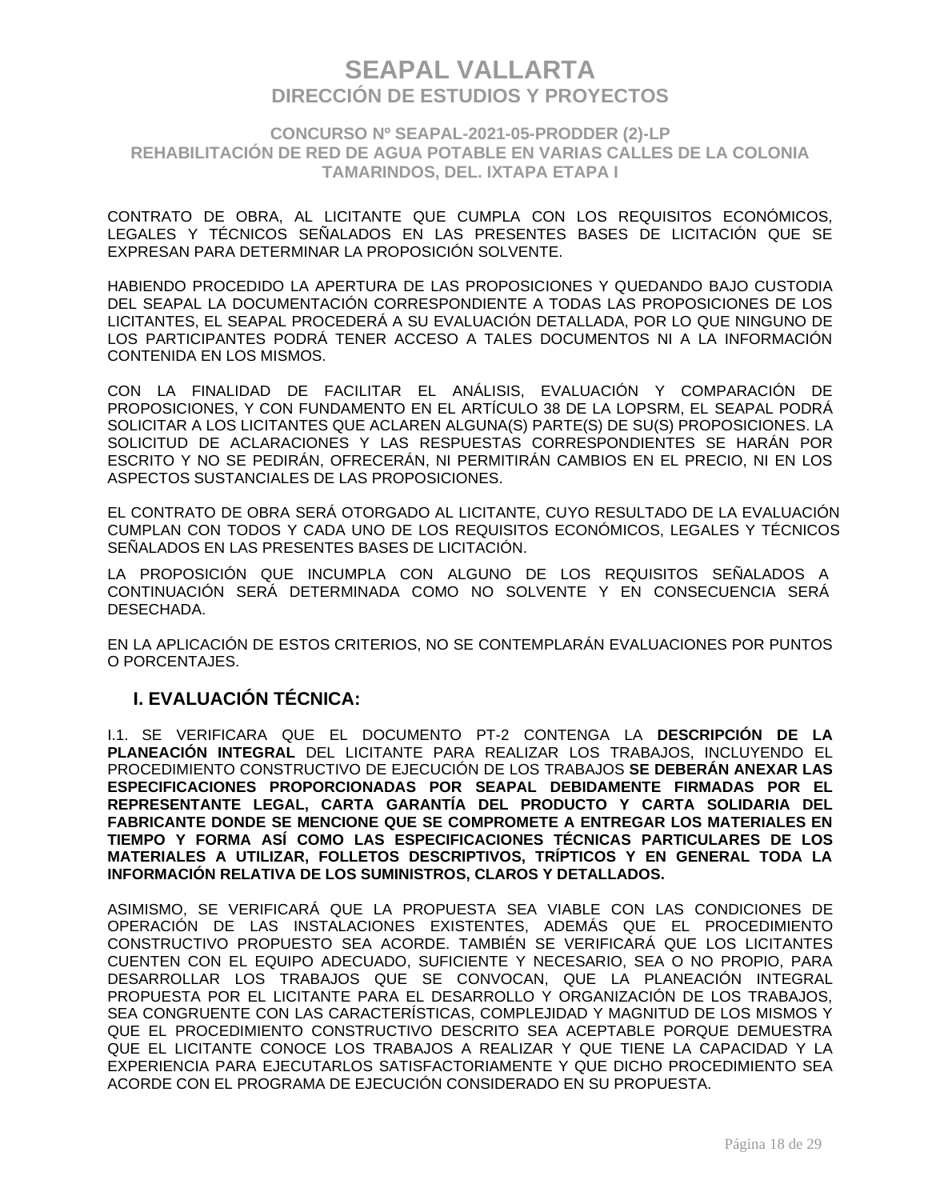CONTRATO DE OBRA, AL LICITANTE QUE CUMPLA CON LOS REQUISITOS ECONÓMICOS, LEGALES Y TÉCNICOS SEÑALADOS EN LAS PRESENTES BASES DE LICITACIÓN QUE SE EXPRESAN PARA DETERMINAR LA PROPOSICIÓN SOLVENTE.

HABIENDO PROCEDIDO LA APERTURA DE LAS PROPOSICIONES Y QUEDANDO BAJO CUSTODIA DEL SEAPAL LA DOCUMENTACIÓN CORRESPONDIENTE A TODAS LAS PROPOSICIONES DE LOS LICITANTES, EL SEAPAL PROCEDERÁ A SU EVALUACIÓN DETALLADA, POR LO QUE NINGUNO DE LOS PARTICIPANTES PODRÁ TENER ACCESO A TALES DOCUMENTOS NI A LA INFORMACIÓN CONTENIDA EN LOS MISMOS.

CON LA FINALIDAD DE FACILITAR EL ANÁLISIS, EVALUACIÓN Y COMPARACIÓN DE PROPOSICIONES, Y CON FUNDAMENTO EN EL ARTÍCULO 38 DE LA LOPSRM, EL SEAPAL PODRÁ SOLICITAR A LOS LICITANTES QUE ACLAREN ALGUNA(S) PARTE(S) DE SU(S) PROPOSICIONES. LA SOLICITUD DE ACLARACIONES Y LAS RESPUESTAS CORRESPONDIENTES SE HARÁN POR ESCRITO Y NO SE PEDIRÁN, OFRECERÁN, NI PERMITIRÁN CAMBIOS EN EL PRECIO, NI EN LOS ASPECTOS SUSTANCIALES DE LAS PROPOSICIONES.

EL CONTRATO DE OBRA SERÁ OTORGADO AL LICITANTE, CUYO RESULTADO DE LA EVALUACIÓN CUMPLAN CON TODOS Y CADA UNO DE LOS REQUISITOS ECONÓMICOS, LEGALES Y TÉCNICOS SEÑALADOS EN LAS PRESENTES BASES DE LICITACIÓN.

LA PROPOSICIÓN QUE INCUMPLA CON ALGUNO DE LOS REQUISITOS SEÑALADOS A CONTINUACIÓN SERÁ DETERMINADA COMO NO SOLVENTE Y EN CONSECUENCIA SERÁ DESECHADA.

EN LA APLICACIÓN DE ESTOS CRITERIOS, NO SE CONTEMPLARÁN EVALUACIONES POR PUNTOS O PORCENTAJES.

## I. EVALUACIÓN TÉCNICA:

I.1. SE VERIFICARA QUE EL DOCUMENTO PT-2 CONTENGA LA **DESCRIPCIÓN DE LA PLANEACIÓN INTEGRAL** DEL LICITANTE PARA REALIZAR LOS TRABAJOS, INCLUYENDO EL PROCEDIMIENTO CONSTRUCTIVO DE EJECUCIÓN DE LOS TRABAJOS **SE DEBERÁN ANEXAR LAS ESPECIFICACIONES PROPORCIONADAS POR SEAPAL DEBIDAMENTE FIRMADAS POR EL REPRESENTANTE LEGAL, CARTA GARANTÍA DEL PRODUCTO Y CARTA SOLIDARIA DEL FABRICANTE DONDE SE MENCIONE QUE SE COMPROMETE A ENTREGAR LOS MATERIALES EN TIEMPO Y FORMA ASÍ COMO LAS ESPECIFICACIONES TÉCNICAS PARTICULARES DE LOS MATERIALES A UTILIZAR, FOLLETOS DESCRIPTIVOS, TRÍPTICOS Y EN GENERAL TODA LA INFORMACIÓN RELATIVA DE LOS SUMINISTROS, CLAROS Y DETALLADOS.**

ASIMISMO, SE VERIFICARÁ QUE LA PROPUESTA SEA VIABLE CON LAS CONDICIONES DE OPERACIÓN DE LAS INSTALACIONES EXISTENTES, ADEMÁS QUE EL PROCEDIMIENTO CONSTRUCTIVO PROPUESTO SEA ACORDE. TAMBIÉN SE VERIFICARÁ QUE LOS LICITANTES CUENTEN CON EL EQUIPO ADECUADO, SUFICIENTE Y NECESARIO, SEA O NO PROPIO, PARA DESARROLLAR LOS TRABAJOS QUE SE CONVOCAN, QUE LA PLANEACIÓN INTEGRAL PROPUESTA POR EL LICITANTE PARA EL DESARROLLO Y ORGANIZACIÓN DE LOS TRABAJOS, SEA CONGRUENTE CON LAS CARACTERÍSTICAS, COMPLEJIDAD Y MAGNITUD DE LOS MISMOS Y QUE EL PROCEDIMIENTO CONSTRUCTIVO DESCRITO SEA ACEPTABLE PORQUE DEMUESTRA QUE EL LICITANTE CONOCE LOS TRABAJOS A REALIZAR Y QUE TIENE LA CAPACIDAD Y LA EXPERIENCIA PARA EJECUTARLOS SATISFACTORIAMENTE Y QUE DICHO PROCEDIMIENTO SEA ACORDE CON EL PROGRAMA DE EJECUCIÓN CONSIDERADO EN SU PROPUESTA.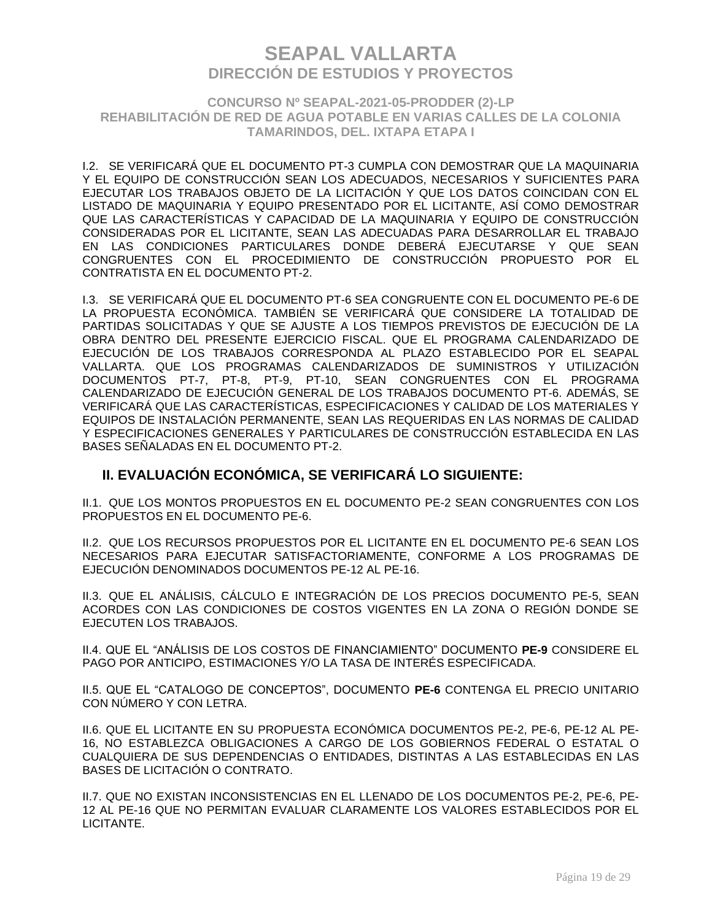I.2. SE VERIFICARÁ QUE EL DOCUMENTO PT-3 CUMPLA CON DEMOSTRAR QUE LA MAQUINARIA Y EL EQUIPO DE CONSTRUCCIÓN SEAN LOS ADECUADOS, NECESARIOS Y SUFICIENTES PARA EJECUTAR LOS TRABAJOS OBJETO DE LA LICITACIÓN Y QUE LOS DATOS COINCIDAN CON EL LISTADO DE MAQUINARIA Y EQUIPO PRESENTADO POR EL LICITANTE, ASÍ COMO DEMOSTRAR QUE LAS CARACTERÍSTICAS Y CAPACIDAD DE LA MAQUINARIA Y EQUIPO DE CONSTRUCCIÓN CONSIDERADAS POR EL LICITANTE, SEAN LAS ADECUADAS PARA DESARROLLAR EL TRABAJO EN LAS CONDICIONES PARTICULARES DONDE DEBERÁ EJECUTARSE Y QUE SEAN CONGRUENTES CON EL PROCEDIMIENTO DE CONSTRUCCIÓN PROPUESTO POR EL CONTRATISTA EN EL DOCUMENTO PT-2.

I.3. SE VERIFICARÁ QUE EL DOCUMENTO PT-6 SEA CONGRUENTE CON EL DOCUMENTO PE-6 DE LA PROPUESTA ECONÓMICA. TAMBIÉN SE VERIFICARÁ QUE CONSIDERE LA TOTALIDAD DE PARTIDAS SOLICITADAS Y QUE SE AJUSTE A LOS TIEMPOS PREVISTOS DE EJECUCIÓN DE LA OBRA DENTRO DEL PRESENTE EJERCICIO FISCAL. QUE EL PROGRAMA CALENDARIZADO DE EJECUCIÓN DE LOS TRABAJOS CORRESPONDA AL PLAZO ESTABLECIDO POR EL SEAPAL VALLARTA. QUE LOS PROGRAMAS CALENDARIZADOS DE SUMINISTROS Y UTILIZACIÓN DOCUMENTOS PT-7, PT-8, PT-9, PT-10, SEAN CONGRUENTES CON EL PROGRAMA CALENDARIZADO DE EJECUCIÓN GENERAL DE LOS TRABAJOS DOCUMENTO PT-6. ADEMÁS, SE VERIFICARÁ QUE LAS CARACTERÍSTICAS, ESPECIFICACIONES Y CALIDAD DE LOS MATERIALES Y EQUIPOS DE INSTALACIÓN PERMANENTE, SEAN LAS REQUERIDAS EN LAS NORMAS DE CALIDAD Y ESPECIFICACIONES GENERALES Y PARTICULARES DE CONSTRUCCIÓN ESTABLECIDA EN LAS BASES SEÑALADAS EN EL DOCUMENTO PT-2.

## II. EVALUACIÓN ECONÓMICA, SE VERIFICARÁ LO SIGUIENTE:

II.1. QUE LOS MONTOS PROPUESTOS EN EL DOCUMENTO PE-2 SEAN CONGRUENTES CON LOS PROPUESTOS EN EL DOCUMENTO PE-6.

II.2. QUE LOS RECURSOS PROPUESTOS POR EL LICITANTE EN EL DOCUMENTO PE-6 SEAN LOS NECESARIOS PARA EJECUTAR SATISFACTORIAMENTE, CONFORME A LOS PROGRAMAS DE EJECUCIÓN DENOMINADOS DOCUMENTOS PE-12 AL PE-16.

II.3. QUE EL ANÁLISIS, CÁLCULO E INTEGRACIÓN DE LOS PRECIOS DOCUMENTO PE-5, SEAN ACORDES CON LAS CONDICIONES DE COSTOS VIGENTES EN LA ZONA O REGIÓN DONDE SE EJECUTEN LOS TRABAJOS.

II.4. QUE EL "ANÁLISIS DE LOS COSTOS DE FINANCIAMIENTO" DOCUMENTO **PE-9** CONSIDERE EL PAGO POR ANTICIPO, ESTIMACIONES Y/O LA TASA DE INTERÉS ESPECIFICADA.

II.5. QUE EL "CATALOGO DE CONCEPTOS", DOCUMENTO **PE-6** CONTENGA EL PRECIO UNITARIO CON NÚMERO Y CON LETRA.

II.6. QUE EL LICITANTE EN SU PROPUESTA ECONÓMICA DOCUMENTOS PE-2, PE-6, PE-12 AL PE-16, NO ESTABLEZCA OBLIGACIONES A CARGO DE LOS GOBIERNOS FEDERAL O ESTATAL O CUALQUIERA DE SUS DEPENDENCIAS O ENTIDADES, DISTINTAS A LAS ESTABLECIDAS EN LAS BASES DE LICITACIÓN O CONTRATO.

II.7. QUE NO EXISTAN INCONSISTENCIAS EN EL LLENADO DE LOS DOCUMENTOS PE-2, PE-6, PE-12 AL PE-16 QUE NO PERMITAN EVALUAR CLARAMENTE LOS VALORES ESTABLECIDOS POR EL LICITANTE.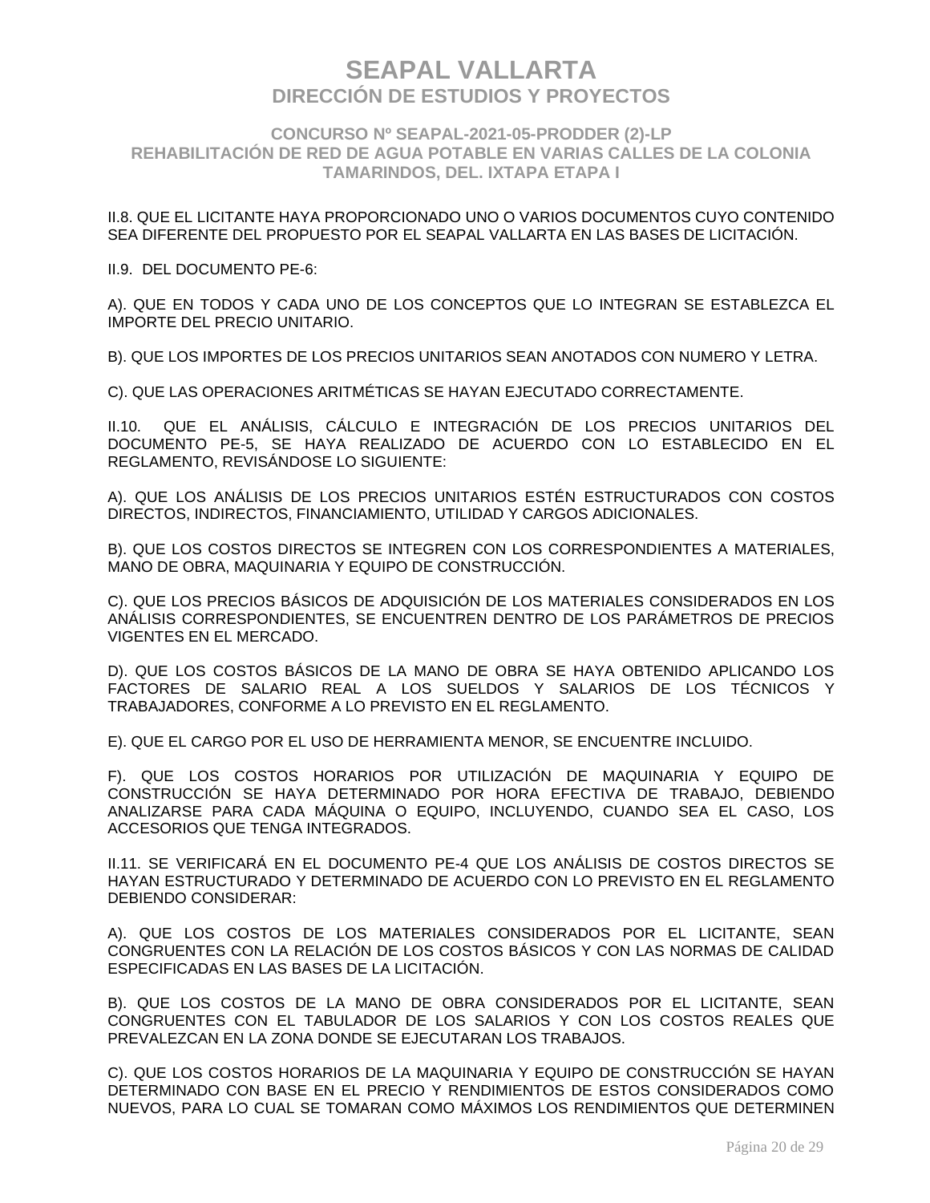II.8. QUE EL LICITANTE HAYA PROPORCIONADO UNO O VARIOS DOCUMENTOS CUYO CONTENIDO SEA DIFERENTE DEL PROPUESTO POR EL SEAPAL VALLARTA EN LAS BASES DE LICITACIÓN.

II.9. DEL DOCUMENTO PE-6:

A). QUE EN TODOS Y CADA UNO DE LOS CONCEPTOS QUE LO INTEGRAN SE ESTABLEZCA EL IMPORTE DEL PRECIO UNITARIO.

B). QUE LOS IMPORTES DE LOS PRECIOS UNITARIOS SEAN ANOTADOS CON NUMERO Y LETRA.

C). QUE LAS OPERACIONES ARITMÉTICAS SE HAYAN EJECUTADO CORRECTAMENTE.

II.10. QUE EL ANÁLISIS, CÁLCULO E INTEGRACIÓN DE LOS PRECIOS UNITARIOS DEL DOCUMENTO PE-5, SE HAYA REALIZADO DE ACUERDO CON LO ESTABLECIDO EN EL REGLAMENTO, REVISÁNDOSE LO SIGUIENTE:

A). QUE LOS ANÁLISIS DE LOS PRECIOS UNITARIOS ESTÉN ESTRUCTURADOS CON COSTOS DIRECTOS, INDIRECTOS, FINANCIAMIENTO, UTILIDAD Y CARGOS ADICIONALES.

B). QUE LOS COSTOS DIRECTOS SE INTEGREN CON LOS CORRESPONDIENTES A MATERIALES, MANO DE OBRA, MAQUINARIA Y EQUIPO DE CONSTRUCCIÓN.

C). QUE LOS PRECIOS BÁSICOS DE ADQUISICIÓN DE LOS MATERIALES CONSIDERADOS EN LOS ANÁLISIS CORRESPONDIENTES, SE ENCUENTREN DENTRO DE LOS PARÁMETROS DE PRECIOS VIGENTES EN EL MERCADO.

D). QUE LOS COSTOS BÁSICOS DE LA MANO DE OBRA SE HAYA OBTENIDO APLICANDO LOS FACTORES DE SALARIO REAL A LOS SUELDOS Y SALARIOS DE LOS TÉCNICOS Y TRABAJADORES, CONFORME A LO PREVISTO EN EL REGLAMENTO.

E). QUE EL CARGO POR EL USO DE HERRAMIENTA MENOR, SE ENCUENTRE INCLUIDO.

F). QUE LOS COSTOS HORARIOS POR UTILIZACIÓN DE MAQUINARIA Y EQUIPO DE CONSTRUCCIÓN SE HAYA DETERMINADO POR HORA EFECTIVA DE TRABAJO, DEBIENDO ANALIZARSE PARA CADA MÁQUINA O EQUIPO, INCLUYENDO, CUANDO SEA EL CASO, LOS ACCESORIOS QUE TENGA INTEGRADOS.

II.11. SE VERIFICARÁ EN EL DOCUMENTO PE-4 QUE LOS ANÁLISIS DE COSTOS DIRECTOS SE HAYAN ESTRUCTURADO Y DETERMINADO DE ACUERDO CON LO PREVISTO EN EL REGLAMENTO DEBIENDO CONSIDERAR:

A). QUE LOS COSTOS DE LOS MATERIALES CONSIDERADOS POR EL LICITANTE, SEAN CONGRUENTES CON LA RELACIÓN DE LOS COSTOS BÁSICOS Y CON LAS NORMAS DE CALIDAD ESPECIFICADAS EN LAS BASES DE LA LICITACIÓN.

B). QUE LOS COSTOS DE LA MANO DE OBRA CONSIDERADOS POR EL LICITANTE, SEAN CONGRUENTES CON EL TABULADOR DE LOS SALARIOS Y CON LOS COSTOS REALES QUE PREVALEZCAN EN LA ZONA DONDE SE EJECUTARAN LOS TRABAJOS.

C). QUE LOS COSTOS HORARIOS DE LA MAQUINARIA Y EQUIPO DE CONSTRUCCIÓN SE HAYAN DETERMINADO CON BASE EN EL PRECIO Y RENDIMIENTOS DE ESTOS CONSIDERADOS COMO NUEVOS, PARA LO CUAL SE TOMARAN COMO MÁXIMOS LOS RENDIMIENTOS QUE DETERMINEN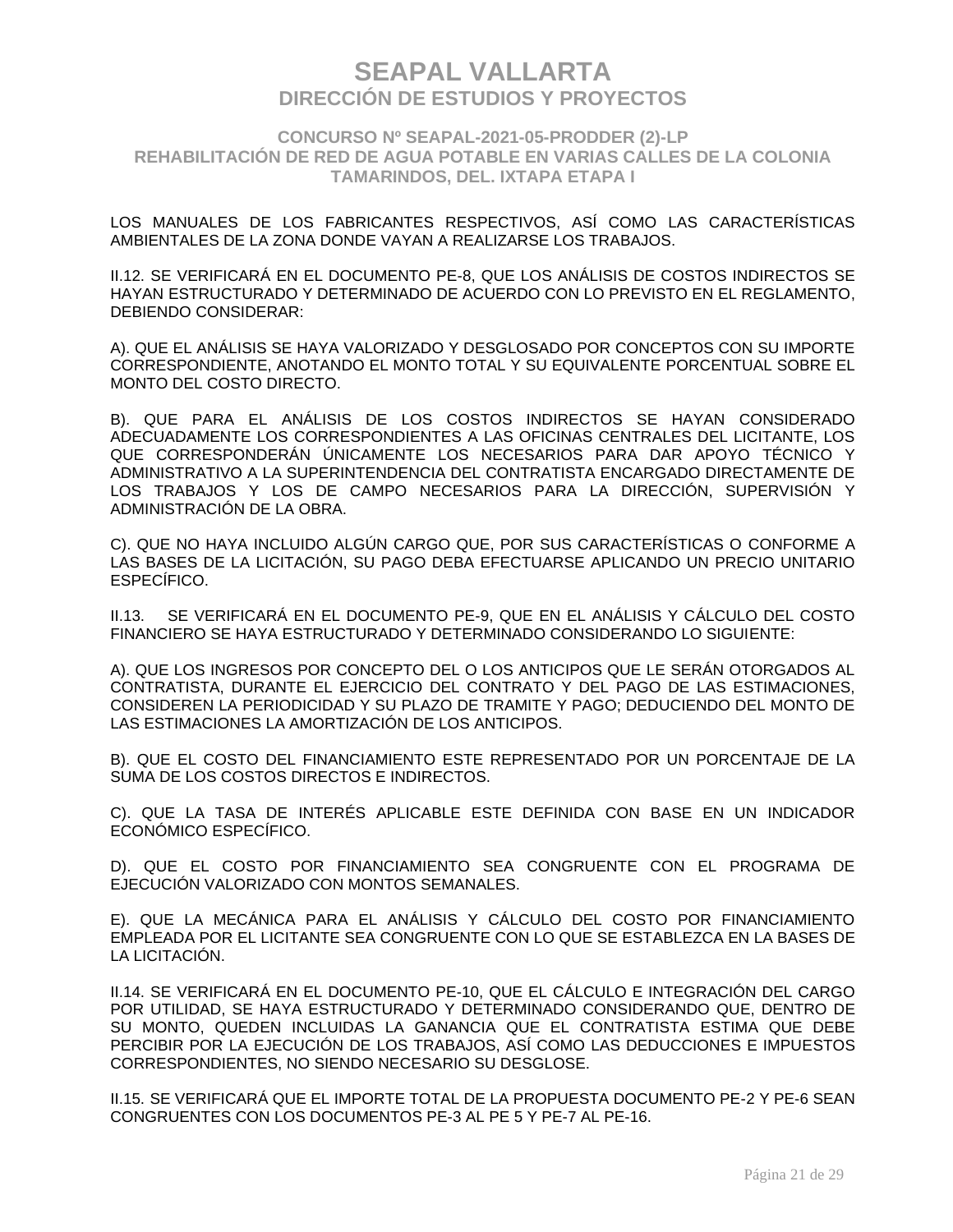LOS MANUALES DE LOS FABRICANTES RESPECTIVOS, ASÍ COMO LAS CARACTERÍSTICAS AMBIENTALES DE LA ZONA DONDE VAYAN A REALIZARSE LOS TRABAJOS.

II.12. SE VERIFICARÁ EN EL DOCUMENTO PE-8, QUE LOS ANÁLISIS DE COSTOS INDIRECTOS SE HAYAN ESTRUCTURADO Y DETERMINADO DE ACUERDO CON LO PREVISTO EN EL REGLAMENTO, DEBIENDO CONSIDERAR:

A). QUE EL ANÁLISIS SE HAYA VALORIZADO Y DESGLOSADO POR CONCEPTOS CON SU IMPORTE CORRESPONDIENTE, ANOTANDO EL MONTO TOTAL Y SU EQUIVALENTE PORCENTUAL SOBRE EL MONTO DEL COSTO DIRECTO.

B). QUE PARA EL ANÁLISIS DE LOS COSTOS INDIRECTOS SE HAYAN CONSIDERADO ADECUADAMENTE LOS CORRESPONDIENTES A LAS OFICINAS CENTRALES DEL LICITANTE, LOS QUE CORRESPONDERÁN ÚNICAMENTE LOS NECESARIOS PARA DAR APOYO TÉCNICO Y ADMINISTRATIVO A LA SUPERINTENDENCIA DEL CONTRATISTA ENCARGADO DIRECTAMENTE DE LOS TRABAJOS Y LOS DE CAMPO NECESARIOS PARA LA DIRECCIÓN, SUPERVISIÓN Y ADMINISTRACIÓN DE LA OBRA.

C). QUE NO HAYA INCLUIDO ALGÚN CARGO QUE, POR SUS CARACTERÍSTICAS O CONFORME A LAS BASES DE LA LICITACIÓN, SU PAGO DEBA EFECTUARSE APLICANDO UN PRECIO UNITARIO ESPECÍFICO.

II.13. SE VERIFICARÁ EN EL DOCUMENTO PE-9, QUE EN EL ANÁLISIS Y CÁLCULO DEL COSTO FINANCIERO SE HAYA ESTRUCTURADO Y DETERMINADO CONSIDERANDO LO SIGUIENTE:

A). QUE LOS INGRESOS POR CONCEPTO DEL O LOS ANTICIPOS QUE LE SERÁN OTORGADOS AL CONTRATISTA, DURANTE EL EJERCICIO DEL CONTRATO Y DEL PAGO DE LAS ESTIMACIONES, CONSIDEREN LA PERIODICIDAD Y SU PLAZO DE TRAMITE Y PAGO; DEDUCIENDO DEL MONTO DE LAS ESTIMACIONES LA AMORTIZACIÓN DE LOS ANTICIPOS.

B). QUE EL COSTO DEL FINANCIAMIENTO ESTE REPRESENTADO POR UN PORCENTAJE DE LA SUMA DE LOS COSTOS DIRECTOS E INDIRECTOS.

C). QUE LA TASA DE INTERÉS APLICABLE ESTE DEFINIDA CON BASE EN UN INDICADOR ECONÓMICO ESPECÍFICO.

D). QUE EL COSTO POR FINANCIAMIENTO SEA CONGRUENTE CON EL PROGRAMA DE EJECUCIÓN VALORIZADO CON MONTOS SEMANALES.

E). QUE LA MECÁNICA PARA EL ANÁLISIS Y CÁLCULO DEL COSTO POR FINANCIAMIENTO EMPLEADA POR EL LICITANTE SEA CONGRUENTE CON LO QUE SE ESTABLEZCA EN LA BASES DE LA LICITACIÓN.

II.14. SE VERIFICARÁ EN EL DOCUMENTO PE-10, QUE EL CÁLCULO E INTEGRACIÓN DEL CARGO POR UTILIDAD, SE HAYA ESTRUCTURADO Y DETERMINADO CONSIDERANDO QUE, DENTRO DE SU MONTO, QUEDEN INCLUIDAS LA GANANCIA QUE EL CONTRATISTA ESTIMA QUE DEBE PERCIBIR POR LA EJECUCIÓN DE LOS TRABAJOS, ASÍ COMO LAS DEDUCCIONES E IMPUESTOS CORRESPONDIENTES, NO SIENDO NECESARIO SU DESGLOSE.

II.15. SE VERIFICARÁ QUE EL IMPORTE TOTAL DE LA PROPUESTA DOCUMENTO PE-2 Y PE-6 SEAN CONGRUENTES CON LOS DOCUMENTOS PE-3 AL PE 5 Y PE-7 AL PE-16.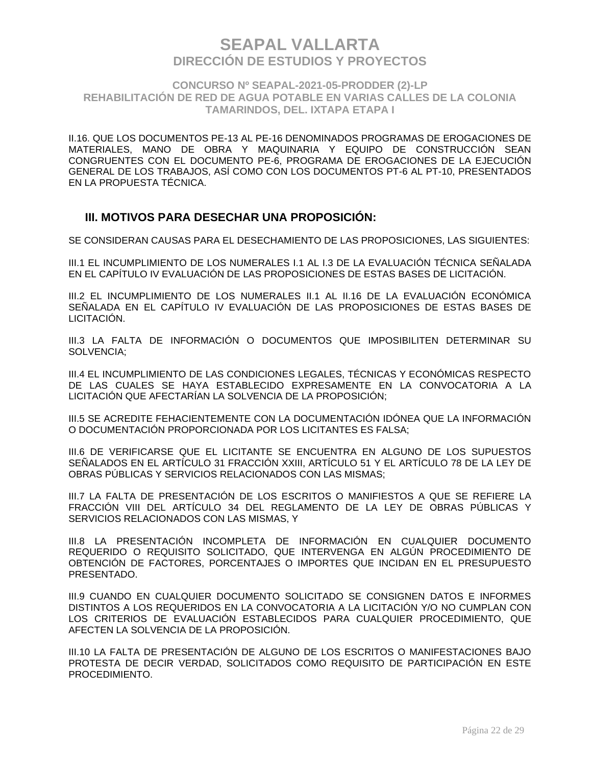II.16. QUE LOS DOCUMENTOS PE-13 AL PE-16 DENOMINADOS PROGRAMAS DE EROGACIONES DE MATERIALES, MANO DE OBRA Y MAQUINARIA Y EQUIPO DE CONSTRUCCIÓN SEAN CONGRUENTES CON EL DOCUMENTO PE-6, PROGRAMA DE EROGACIONES DE LA EJECUCIÓN GENERAL DE LOS TRABAJOS, ASÍ COMO CON LOS DOCUMENTOS PT-6 AL PT-10, PRESENTADOS EN LA PROPUESTA TÉCNICA.

## III. MOTIVOS PARA DESECHAR UNA PROPOSICIÓN:

SE CONSIDERAN CAUSAS PARA EL DESECHAMIENTO DE LAS PROPOSICIONES, LAS SIGUIENTES:

III.1 EL INCUMPLIMIENTO DE LOS NUMERALES I.1 AL I.3 DE LA EVALUACIÓN TÉCNICA SEÑALADA EN EL CAPÍTULO IV EVALUACIÓN DE LAS PROPOSICIONES DE ESTAS BASES DE LICITACIÓN.

III.2 EL INCUMPLIMIENTO DE LOS NUMERALES II.1 AL II.16 DE LA EVALUACIÓN ECONÓMICA SEÑALADA EN EL CAPÍTULO IV EVALUACIÓN DE LAS PROPOSICIONES DE ESTAS BASES DE LICITACIÓN.

III.3 LA FALTA DE INFORMACIÓN O DOCUMENTOS QUE IMPOSIBILITEN DETERMINAR SU SOLVENCIA;

III.4 EL INCUMPLIMIENTO DE LAS CONDICIONES LEGALES, TÉCNICAS Y ECONÓMICAS RESPECTO DE LAS CUALES SE HAYA ESTABLECIDO EXPRESAMENTE EN LA CONVOCATORIA A LA LICITACIÓN QUE AFECTARÍAN LA SOLVENCIA DE LA PROPOSICIÓN;

III.5 SE ACREDITE FEHACIENTEMENTE CON LA DOCUMENTACIÓN IDÓNEA QUE LA INFORMACIÓN O DOCUMENTACIÓN PROPORCIONADA POR LOS LICITANTES ES FALSA;

III.6 DE VERIFICARSE QUE EL LICITANTE SE ENCUENTRA EN ALGUNO DE LOS SUPUESTOS SEÑALADOS EN EL ARTÍCULO 31 FRACCIÓN XXIII, ARTÍCULO 51 Y EL ARTÍCULO 78 DE LA LEY DE OBRAS PÚBLICAS Y SERVICIOS RELACIONADOS CON LAS MISMAS;

III.7 LA FALTA DE PRESENTACIÓN DE LOS ESCRITOS O MANIFIESTOS A QUE SE REFIERE LA FRACCIÓN VIII DEL ARTÍCULO 34 DEL REGLAMENTO DE LA LEY DE OBRAS PÚBLICAS Y SERVICIOS RELACIONADOS CON LAS MISMAS, Y

III.8 LA PRESENTACIÓN INCOMPLETA DE INFORMACIÓN EN CUALQUIER DOCUMENTO REQUERIDO O REQUISITO SOLICITADO, QUE INTERVENGA EN ALGÚN PROCEDIMIENTO DE OBTENCIÓN DE FACTORES, PORCENTAJES O IMPORTES QUE INCIDAN EN EL PRESUPUESTO PRESENTADO.

III.9 CUANDO EN CUALQUIER DOCUMENTO SOLICITADO SE CONSIGNEN DATOS E INFORMES DISTINTOS A LOS REQUERIDOS EN LA CONVOCATORIA A LA LICITACIÓN Y/O NO CUMPLAN CON LOS CRITERIOS DE EVALUACIÓN ESTABLECIDOS PARA CUALQUIER PROCEDIMIENTO, QUE AFECTEN LA SOLVENCIA DE LA PROPOSICIÓN.

III.10 LA FALTA DE PRESENTACIÓN DE ALGUNO DE LOS ESCRITOS O MANIFESTACIONES BAJO PROTESTA DE DECIR VERDAD, SOLICITADOS COMO REQUISITO DE PARTICIPACIÓN EN ESTE PROCEDIMIENTO.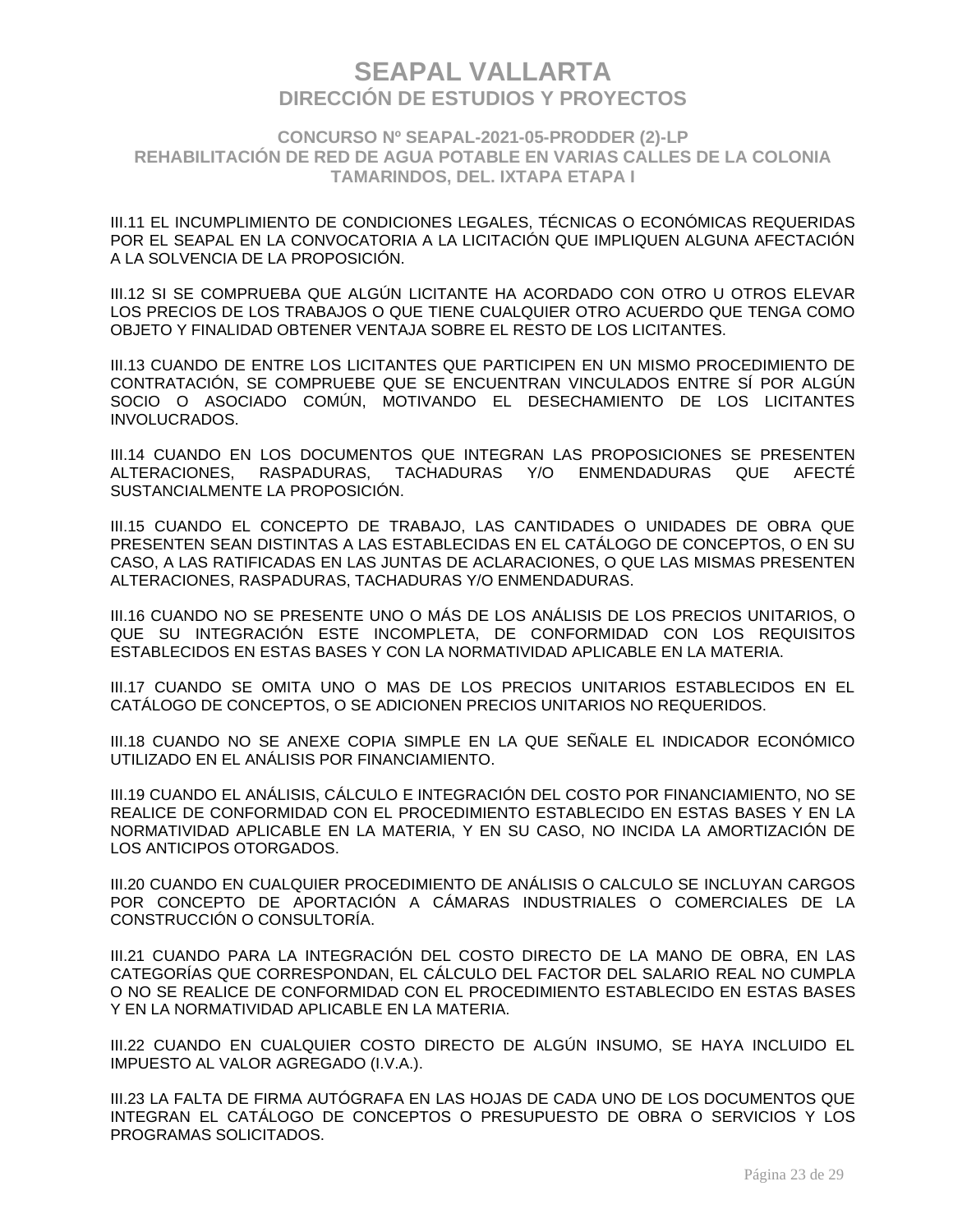III.11 EL INCUMPLIMIENTO DE CONDICIONES LEGALES, TÉCNICAS O ECONÓMICAS REQUERIDAS POR EL SEAPAL EN LA CONVOCATORIA A LA LICITACIÓN QUE IMPLIQUEN ALGUNA AFECTACIÓN A LA SOLVENCIA DE LA PROPOSICIÓN.

III.12 SI SE COMPRUEBA QUE ALGÚN LICITANTE HA ACORDADO CON OTRO U OTROS ELEVAR LOS PRECIOS DE LOS TRABAJOS O QUE TIENE CUALQUIER OTRO ACUERDO QUE TENGA COMO OBJETO Y FINALIDAD OBTENER VENTAJA SOBRE EL RESTO DE LOS LICITANTES.

III.13 CUANDO DE ENTRE LOS LICITANTES QUE PARTICIPEN EN UN MISMO PROCEDIMIENTO DE CONTRATACIÓN, SE COMPRUEBE QUE SE ENCUENTRAN VINCULADOS ENTRE SÍ POR ALGÚN SOCIO O ASOCIADO COMÚN, MOTIVANDO EL DESECHAMIENTO DE LOS LICITANTES INVOLUCRADOS.

III.14 CUANDO EN LOS DOCUMENTOS QUE INTEGRAN LAS PROPOSICIONES SE PRESENTEN ALTERACIONES, RASPADURAS, TACHADURAS Y/O ENMENDADURAS QUE AFECTÉ SUSTANCIALMENTE LA PROPOSICIÓN.

III.15 CUANDO EL CONCEPTO DE TRABAJO, LAS CANTIDADES O UNIDADES DE OBRA QUE PRESENTEN SEAN DISTINTAS A LAS ESTABLECIDAS EN EL CATÁLOGO DE CONCEPTOS, O EN SU CASO, A LAS RATIFICADAS EN LAS JUNTAS DE ACLARACIONES, O QUE LAS MISMAS PRESENTEN ALTERACIONES, RASPADURAS, TACHADURAS Y/O ENMENDADURAS.

III.16 CUANDO NO SE PRESENTE UNO O MÁS DE LOS ANÁLISIS DE LOS PRECIOS UNITARIOS, O QUE SU INTEGRACIÓN ESTE INCOMPLETA, DE CONFORMIDAD CON LOS REQUISITOS ESTABLECIDOS EN ESTAS BASES Y CON LA NORMATIVIDAD APLICABLE EN LA MATERIA.

III.17 CUANDO SE OMITA UNO O MAS DE LOS PRECIOS UNITARIOS ESTABLECIDOS EN EL CATÁLOGO DE CONCEPTOS, O SE ADICIONEN PRECIOS UNITARIOS NO REQUERIDOS.

III.18 CUANDO NO SE ANEXE COPIA SIMPLE EN LA QUE SEÑALE EL INDICADOR ECONÓMICO UTILIZADO EN EL ANÁLISIS POR FINANCIAMIENTO.

III.19 CUANDO EL ANÁLISIS, CÁLCULO E INTEGRACIÓN DEL COSTO POR FINANCIAMIENTO, NO SE REALICE DE CONFORMIDAD CON EL PROCEDIMIENTO ESTABLECIDO EN ESTAS BASES Y EN LA NORMATIVIDAD APLICABLE EN LA MATERIA, Y EN SU CASO, NO INCIDA LA AMORTIZACIÓN DE LOS ANTICIPOS OTORGADOS.

III.20 CUANDO EN CUALQUIER PROCEDIMIENTO DE ANÁLISIS O CALCULO SE INCLUYAN CARGOS POR CONCEPTO DE APORTACIÓN A CÁMARAS INDUSTRIALES O COMERCIALES DE LA CONSTRUCCIÓN O CONSULTORÍA.

III.21 CUANDO PARA LA INTEGRACIÓN DEL COSTO DIRECTO DE LA MANO DE OBRA, EN LAS CATEGORÍAS QUE CORRESPONDAN, EL CÁLCULO DEL FACTOR DEL SALARIO REAL NO CUMPLA O NO SE REALICE DE CONFORMIDAD CON EL PROCEDIMIENTO ESTABLECIDO EN ESTAS BASES Y EN LA NORMATIVIDAD APLICABLE EN LA MATERIA.

III.22 CUANDO EN CUALQUIER COSTO DIRECTO DE ALGÚN INSUMO, SE HAYA INCLUIDO EL IMPUESTO AL VALOR AGREGADO (I.V.A.).

III.23 LA FALTA DE FIRMA AUTÓGRAFA EN LAS HOJAS DE CADA UNO DE LOS DOCUMENTOS QUE INTEGRAN EL CATÁLOGO DE CONCEPTOS O PRESUPUESTO DE OBRA O SERVICIOS Y LOS PROGRAMAS SOLICITADOS.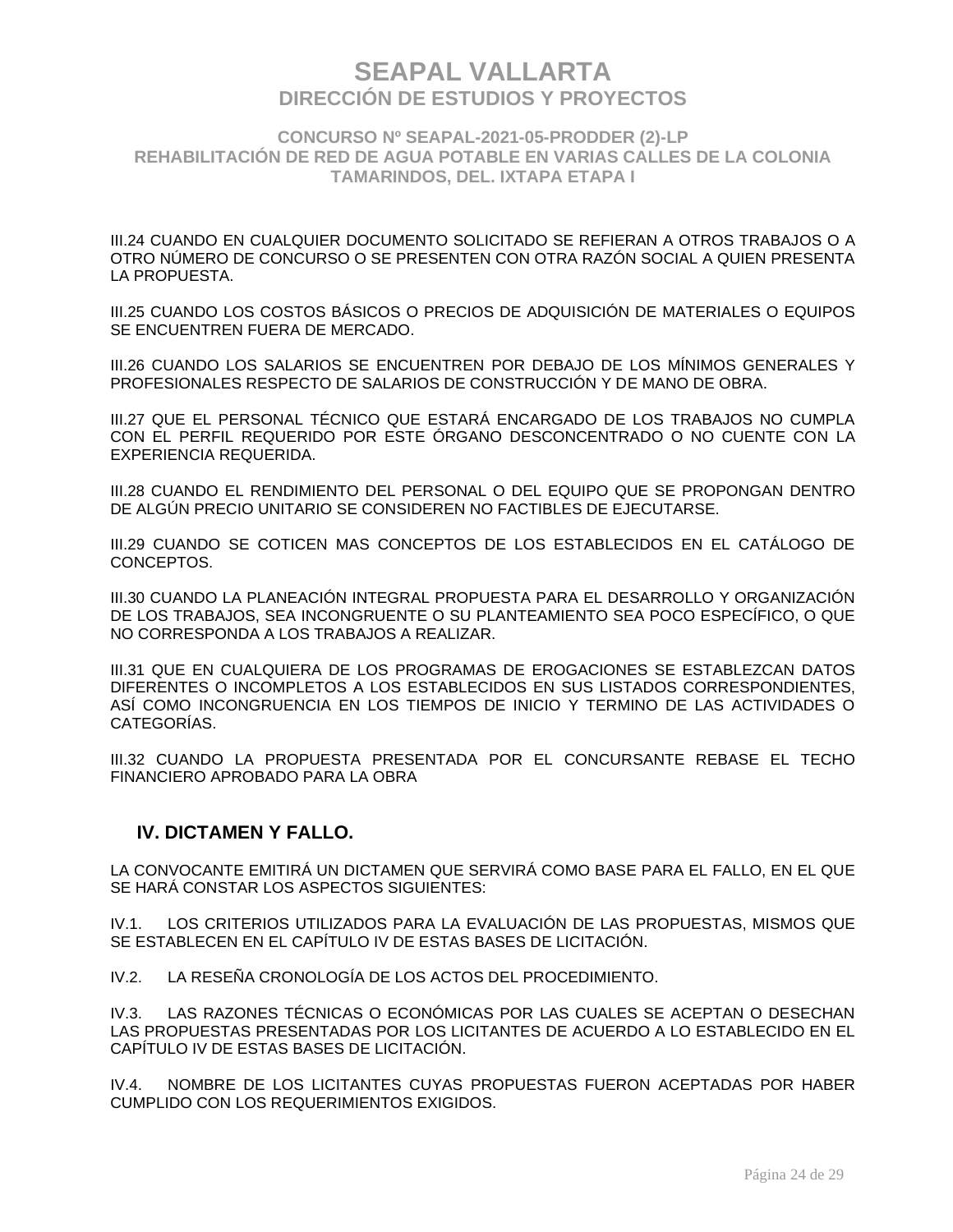III.24 CUANDO EN CUALQUIER DOCUMENTO SOLICITADO SE REFIERAN A OTROS TRABAJOS O A OTRO NÚMERO DE CONCURSO O SE PRESENTEN CON OTRA RAZÓN SOCIAL A QUIEN PRESENTA LA PROPUESTA.

III.25 CUANDO LOS COSTOS BÁSICOS O PRECIOS DE ADQUISICIÓN DE MATERIALES O EQUIPOS SE ENCUENTREN FUERA DE MERCADO.

III.26 CUANDO LOS SALARIOS SE ENCUENTREN POR DEBAJO DE LOS MÍNIMOS GENERALES Y PROFESIONALES RESPECTO DE SALARIOS DE CONSTRUCCIÓN Y DE MANO DE OBRA.

III.27 QUE EL PERSONAL TÉCNICO QUE ESTARÁ ENCARGADO DE LOS TRABAJOS NO CUMPLA CON EL PERFIL REQUERIDO POR ESTE ÓRGANO DESCONCENTRADO O NO CUENTE CON LA EXPERIENCIA REQUERIDA.

III.28 CUANDO EL RENDIMIENTO DEL PERSONAL O DEL EQUIPO QUE SE PROPONGAN DENTRO DE ALGÚN PRECIO UNITARIO SE CONSIDEREN NO FACTIBLES DE EJECUTARSE.

III.29 CUANDO SE COTICEN MAS CONCEPTOS DE LOS ESTABLECIDOS EN EL CATÁLOGO DE CONCEPTOS.

III.30 CUANDO LA PLANEACIÓN INTEGRAL PROPUESTA PARA EL DESARROLLO Y ORGANIZACIÓN DE LOS TRABAJOS, SEA INCONGRUENTE O SU PLANTEAMIENTO SEA POCO ESPECÍFICO, O QUE NO CORRESPONDA A LOS TRABAJOS A REALIZAR.

III.31 QUE EN CUALQUIERA DE LOS PROGRAMAS DE EROGACIONES SE ESTABLEZCAN DATOS DIFERENTES O INCOMPLETOS A LOS ESTABLECIDOS EN SUS LISTADOS CORRESPONDIENTES, ASÍ COMO INCONGRUENCIA EN LOS TIEMPOS DE INICIO Y TERMINO DE LAS ACTIVIDADES O CATEGORÍAS.

III.32 CUANDO LA PROPUESTA PRESENTADA POR EL CONCURSANTE REBASE EL TECHO FINANCIERO APROBADO PARA LA OBRA

## IV. DICTAMEN Y FALLO.

LA CONVOCANTE EMITIRÁ UN DICTAMEN QUE SERVIRÁ COMO BASE PARA EL FALLO, EN EL QUE SE HARÁ CONSTAR LOS ASPECTOS SIGUIENTES:

IV.1. LOS CRITERIOS UTILIZADOS PARA LA EVALUACIÓN DE LAS PROPUESTAS, MISMOS QUE SE ESTABLECEN EN EL CAPÍTULO IV DE ESTAS BASES DE LICITACIÓN.

IV.2. LA RESEÑA CRONOLOGÍA DE LOS ACTOS DEL PROCEDIMIENTO.

IV.3. LAS RAZONES TÉCNICAS O ECONÓMICAS POR LAS CUALES SE ACEPTAN O DESECHAN LAS PROPUESTAS PRESENTADAS POR LOS LICITANTES DE ACUERDO A LO ESTABLECIDO EN EL CAPÍTULO IV DE ESTAS BASES DE LICITACIÓN.

IV.4. NOMBRE DE LOS LICITANTES CUYAS PROPUESTAS FUERON ACEPTADAS POR HABER CUMPLIDO CON LOS REQUERIMIENTOS EXIGIDOS.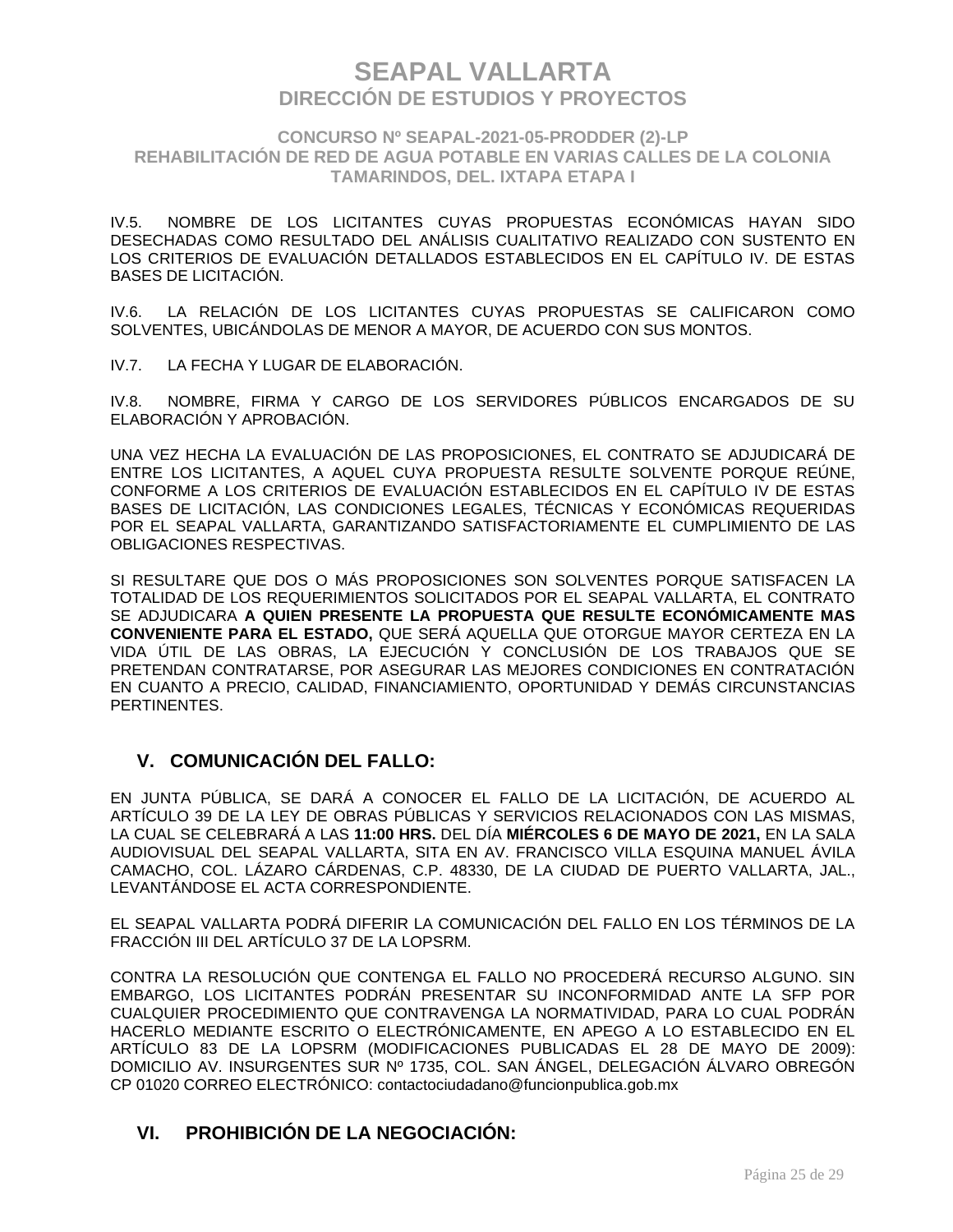IV.5. NOMBRE DE LOS LICITANTES CUYAS PROPUESTAS ECONÓMICAS HAYAN SIDO DESECHADAS COMO RESULTADO DEL ANÁLISIS CUALITATIVO REALIZADO CON SUSTENTO EN LOS CRITERIOS DE EVALUACIÓN DETALLADOS ESTABLECIDOS EN EL CAPÍTULO IV. DE ESTAS BASES DE LICITACIÓN.

IV.6. LA RELACIÓN DE LOS LICITANTES CUYAS PROPUESTAS SE CALIFICARON COMO SOLVENTES, UBICÁNDOLAS DE MENOR A MAYOR, DE ACUERDO CON SUS MONTOS.

IV.7. LA FECHA Y LUGAR DE ELABORACIÓN.

IV.8. NOMBRE, FIRMA Y CARGO DE LOS SERVIDORES PÚBLICOS ENCARGADOS DE SU ELABORACIÓN Y APROBACIÓN.

UNA VEZ HECHA LA EVALUACIÓN DE LAS PROPOSICIONES, EL CONTRATO SE ADJUDICARÁ DE ENTRE LOS LICITANTES, A AQUEL CUYA PROPUESTA RESULTE SOLVENTE PORQUE REÚNE, CONFORME A LOS CRITERIOS DE EVALUACIÓN ESTABLECIDOS EN EL CAPÍTULO IV DE ESTAS BASES DE LICITACIÓN, LAS CONDICIONES LEGALES, TÉCNICAS Y ECONÓMICAS REQUERIDAS POR EL SEAPAL VALLARTA, GARANTIZANDO SATISFACTORIAMENTE EL CUMPLIMIENTO DE LAS OBLIGACIONES RESPECTIVAS.

SI RESULTARE QUE DOS O MÁS PROPOSICIONES SON SOLVENTES PORQUE SATISFACEN LA TOTALIDAD DE LOS REQUERIMIENTOS SOLICITADOS POR EL SEAPAL VALLARTA, EL CONTRATO SE ADJUDICARA **A QUIEN PRESENTE LA PROPUESTA QUE RESULTE ECONÓMICAMENTE MAS CONVENIENTE PARA EL ESTADO,** QUE SERÁ AQUELLA QUE OTORGUE MAYOR CERTEZA EN LA VIDA ÚTIL DE LAS OBRAS, LA EJECUCIÓN Y CONCLUSIÓN DE LOS TRABAJOS QUE SE PRETENDAN CONTRATARSE, POR ASEGURAR LAS MEJORES CONDICIONES EN CONTRATACIÓN EN CUANTO A PRECIO, CALIDAD, FINANCIAMIENTO, OPORTUNIDAD Y DEMÁS CIRCUNSTANCIAS PERTINENTES.

## V. COMUNICACIÓN DEL FALLO:

EN JUNTA PÚBLICA, SE DARÁ A CONOCER EL FALLO DE LA LICITACIÓN, DE ACUERDO AL ARTÍCULO 39 DE LA LEY DE OBRAS PÚBLICAS Y SERVICIOS RELACIONADOS CON LAS MISMAS, LA CUAL SE CELEBRARÁ A LAS **11:00 HRS.** DEL DÍA **MIÉRCOLES 6 DE MAYO DE 2021,** EN LA SALA AUDIOVISUAL DEL SEAPAL VALLARTA, SITA EN AV. FRANCISCO VILLA ESQUINA MANUEL ÁVILA CAMACHO, COL. LÁZARO CÁRDENAS, C.P. 48330, DE LA CIUDAD DE PUERTO VALLARTA, JAL., LEVANTÁNDOSE EL ACTA CORRESPONDIENTE.

EL SEAPAL VALLARTA PODRÁ DIFERIR LA COMUNICACIÓN DEL FALLO EN LOS TÉRMINOS DE LA FRACCIÓN III DEL ARTÍCULO 37 DE LA LOPSRM.

CONTRA LA RESOLUCIÓN QUE CONTENGA EL FALLO NO PROCEDERÁ RECURSO ALGUNO. SIN EMBARGO, LOS LICITANTES PODRÁN PRESENTAR SU INCONFORMIDAD ANTE LA SFP POR CUALQUIER PROCEDIMIENTO QUE CONTRAVENGA LA NORMATIVIDAD, PARA LO CUAL PODRÁN HACERLO MEDIANTE ESCRITO O ELECTRÓNICAMENTE, EN APEGO A LO ESTABLECIDO EN EL ARTÍCULO 83 DE LA LOPSRM (MODIFICACIONES PUBLICADAS EL 28 DE MAYO DE 2009): DOMICILIO AV. INSURGENTES SUR Nº 1735, COL. SAN ÁNGEL, DELEGACIÓN ÁLVARO OBREGÓN CP 01020 CORREO ELECTRÓNICO: contactociudadano@funcionpublica.gob.mx

## VI. PROHIBICIÓN DE LA NEGOCIACIÓN: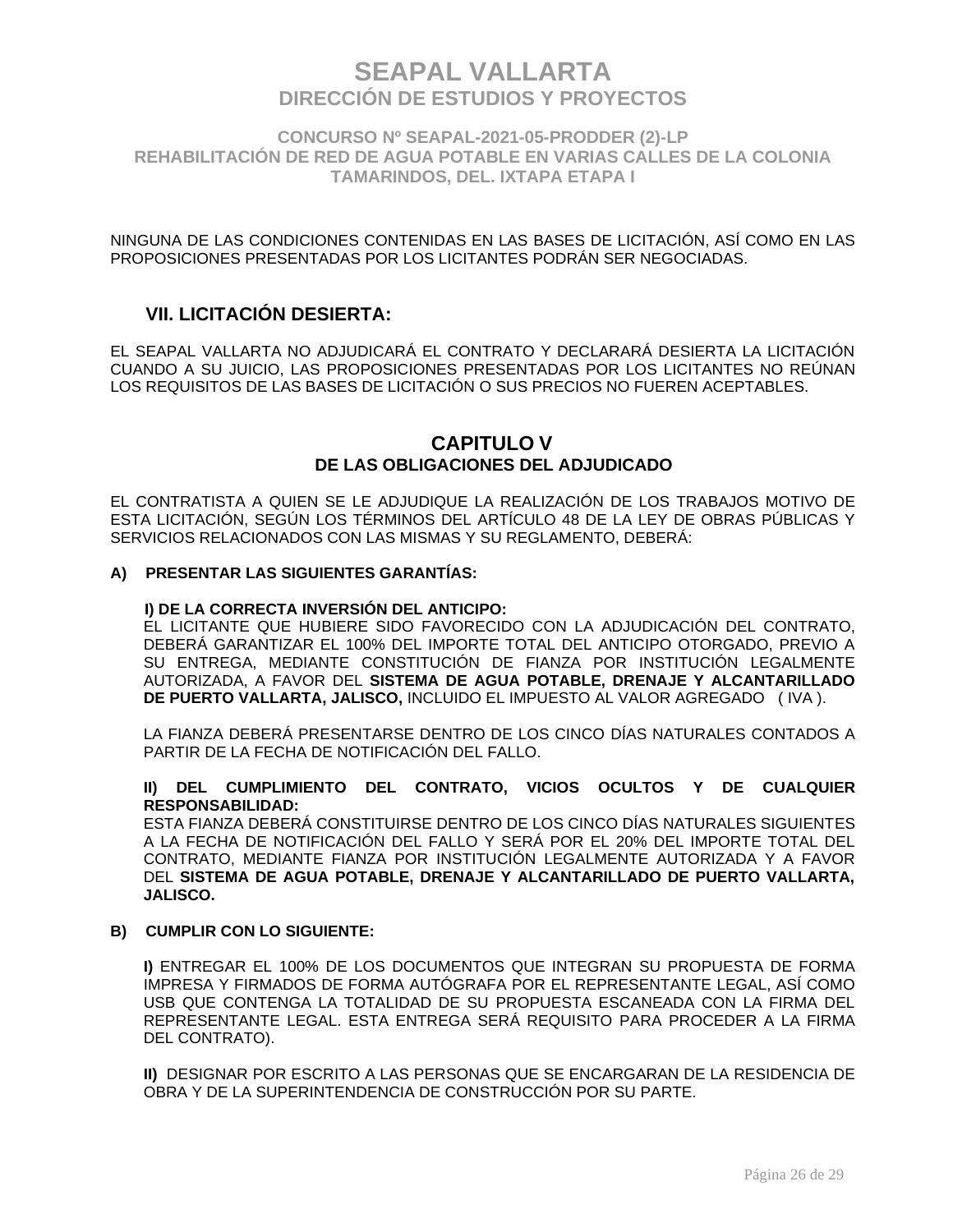NINGUNA DE LAS CONDICIONES CONTENIDAS EN LAS BASES DE LICITACIÓN, ASÍ COMO EN LAS PROPOSICIONES PRESENTADAS POR LOS LICITANTES PODRÁN SER NEGOCIADAS.

## VII. LICITACIÓN DESIERTA:

EL SEAPAL VALLARTA NO ADJUDICARÁ EL CONTRATO Y DECLARARÁ DESIERTA LA LICITACIÓN CUANDO A SU JUICIO, LAS PROPOSICIONES PRESENTADAS POR LOS LICITANTES NO REÚNAN LOS REQUISITOS DE LAS BASES DE LICITACIÓN O SUS PRECIOS NO FUEREN ACEPTABLES.

# CAPITULO V
## DE LAS OBLIGACIONES DEL ADJUDICADO

EL CONTRATISTA A QUIEN SE LE ADJUDIQUE LA REALIZACIÓN DE LOS TRABAJOS MOTIVO DE ESTA LICITACIÓN, SEGÚN LOS TÉRMINOS DEL ARTÍCULO 48 DE LA LEY DE OBRAS PÚBLICAS Y SERVICIOS RELACIONADOS CON LAS MISMAS Y SU REGLAMENTO, DEBERÁ:

**A) PRESENTAR LAS SIGUIENTES GARANTÍAS:**

**I) DE LA CORRECTA INVERSIÓN DEL ANTICIPO:**
EL LICITANTE QUE HUBIERE SIDO FAVORECIDO CON LA ADJUDICACIÓN DEL CONTRATO, DEBERÁ GARANTIZAR EL 100% DEL IMPORTE TOTAL DEL ANTICIPO OTORGADO, PREVIO A SU ENTREGA, MEDIANTE CONSTITUCIÓN DE FIANZA POR INSTITUCIÓN LEGALMENTE AUTORIZADA, A FAVOR DEL **SISTEMA DE AGUA POTABLE, DRENAJE Y ALCANTARILLADO DE PUERTO VALLARTA, JALISCO,** INCLUIDO EL IMPUESTO AL VALOR AGREGADO ( IVA ).

LA FIANZA DEBERÁ PRESENTARSE DENTRO DE LOS CINCO DÍAS NATURALES CONTADOS A PARTIR DE LA FECHA DE NOTIFICACIÓN DEL FALLO.

**II) DEL CUMPLIMIENTO DEL CONTRATO, VICIOS OCULTOS Y DE CUALQUIER RESPONSABILIDAD:**
ESTA FIANZA DEBERÁ CONSTITUIRSE DENTRO DE LOS CINCO DÍAS NATURALES SIGUIENTES A LA FECHA DE NOTIFICACIÓN DEL FALLO Y SERÁ POR EL 20% DEL IMPORTE TOTAL DEL CONTRATO, MEDIANTE FIANZA POR INSTITUCIÓN LEGALMENTE AUTORIZADA Y A FAVOR DEL **SISTEMA DE AGUA POTABLE, DRENAJE Y ALCANTARILLADO DE PUERTO VALLARTA, JALISCO.**

**B) CUMPLIR CON LO SIGUIENTE:**

**I)** ENTREGAR EL 100% DE LOS DOCUMENTOS QUE INTEGRAN SU PROPUESTA DE FORMA IMPRESA Y FIRMADOS DE FORMA AUTÓGRAFA POR EL REPRESENTANTE LEGAL, ASÍ COMO USB QUE CONTENGA LA TOTALIDAD DE SU PROPUESTA ESCANEADA CON LA FIRMA DEL REPRESENTANTE LEGAL. ESTA ENTREGA SERÁ REQUISITO PARA PROCEDER A LA FIRMA DEL CONTRATO).

**II)** DESIGNAR POR ESCRITO A LAS PERSONAS QUE SE ENCARGARAN DE LA RESIDENCIA DE OBRA Y DE LA SUPERINTENDENCIA DE CONSTRUCCIÓN POR SU PARTE.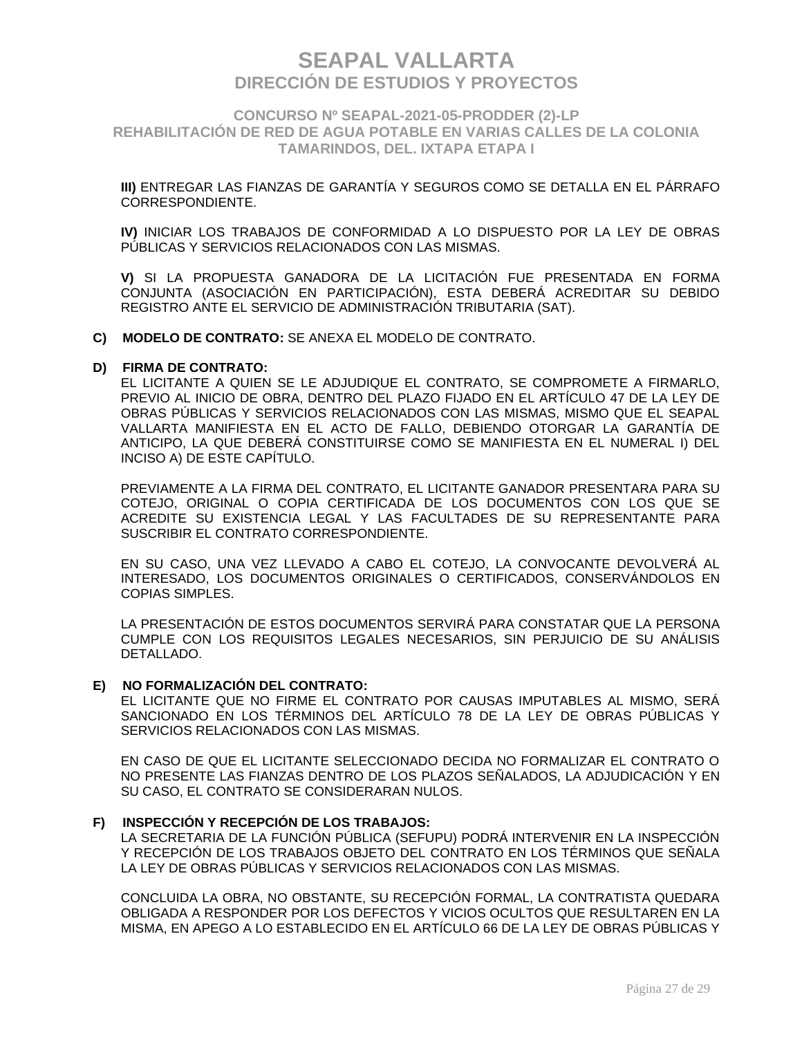**III)** ENTREGAR LAS FIANZAS DE GARANTÍA Y SEGUROS COMO SE DETALLA EN EL PÁRRAFO CORRESPONDIENTE.

**IV)** INICIAR LOS TRABAJOS DE CONFORMIDAD A LO DISPUESTO POR LA LEY DE OBRAS PÚBLICAS Y SERVICIOS RELACIONADOS CON LAS MISMAS.

**V)** SI LA PROPUESTA GANADORA DE LA LICITACIÓN FUE PRESENTADA EN FORMA CONJUNTA (ASOCIACIÓN EN PARTICIPACIÓN), ESTA DEBERÁ ACREDITAR SU DEBIDO REGISTRO ANTE EL SERVICIO DE ADMINISTRACIÓN TRIBUTARIA (SAT).

**C) MODELO DE CONTRATO:** SE ANEXA EL MODELO DE CONTRATO.

**D) FIRMA DE CONTRATO:**

EL LICITANTE A QUIEN SE LE ADJUDIQUE EL CONTRATO, SE COMPROMETE A FIRMARLO, PREVIO AL INICIO DE OBRA, DENTRO DEL PLAZO FIJADO EN EL ARTÍCULO 47 DE LA LEY DE OBRAS PÚBLICAS Y SERVICIOS RELACIONADOS CON LAS MISMAS, MISMO QUE EL SEAPAL VALLARTA MANIFIESTA EN EL ACTO DE FALLO, DEBIENDO OTORGAR LA GARANTÍA DE ANTICIPO, LA QUE DEBERÁ CONSTITUIRSE COMO SE MANIFIESTA EN EL NUMERAL I) DEL INCISO A) DE ESTE CAPÍTULO.

PREVIAMENTE A LA FIRMA DEL CONTRATO, EL LICITANTE GANADOR PRESENTARA PARA SU COTEJO, ORIGINAL O COPIA CERTIFICADA DE LOS DOCUMENTOS CON LOS QUE SE ACREDITE SU EXISTENCIA LEGAL Y LAS FACULTADES DE SU REPRESENTANTE PARA SUSCRIBIR EL CONTRATO CORRESPONDIENTE.

EN SU CASO, UNA VEZ LLEVADO A CABO EL COTEJO, LA CONVOCANTE DEVOLVERÁ AL INTERESADO, LOS DOCUMENTOS ORIGINALES O CERTIFICADOS, CONSERVÁNDOLOS EN COPIAS SIMPLES.

LA PRESENTACIÓN DE ESTOS DOCUMENTOS SERVIRÁ PARA CONSTATAR QUE LA PERSONA CUMPLE CON LOS REQUISITOS LEGALES NECESARIOS, SIN PERJUICIO DE SU ANÁLISIS DETALLADO.

**E) NO FORMALIZACIÓN DEL CONTRATO:**

EL LICITANTE QUE NO FIRME EL CONTRATO POR CAUSAS IMPUTABLES AL MISMO, SERÁ SANCIONADO EN LOS TÉRMINOS DEL ARTÍCULO 78 DE LA LEY DE OBRAS PÚBLICAS Y SERVICIOS RELACIONADOS CON LAS MISMAS.

EN CASO DE QUE EL LICITANTE SELECCIONADO DECIDA NO FORMALIZAR EL CONTRATO O NO PRESENTE LAS FIANZAS DENTRO DE LOS PLAZOS SEÑALADOS, LA ADJUDICACIÓN Y EN SU CASO, EL CONTRATO SE CONSIDERARAN NULOS.

**F) INSPECCIÓN Y RECEPCIÓN DE LOS TRABAJOS:**

LA SECRETARIA DE LA FUNCIÓN PÚBLICA (SEFUPU) PODRÁ INTERVENIR EN LA INSPECCIÓN Y RECEPCIÓN DE LOS TRABAJOS OBJETO DEL CONTRATO EN LOS TÉRMINOS QUE SEÑALA LA LEY DE OBRAS PÚBLICAS Y SERVICIOS RELACIONADOS CON LAS MISMAS.

CONCLUIDA LA OBRA, NO OBSTANTE, SU RECEPCIÓN FORMAL, LA CONTRATISTA QUEDARA OBLIGADA A RESPONDER POR LOS DEFECTOS Y VICIOS OCULTOS QUE RESULTAREN EN LA MISMA, EN APEGO A LO ESTABLECIDO EN EL ARTÍCULO 66 DE LA LEY DE OBRAS PÚBLICAS Y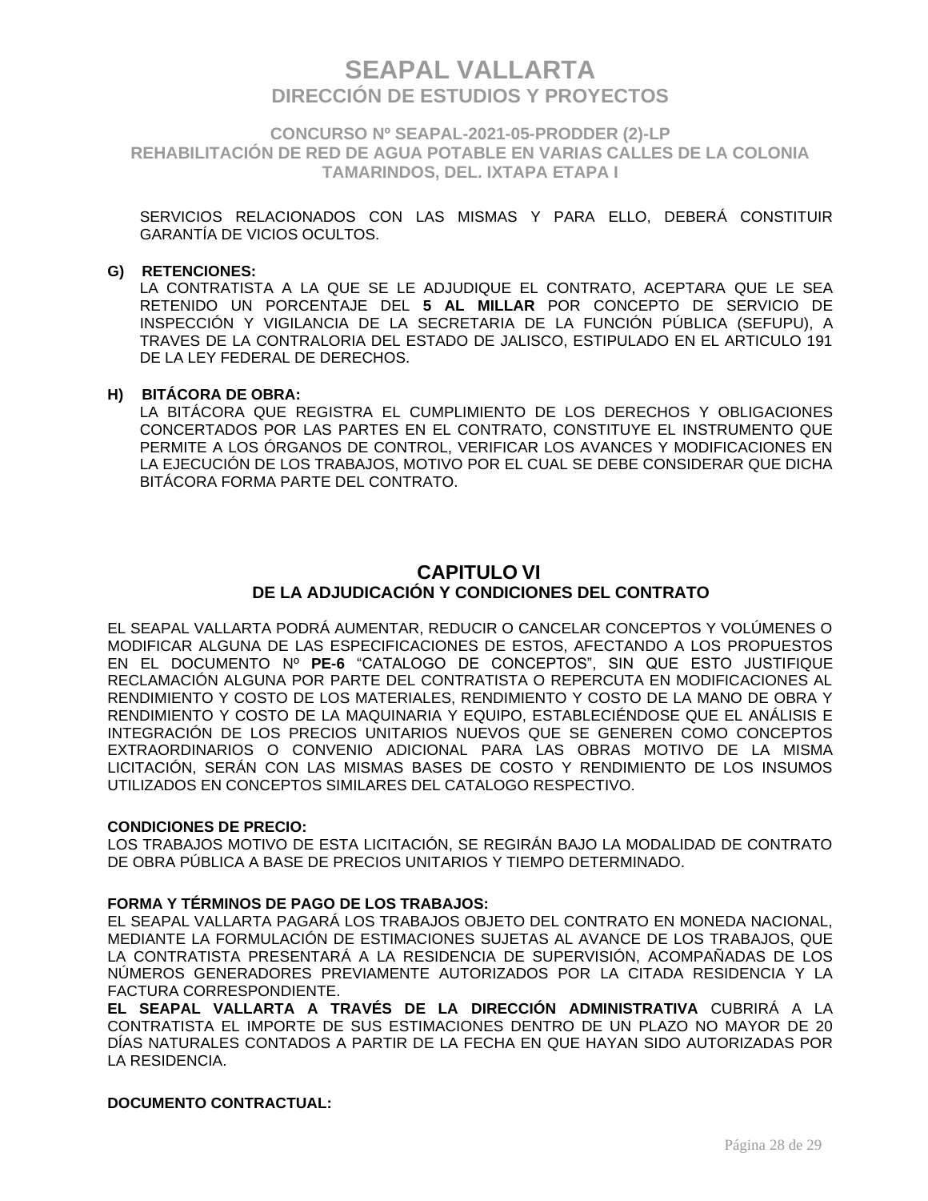SERVICIOS RELACIONADOS CON LAS MISMAS Y PARA ELLO, DEBERÁ CONSTITUIR GARANTÍA DE VICIOS OCULTOS.

**G) RETENCIONES:**

LA CONTRATISTA A LA QUE SE LE ADJUDIQUE EL CONTRATO, ACEPTARA QUE LE SEA RETENIDO UN PORCENTAJE DEL **5 AL MILLAR** POR CONCEPTO DE SERVICIO DE INSPECCIÓN Y VIGILANCIA DE LA SECRETARIA DE LA FUNCIÓN PÚBLICA (SEFUPU), A TRAVES DE LA CONTRALORIA DEL ESTADO DE JALISCO, ESTIPULADO EN EL ARTICULO 191 DE LA LEY FEDERAL DE DERECHOS.

**H) BITÁCORA DE OBRA:**

LA BITÁCORA QUE REGISTRA EL CUMPLIMIENTO DE LOS DERECHOS Y OBLIGACIONES CONCERTADOS POR LAS PARTES EN EL CONTRATO, CONSTITUYE EL INSTRUMENTO QUE PERMITE A LOS ÓRGANOS DE CONTROL, VERIFICAR LOS AVANCES Y MODIFICACIONES EN LA EJECUCIÓN DE LOS TRABAJOS, MOTIVO POR EL CUAL SE DEBE CONSIDERAR QUE DICHA BITÁCORA FORMA PARTE DEL CONTRATO.

## CAPITULO VI
## DE LA ADJUDICACIÓN Y CONDICIONES DEL CONTRATO

EL SEAPAL VALLARTA PODRÁ AUMENTAR, REDUCIR O CANCELAR CONCEPTOS Y VOLÚMENES O MODIFICAR ALGUNA DE LAS ESPECIFICACIONES DE ESTOS, AFECTANDO A LOS PROPUESTOS EN EL DOCUMENTO Nº **PE-6** "CATALOGO DE CONCEPTOS", SIN QUE ESTO JUSTIFIQUE RECLAMACIÓN ALGUNA POR PARTE DEL CONTRATISTA O REPERCUTA EN MODIFICACIONES AL RENDIMIENTO Y COSTO DE LOS MATERIALES, RENDIMIENTO Y COSTO DE LA MANO DE OBRA Y RENDIMIENTO Y COSTO DE LA MAQUINARIA Y EQUIPO, ESTABLECIÉNDOSE QUE EL ANÁLISIS E INTEGRACIÓN DE LOS PRECIOS UNITARIOS NUEVOS QUE SE GENEREN COMO CONCEPTOS EXTRAORDINARIOS O CONVENIO ADICIONAL PARA LAS OBRAS MOTIVO DE LA MISMA LICITACIÓN, SERÁN CON LAS MISMAS BASES DE COSTO Y RENDIMIENTO DE LOS INSUMOS UTILIZADOS EN CONCEPTOS SIMILARES DEL CATALOGO RESPECTIVO.

**CONDICIONES DE PRECIO:**

LOS TRABAJOS MOTIVO DE ESTA LICITACIÓN, SE REGIRÁN BAJO LA MODALIDAD DE CONTRATO DE OBRA PÚBLICA A BASE DE PRECIOS UNITARIOS Y TIEMPO DETERMINADO.

**FORMA Y TÉRMINOS DE PAGO DE LOS TRABAJOS:**

EL SEAPAL VALLARTA PAGARÁ LOS TRABAJOS OBJETO DEL CONTRATO EN MONEDA NACIONAL, MEDIANTE LA FORMULACIÓN DE ESTIMACIONES SUJETAS AL AVANCE DE LOS TRABAJOS, QUE LA CONTRATISTA PRESENTARÁ A LA RESIDENCIA DE SUPERVISIÓN, ACOMPAÑADAS DE LOS NÚMEROS GENERADORES PREVIAMENTE AUTORIZADOS POR LA CITADA RESIDENCIA Y LA FACTURA CORRESPONDIENTE.

**EL SEAPAL VALLARTA A TRAVÉS DE LA DIRECCIÓN ADMINISTRATIVA** CUBRIRÁ A LA CONTRATISTA EL IMPORTE DE SUS ESTIMACIONES DENTRO DE UN PLAZO NO MAYOR DE 20 DÍAS NATURALES CONTADOS A PARTIR DE LA FECHA EN QUE HAYAN SIDO AUTORIZADAS POR LA RESIDENCIA.

**DOCUMENTO CONTRACTUAL:**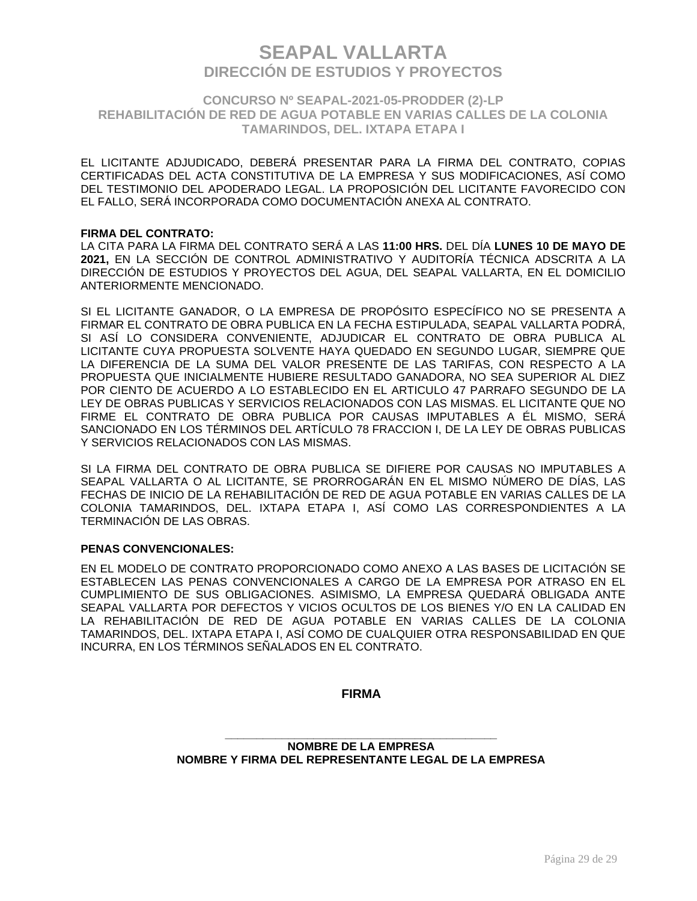EL LICITANTE ADJUDICADO, DEBERÁ PRESENTAR PARA LA FIRMA DEL CONTRATO, COPIAS CERTIFICADAS DEL ACTA CONSTITUTIVA DE LA EMPRESA Y SUS MODIFICACIONES, ASÍ COMO DEL TESTIMONIO DEL APODERADO LEGAL. LA PROPOSICIÓN DEL LICITANTE FAVORECIDO CON EL FALLO, SERÁ INCORPORADA COMO DOCUMENTACIÓN ANEXA AL CONTRATO.

**FIRMA DEL CONTRATO:**

LA CITA PARA LA FIRMA DEL CONTRATO SERÁ A LAS **11:00 HRS.** DEL DÍA **LUNES 10 DE MAYO DE 2021,** EN LA SECCIÓN DE CONTROL ADMINISTRATIVO Y AUDITORÍA TÉCNICA ADSCRITA A LA DIRECCIÓN DE ESTUDIOS Y PROYECTOS DEL AGUA, DEL SEAPAL VALLARTA, EN EL DOMICILIO ANTERIORMENTE MENCIONADO.

SI EL LICITANTE GANADOR, O LA EMPRESA DE PROPÓSITO ESPECÍFICO NO SE PRESENTA A FIRMAR EL CONTRATO DE OBRA PUBLICA EN LA FECHA ESTIPULADA, SEAPAL VALLARTA PODRÁ, SI ASÍ LO CONSIDERA CONVENIENTE, ADJUDICAR EL CONTRATO DE OBRA PUBLICA AL LICITANTE CUYA PROPUESTA SOLVENTE HAYA QUEDADO EN SEGUNDO LUGAR, SIEMPRE QUE LA DIFERENCIA DE LA SUMA DEL VALOR PRESENTE DE LAS TARIFAS, CON RESPECTO A LA PROPUESTA QUE INICIALMENTE HUBIERE RESULTADO GANADORA, NO SEA SUPERIOR AL DIEZ POR CIENTO DE ACUERDO A LO ESTABLECIDO EN EL ARTICULO 47 PARRAFO SEGUNDO DE LA LEY DE OBRAS PUBLICAS Y SERVICIOS RELACIONADOS CON LAS MISMAS. EL LICITANTE QUE NO FIRME EL CONTRATO DE OBRA PUBLICA POR CAUSAS IMPUTABLES A ÉL MISMO, SERÁ SANCIONADO EN LOS TÉRMINOS DEL ARTÍCULO 78 FRACCION I, DE LA LEY DE OBRAS PUBLICAS Y SERVICIOS RELACIONADOS CON LAS MISMAS.

SI LA FIRMA DEL CONTRATO DE OBRA PUBLICA SE DIFIERE POR CAUSAS NO IMPUTABLES A SEAPAL VALLARTA O AL LICITANTE, SE PRORROGARÁN EN EL MISMO NÚMERO DE DÍAS, LAS FECHAS DE INICIO DE LA REHABILITACIÓN DE RED DE AGUA POTABLE EN VARIAS CALLES DE LA COLONIA TAMARINDOS, DEL. IXTAPA ETAPA I, ASÍ COMO LAS CORRESPONDIENTES A LA TERMINACIÓN DE LAS OBRAS.

**PENAS CONVENCIONALES:**

EN EL MODELO DE CONTRATO PROPORCIONADO COMO ANEXO A LAS BASES DE LICITACIÓN SE ESTABLECEN LAS PENAS CONVENCIONALES A CARGO DE LA EMPRESA POR ATRASO EN EL CUMPLIMIENTO DE SUS OBLIGACIONES. ASIMISMO, LA EMPRESA QUEDARÁ OBLIGADA ANTE SEAPAL VALLARTA POR DEFECTOS Y VICIOS OCULTOS DE LOS BIENES Y/O EN LA CALIDAD EN LA REHABILITACIÓN DE RED DE AGUA POTABLE EN VARIAS CALLES DE LA COLONIA TAMARINDOS, DEL. IXTAPA ETAPA I, ASÍ COMO DE CUALQUIER OTRA RESPONSABILIDAD EN QUE INCURRA, EN LOS TÉRMINOS SEÑALADOS EN EL CONTRATO.

**FIRMA**

\_\_\_\_\_\_\_\_\_\_\_\_\_\_\_\_\_\_\_\_\_\_\_\_\_\_\_\_\_\_\_\_\_\_\_\_\_\_\_\_

**NOMBRE DE LA EMPRESA**

**NOMBRE Y FIRMA DEL REPRESENTANTE LEGAL DE LA EMPRESA**